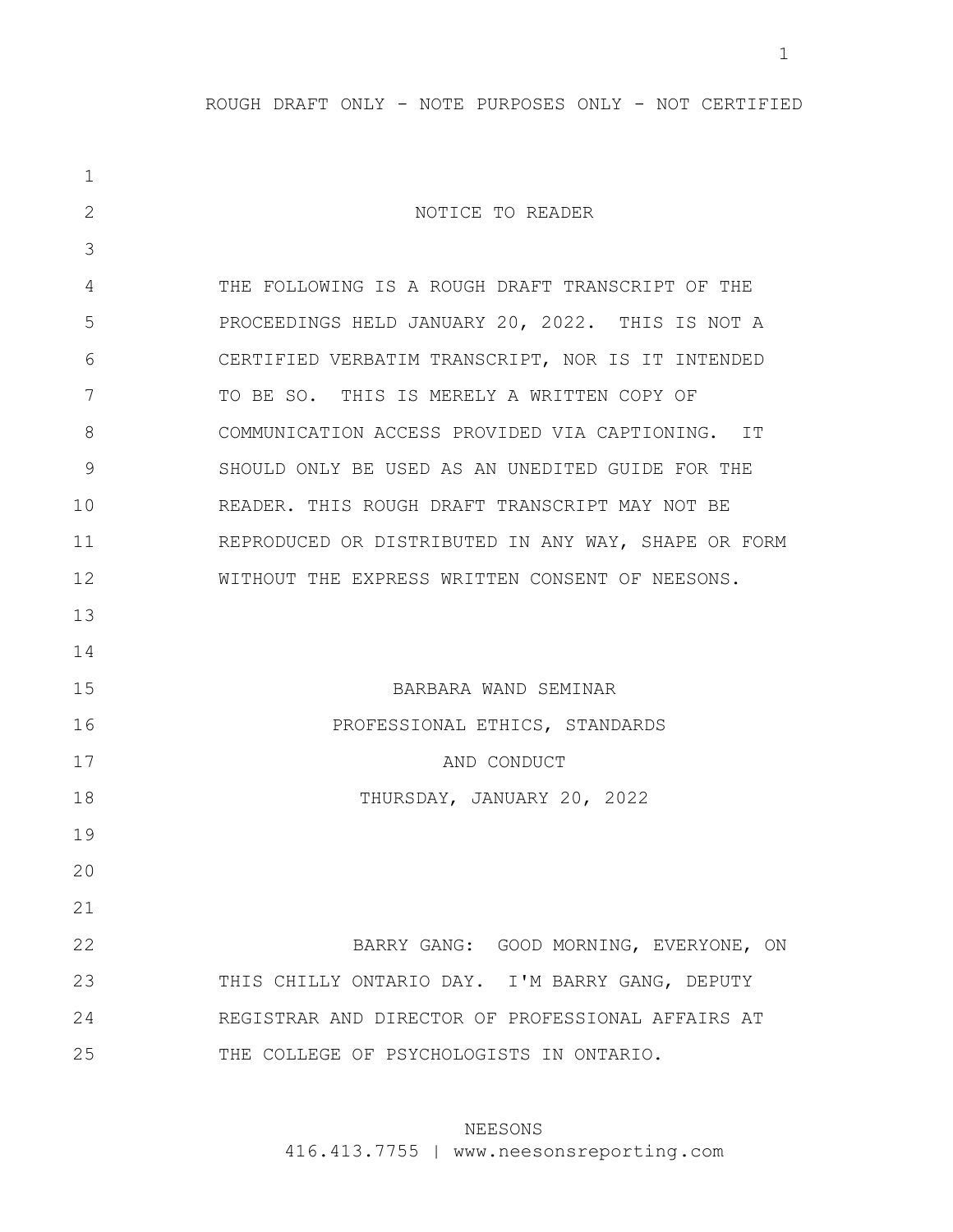ROUGH DRAFT ONLY - NOTE PURPOSES ONLY - NOT CERTIFIED

## NOTICE TO READER

THE FOLLOWING IS A ROUGH DRAFT TRANSCRIPT OF THE PROCEEDINGS HELD JANUARY 20, 2022. THIS IS NOT A CERTIFIED VERBATIM TRANSCRIPT, NOR IS IT INTENDED TO BE SO. THIS IS MERELY A WRITTEN COPY OF COMMUNICATION ACCESS PROVIDED VIA CAPTIONING. IT SHOULD ONLY BE USED AS AN UNEDITED GUIDE FOR THE READER. THIS ROUGH DRAFT TRANSCRIPT MAY NOT BE REPRODUCED OR DISTRIBUTED IN ANY WAY, SHAPE OR FORM WITHOUT THE EXPRESS WRITTEN CONSENT OF NEESONS.

# BARBARA WAND SEMINAR
## PROFESSIONAL ETHICS, STANDARDS AND CONDUCT
THURSDAY, JANUARY 20, 2022

BARRY GANG: GOOD MORNING, EVERYONE, ON THIS CHILLY ONTARIO DAY. I'M BARRY GANG, DEPUTY REGISTRAR AND DIRECTOR OF PROFESSIONAL AFFAIRS AT THE COLLEGE OF PSYCHOLOGISTS IN ONTARIO.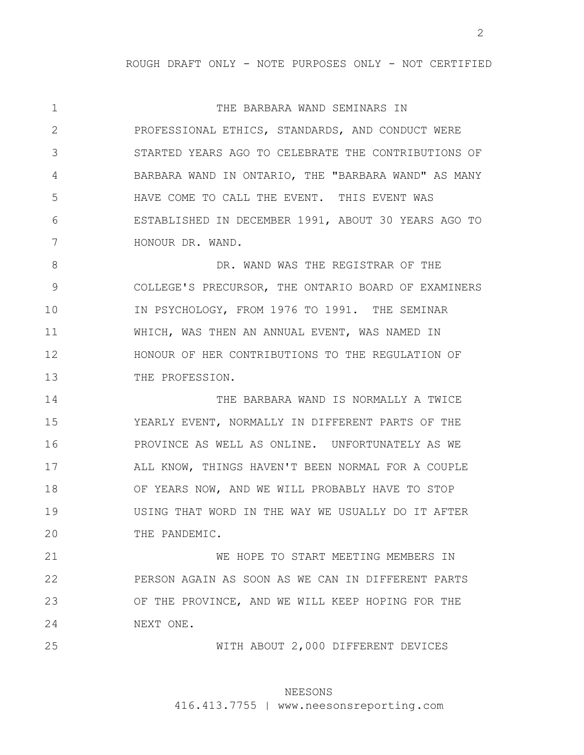ROUGH DRAFT ONLY - NOTE PURPOSES ONLY - NOT CERTIFIED

THE BARBARA WAND SEMINARS IN PROFESSIONAL ETHICS, STANDARDS, AND CONDUCT WERE STARTED YEARS AGO TO CELEBRATE THE CONTRIBUTIONS OF BARBARA WAND IN ONTARIO, THE "BARBARA WAND" AS MANY HAVE COME TO CALL THE EVENT. THIS EVENT WAS ESTABLISHED IN DECEMBER 1991, ABOUT 30 YEARS AGO TO HONOUR DR. WAND.

DR. WAND WAS THE REGISTRAR OF THE COLLEGE'S PRECURSOR, THE ONTARIO BOARD OF EXAMINERS IN PSYCHOLOGY, FROM 1976 TO 1991. THE SEMINAR WHICH, WAS THEN AN ANNUAL EVENT, WAS NAMED IN HONOUR OF HER CONTRIBUTIONS TO THE REGULATION OF THE PROFESSION.

THE BARBARA WAND IS NORMALLY A TWICE YEARLY EVENT, NORMALLY IN DIFFERENT PARTS OF THE PROVINCE AS WELL AS ONLINE. UNFORTUNATELY AS WE ALL KNOW, THINGS HAVEN'T BEEN NORMAL FOR A COUPLE OF YEARS NOW, AND WE WILL PROBABLY HAVE TO STOP USING THAT WORD IN THE WAY WE USUALLY DO IT AFTER THE PANDEMIC.

WE HOPE TO START MEETING MEMBERS IN PERSON AGAIN AS SOON AS WE CAN IN DIFFERENT PARTS OF THE PROVINCE, AND WE WILL KEEP HOPING FOR THE NEXT ONE.

WITH ABOUT 2,000 DIFFERENT DEVICES

NEESONS
416.413.7755 | www.neesonsreporting.com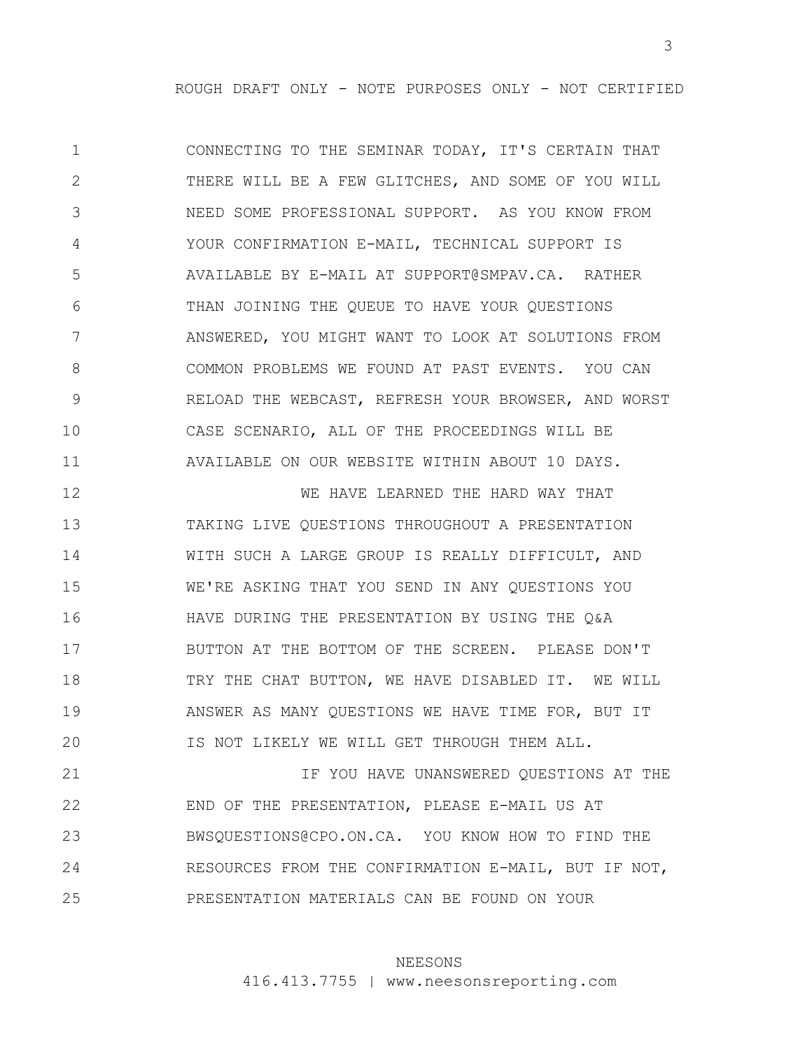CONNECTING TO THE SEMINAR TODAY, IT'S CERTAIN THAT THERE WILL BE A FEW GLITCHES, AND SOME OF YOU WILL NEED SOME PROFESSIONAL SUPPORT. AS YOU KNOW FROM YOUR CONFIRMATION E-MAIL, TECHNICAL SUPPORT IS AVAILABLE BY E-MAIL AT SUPPORT@SMPAV.CA. RATHER THAN JOINING THE QUEUE TO HAVE YOUR QUESTIONS ANSWERED, YOU MIGHT WANT TO LOOK AT SOLUTIONS FROM COMMON PROBLEMS WE FOUND AT PAST EVENTS. YOU CAN RELOAD THE WEBCAST, REFRESH YOUR BROWSER, AND WORST CASE SCENARIO, ALL OF THE PROCEEDINGS WILL BE AVAILABLE ON OUR WEBSITE WITHIN ABOUT 10 DAYS.

WE HAVE LEARNED THE HARD WAY THAT TAKING LIVE QUESTIONS THROUGHOUT A PRESENTATION WITH SUCH A LARGE GROUP IS REALLY DIFFICULT, AND WE'RE ASKING THAT YOU SEND IN ANY QUESTIONS YOU HAVE DURING THE PRESENTATION BY USING THE Q&A BUTTON AT THE BOTTOM OF THE SCREEN. PLEASE DON'T TRY THE CHAT BUTTON, WE HAVE DISABLED IT. WE WILL ANSWER AS MANY QUESTIONS WE HAVE TIME FOR, BUT IT IS NOT LIKELY WE WILL GET THROUGH THEM ALL.

IF YOU HAVE UNANSWERED QUESTIONS AT THE END OF THE PRESENTATION, PLEASE E-MAIL US AT BWSQUESTIONS@CPO.ON.CA. YOU KNOW HOW TO FIND THE RESOURCES FROM THE CONFIRMATION E-MAIL, BUT IF NOT, PRESENTATION MATERIALS CAN BE FOUND ON YOUR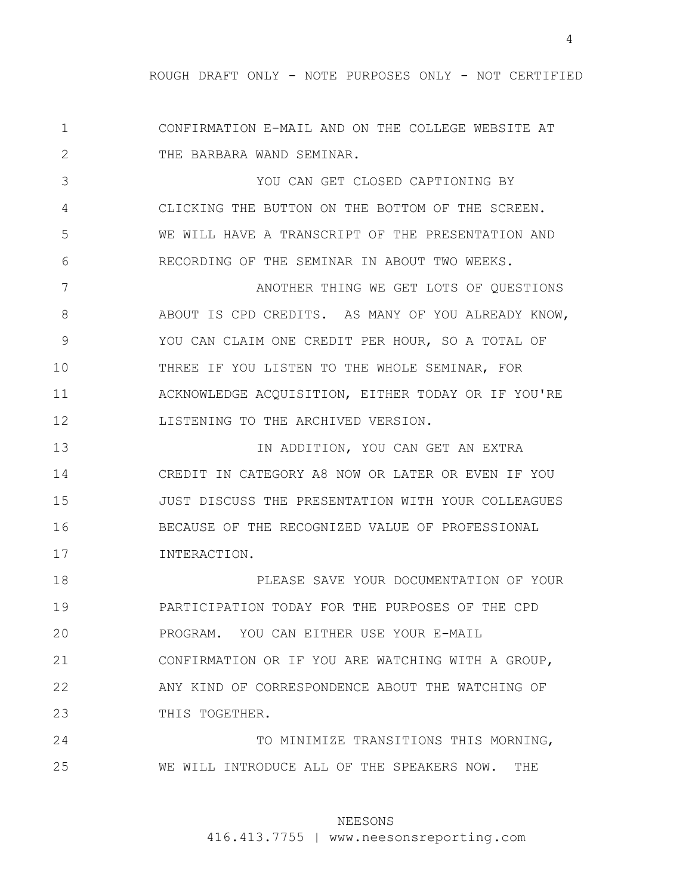CONFIRMATION E-MAIL AND ON THE COLLEGE WEBSITE AT THE BARBARA WAND SEMINAR.

YOU CAN GET CLOSED CAPTIONING BY CLICKING THE BUTTON ON THE BOTTOM OF THE SCREEN. WE WILL HAVE A TRANSCRIPT OF THE PRESENTATION AND RECORDING OF THE SEMINAR IN ABOUT TWO WEEKS.

ANOTHER THING WE GET LOTS OF QUESTIONS ABOUT IS CPD CREDITS. AS MANY OF YOU ALREADY KNOW, YOU CAN CLAIM ONE CREDIT PER HOUR, SO A TOTAL OF THREE IF YOU LISTEN TO THE WHOLE SEMINAR, FOR ACKNOWLEDGE ACQUISITION, EITHER TODAY OR IF YOU'RE LISTENING TO THE ARCHIVED VERSION.

IN ADDITION, YOU CAN GET AN EXTRA CREDIT IN CATEGORY A8 NOW OR LATER OR EVEN IF YOU JUST DISCUSS THE PRESENTATION WITH YOUR COLLEAGUES BECAUSE OF THE RECOGNIZED VALUE OF PROFESSIONAL INTERACTION.

PLEASE SAVE YOUR DOCUMENTATION OF YOUR PARTICIPATION TODAY FOR THE PURPOSES OF THE CPD PROGRAM. YOU CAN EITHER USE YOUR E-MAIL CONFIRMATION OR IF YOU ARE WATCHING WITH A GROUP, ANY KIND OF CORRESPONDENCE ABOUT THE WATCHING OF THIS TOGETHER.

TO MINIMIZE TRANSITIONS THIS MORNING, WE WILL INTRODUCE ALL OF THE SPEAKERS NOW. THE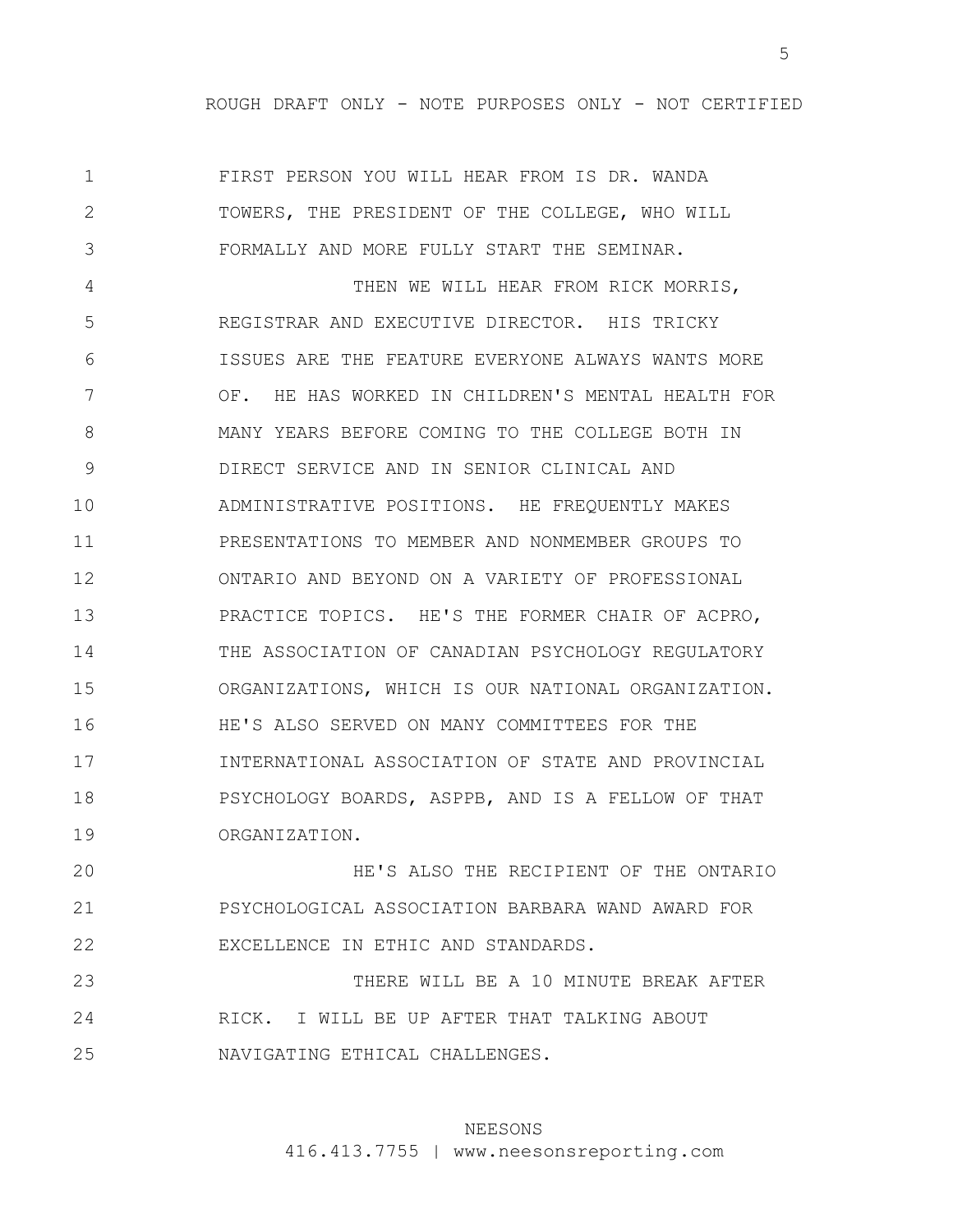FIRST PERSON YOU WILL HEAR FROM IS DR. WANDA TOWERS, THE PRESIDENT OF THE COLLEGE, WHO WILL FORMALLY AND MORE FULLY START THE SEMINAR.

THEN WE WILL HEAR FROM RICK MORRIS, REGISTRAR AND EXECUTIVE DIRECTOR. HIS TRICKY ISSUES ARE THE FEATURE EVERYONE ALWAYS WANTS MORE OF. HE HAS WORKED IN CHILDREN'S MENTAL HEALTH FOR MANY YEARS BEFORE COMING TO THE COLLEGE BOTH IN DIRECT SERVICE AND IN SENIOR CLINICAL AND ADMINISTRATIVE POSITIONS. HE FREQUENTLY MAKES PRESENTATIONS TO MEMBER AND NONMEMBER GROUPS TO ONTARIO AND BEYOND ON A VARIETY OF PROFESSIONAL PRACTICE TOPICS. HE'S THE FORMER CHAIR OF ACPRO, THE ASSOCIATION OF CANADIAN PSYCHOLOGY REGULATORY ORGANIZATIONS, WHICH IS OUR NATIONAL ORGANIZATION. HE'S ALSO SERVED ON MANY COMMITTEES FOR THE INTERNATIONAL ASSOCIATION OF STATE AND PROVINCIAL PSYCHOLOGY BOARDS, ASPPB, AND IS A FELLOW OF THAT ORGANIZATION.

HE'S ALSO THE RECIPIENT OF THE ONTARIO PSYCHOLOGICAL ASSOCIATION BARBARA WAND AWARD FOR EXCELLENCE IN ETHIC AND STANDARDS.

THERE WILL BE A 10 MINUTE BREAK AFTER RICK. I WILL BE UP AFTER THAT TALKING ABOUT NAVIGATING ETHICAL CHALLENGES.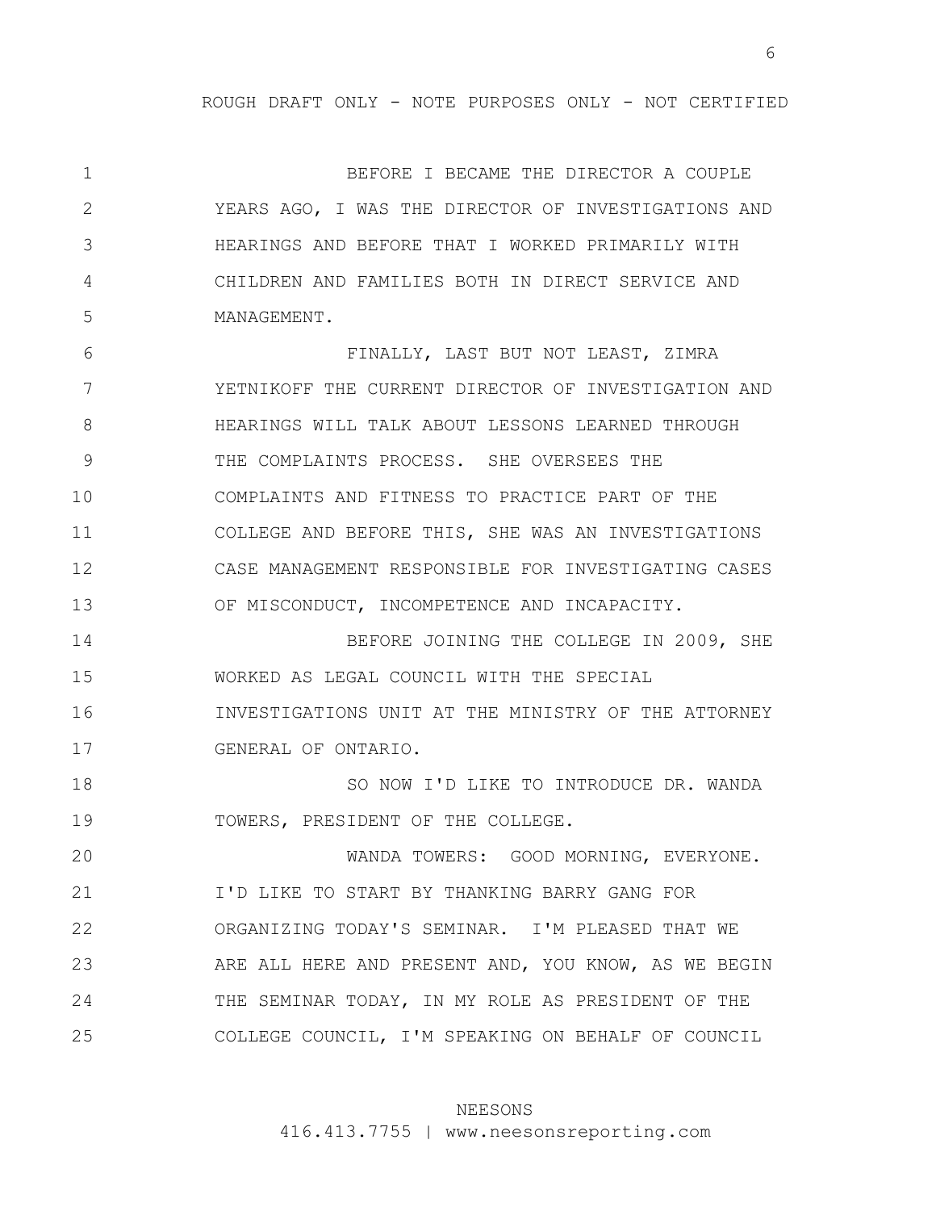BEFORE I BECAME THE DIRECTOR A COUPLE YEARS AGO, I WAS THE DIRECTOR OF INVESTIGATIONS AND HEARINGS AND BEFORE THAT I WORKED PRIMARILY WITH CHILDREN AND FAMILIES BOTH IN DIRECT SERVICE AND MANAGEMENT.

FINALLY, LAST BUT NOT LEAST, ZIMRA YETNIKOFF THE CURRENT DIRECTOR OF INVESTIGATION AND HEARINGS WILL TALK ABOUT LESSONS LEARNED THROUGH THE COMPLAINTS PROCESS. SHE OVERSEES THE COMPLAINTS AND FITNESS TO PRACTICE PART OF THE COLLEGE AND BEFORE THIS, SHE WAS AN INVESTIGATIONS CASE MANAGEMENT RESPONSIBLE FOR INVESTIGATING CASES OF MISCONDUCT, INCOMPETENCE AND INCAPACITY.

BEFORE JOINING THE COLLEGE IN 2009, SHE WORKED AS LEGAL COUNCIL WITH THE SPECIAL INVESTIGATIONS UNIT AT THE MINISTRY OF THE ATTORNEY GENERAL OF ONTARIO.

SO NOW I'D LIKE TO INTRODUCE DR. WANDA TOWERS, PRESIDENT OF THE COLLEGE.

WANDA TOWERS: GOOD MORNING, EVERYONE. I'D LIKE TO START BY THANKING BARRY GANG FOR ORGANIZING TODAY'S SEMINAR. I'M PLEASED THAT WE ARE ALL HERE AND PRESENT AND, YOU KNOW, AS WE BEGIN THE SEMINAR TODAY, IN MY ROLE AS PRESIDENT OF THE COLLEGE COUNCIL, I'M SPEAKING ON BEHALF OF COUNCIL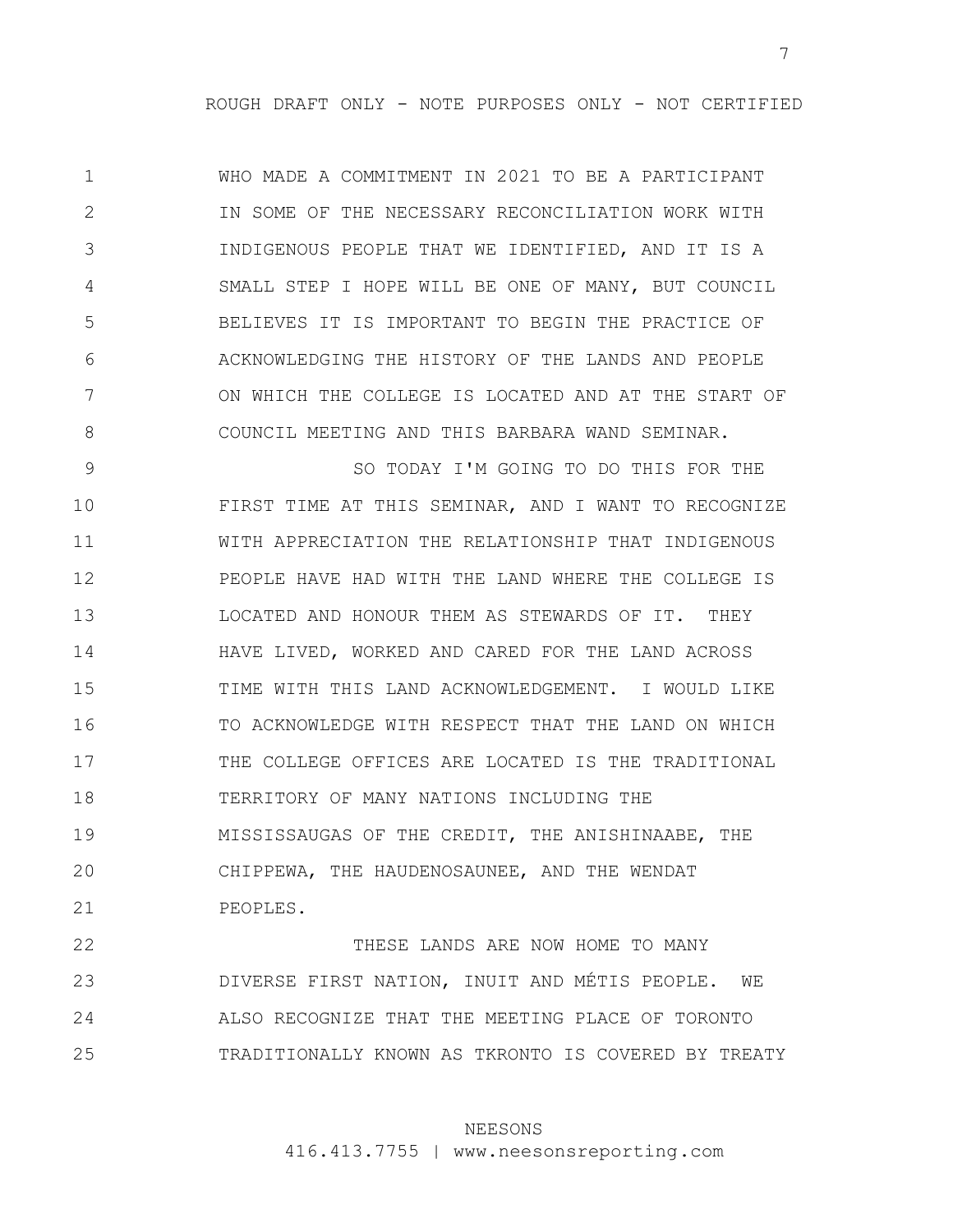WHO MADE A COMMITMENT IN 2021 TO BE A PARTICIPANT IN SOME OF THE NECESSARY RECONCILIATION WORK WITH INDIGENOUS PEOPLE THAT WE IDENTIFIED, AND IT IS A SMALL STEP I HOPE WILL BE ONE OF MANY, BUT COUNCIL BELIEVES IT IS IMPORTANT TO BEGIN THE PRACTICE OF ACKNOWLEDGING THE HISTORY OF THE LANDS AND PEOPLE ON WHICH THE COLLEGE IS LOCATED AND AT THE START OF COUNCIL MEETING AND THIS BARBARA WAND SEMINAR.

SO TODAY I'M GOING TO DO THIS FOR THE FIRST TIME AT THIS SEMINAR, AND I WANT TO RECOGNIZE WITH APPRECIATION THE RELATIONSHIP THAT INDIGENOUS PEOPLE HAVE HAD WITH THE LAND WHERE THE COLLEGE IS LOCATED AND HONOUR THEM AS STEWARDS OF IT. THEY HAVE LIVED, WORKED AND CARED FOR THE LAND ACROSS TIME WITH THIS LAND ACKNOWLEDGEMENT. I WOULD LIKE TO ACKNOWLEDGE WITH RESPECT THAT THE LAND ON WHICH THE COLLEGE OFFICES ARE LOCATED IS THE TRADITIONAL TERRITORY OF MANY NATIONS INCLUDING THE MISSISSAUGAS OF THE CREDIT, THE ANISHINAABE, THE CHIPPEWA, THE HAUDENOSAUNEE, AND THE WENDAT PEOPLES.

THESE LANDS ARE NOW HOME TO MANY DIVERSE FIRST NATION, INUIT AND MÉTIS PEOPLE. WE ALSO RECOGNIZE THAT THE MEETING PLACE OF TORONTO TRADITIONALLY KNOWN AS TKRONTO IS COVERED BY TREATY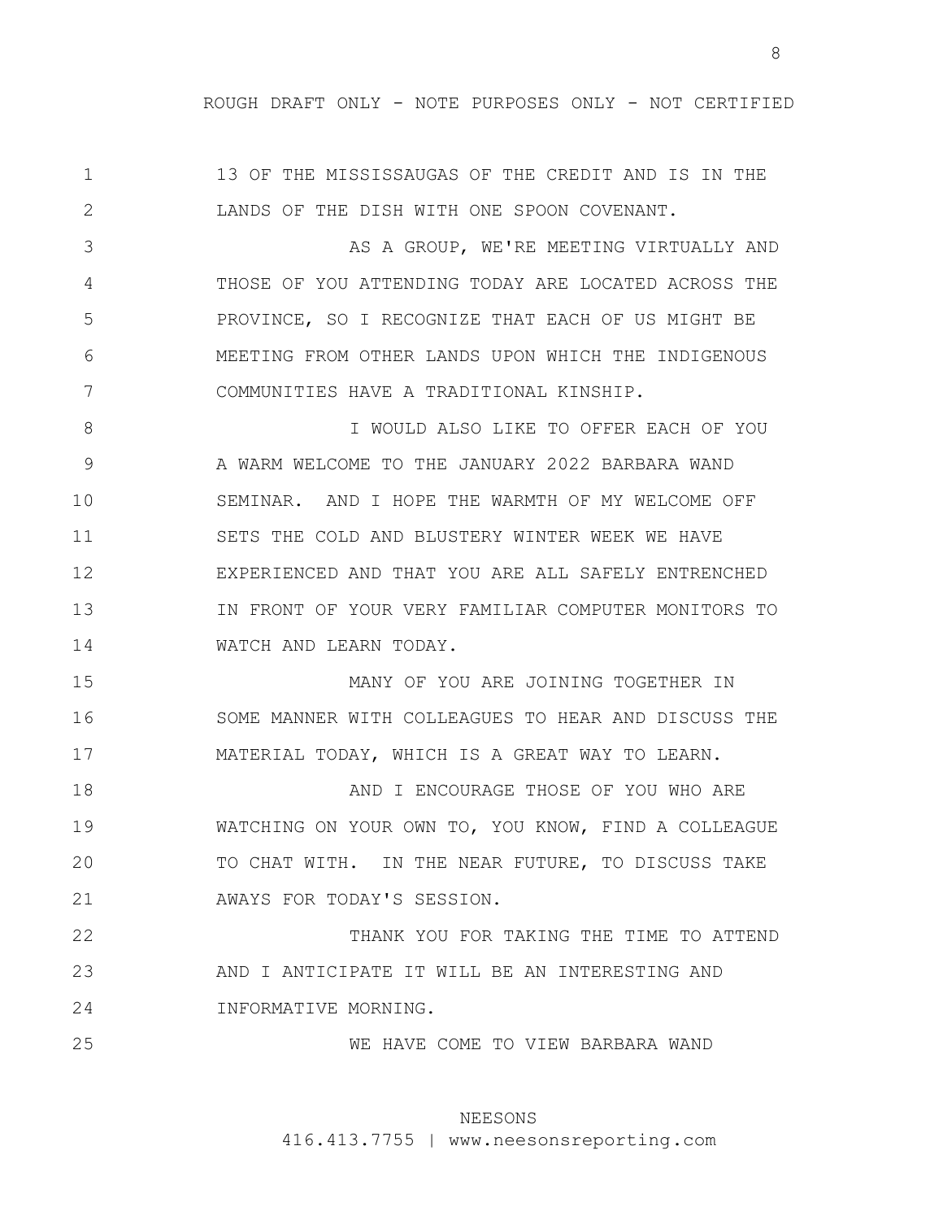13 OF THE MISSISSAUGAS OF THE CREDIT AND IS IN THE LANDS OF THE DISH WITH ONE SPOON COVENANT.

AS A GROUP, WE'RE MEETING VIRTUALLY AND THOSE OF YOU ATTENDING TODAY ARE LOCATED ACROSS THE PROVINCE, SO I RECOGNIZE THAT EACH OF US MIGHT BE MEETING FROM OTHER LANDS UPON WHICH THE INDIGENOUS COMMUNITIES HAVE A TRADITIONAL KINSHIP.

I WOULD ALSO LIKE TO OFFER EACH OF YOU A WARM WELCOME TO THE JANUARY 2022 BARBARA WAND SEMINAR. AND I HOPE THE WARMTH OF MY WELCOME OFF SETS THE COLD AND BLUSTERY WINTER WEEK WE HAVE EXPERIENCED AND THAT YOU ARE ALL SAFELY ENTRENCHED IN FRONT OF YOUR VERY FAMILIAR COMPUTER MONITORS TO WATCH AND LEARN TODAY.

MANY OF YOU ARE JOINING TOGETHER IN SOME MANNER WITH COLLEAGUES TO HEAR AND DISCUSS THE MATERIAL TODAY, WHICH IS A GREAT WAY TO LEARN.

AND I ENCOURAGE THOSE OF YOU WHO ARE WATCHING ON YOUR OWN TO, YOU KNOW, FIND A COLLEAGUE TO CHAT WITH. IN THE NEAR FUTURE, TO DISCUSS TAKE AWAYS FOR TODAY'S SESSION.

THANK YOU FOR TAKING THE TIME TO ATTEND AND I ANTICIPATE IT WILL BE AN INTERESTING AND INFORMATIVE MORNING.

WE HAVE COME TO VIEW BARBARA WAND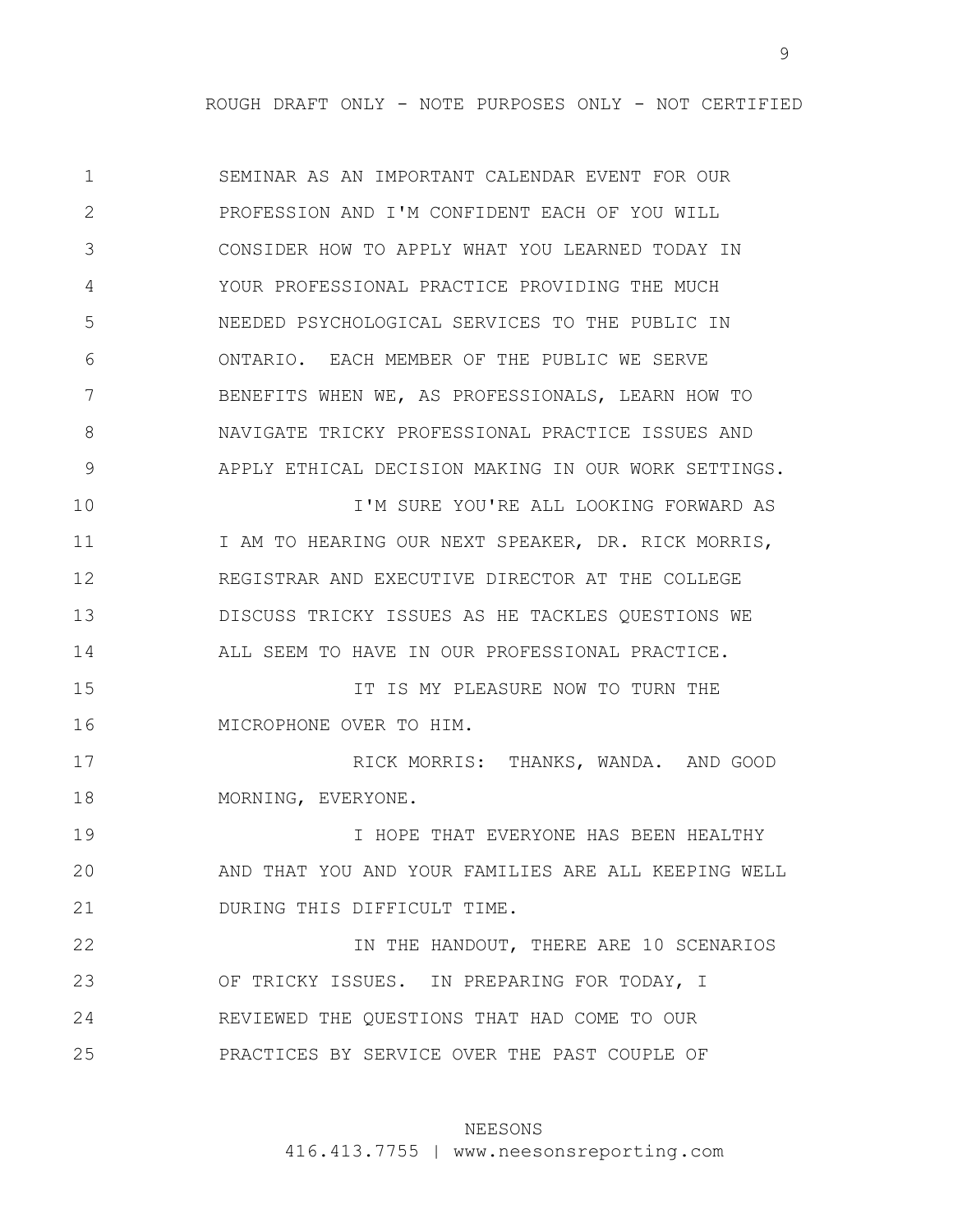SEMINAR AS AN IMPORTANT CALENDAR EVENT FOR OUR PROFESSION AND I'M CONFIDENT EACH OF YOU WILL CONSIDER HOW TO APPLY WHAT YOU LEARNED TODAY IN YOUR PROFESSIONAL PRACTICE PROVIDING THE MUCH NEEDED PSYCHOLOGICAL SERVICES TO THE PUBLIC IN ONTARIO. EACH MEMBER OF THE PUBLIC WE SERVE BENEFITS WHEN WE, AS PROFESSIONALS, LEARN HOW TO NAVIGATE TRICKY PROFESSIONAL PRACTICE ISSUES AND APPLY ETHICAL DECISION MAKING IN OUR WORK SETTINGS.

I'M SURE YOU'RE ALL LOOKING FORWARD AS I AM TO HEARING OUR NEXT SPEAKER, DR. RICK MORRIS, REGISTRAR AND EXECUTIVE DIRECTOR AT THE COLLEGE DISCUSS TRICKY ISSUES AS HE TACKLES QUESTIONS WE ALL SEEM TO HAVE IN OUR PROFESSIONAL PRACTICE.

IT IS MY PLEASURE NOW TO TURN THE MICROPHONE OVER TO HIM.

RICK MORRIS: THANKS, WANDA. AND GOOD MORNING, EVERYONE.

I HOPE THAT EVERYONE HAS BEEN HEALTHY AND THAT YOU AND YOUR FAMILIES ARE ALL KEEPING WELL DURING THIS DIFFICULT TIME.

IN THE HANDOUT, THERE ARE 10 SCENARIOS OF TRICKY ISSUES. IN PREPARING FOR TODAY, I REVIEWED THE QUESTIONS THAT HAD COME TO OUR PRACTICES BY SERVICE OVER THE PAST COUPLE OF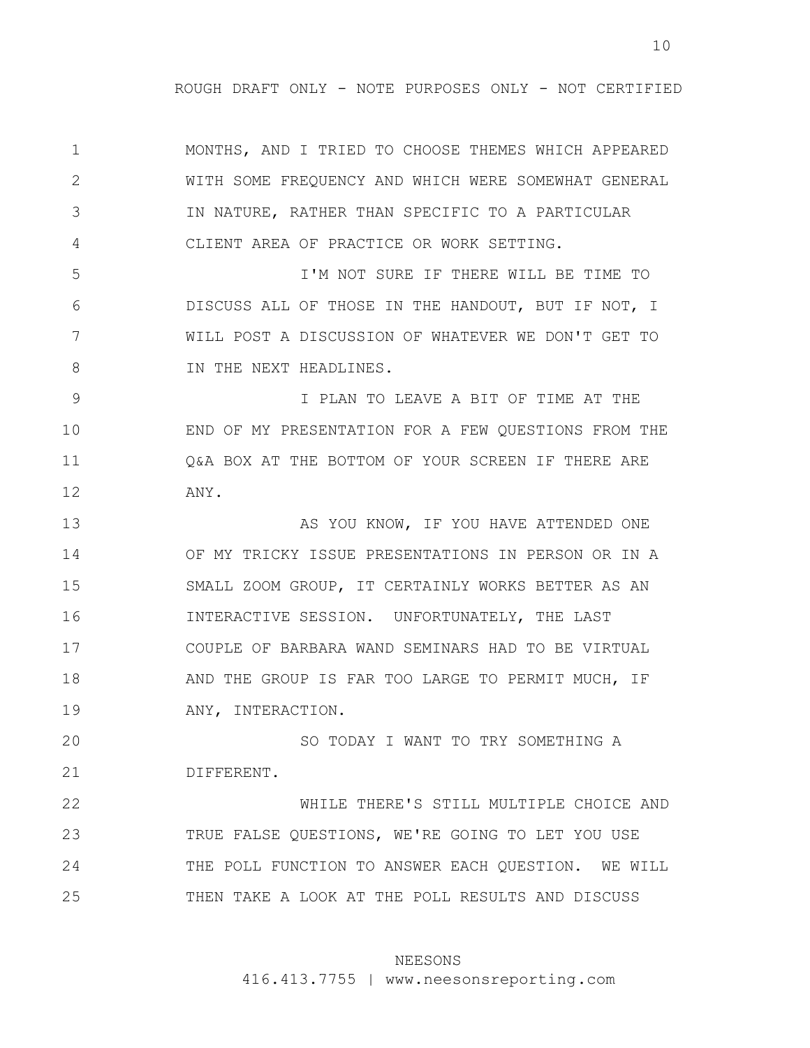MONTHS, AND I TRIED TO CHOOSE THEMES WHICH APPEARED WITH SOME FREQUENCY AND WHICH WERE SOMEWHAT GENERAL IN NATURE, RATHER THAN SPECIFIC TO A PARTICULAR CLIENT AREA OF PRACTICE OR WORK SETTING.

I'M NOT SURE IF THERE WILL BE TIME TO DISCUSS ALL OF THOSE IN THE HANDOUT, BUT IF NOT, I WILL POST A DISCUSSION OF WHATEVER WE DON'T GET TO IN THE NEXT HEADLINES.

I PLAN TO LEAVE A BIT OF TIME AT THE END OF MY PRESENTATION FOR A FEW QUESTIONS FROM THE Q&A BOX AT THE BOTTOM OF YOUR SCREEN IF THERE ARE ANY.

AS YOU KNOW, IF YOU HAVE ATTENDED ONE OF MY TRICKY ISSUE PRESENTATIONS IN PERSON OR IN A SMALL ZOOM GROUP, IT CERTAINLY WORKS BETTER AS AN INTERACTIVE SESSION. UNFORTUNATELY, THE LAST COUPLE OF BARBARA WAND SEMINARS HAD TO BE VIRTUAL AND THE GROUP IS FAR TOO LARGE TO PERMIT MUCH, IF ANY, INTERACTION.

SO TODAY I WANT TO TRY SOMETHING A DIFFERENT.

WHILE THERE'S STILL MULTIPLE CHOICE AND TRUE FALSE QUESTIONS, WE'RE GOING TO LET YOU USE THE POLL FUNCTION TO ANSWER EACH QUESTION. WE WILL THEN TAKE A LOOK AT THE POLL RESULTS AND DISCUSS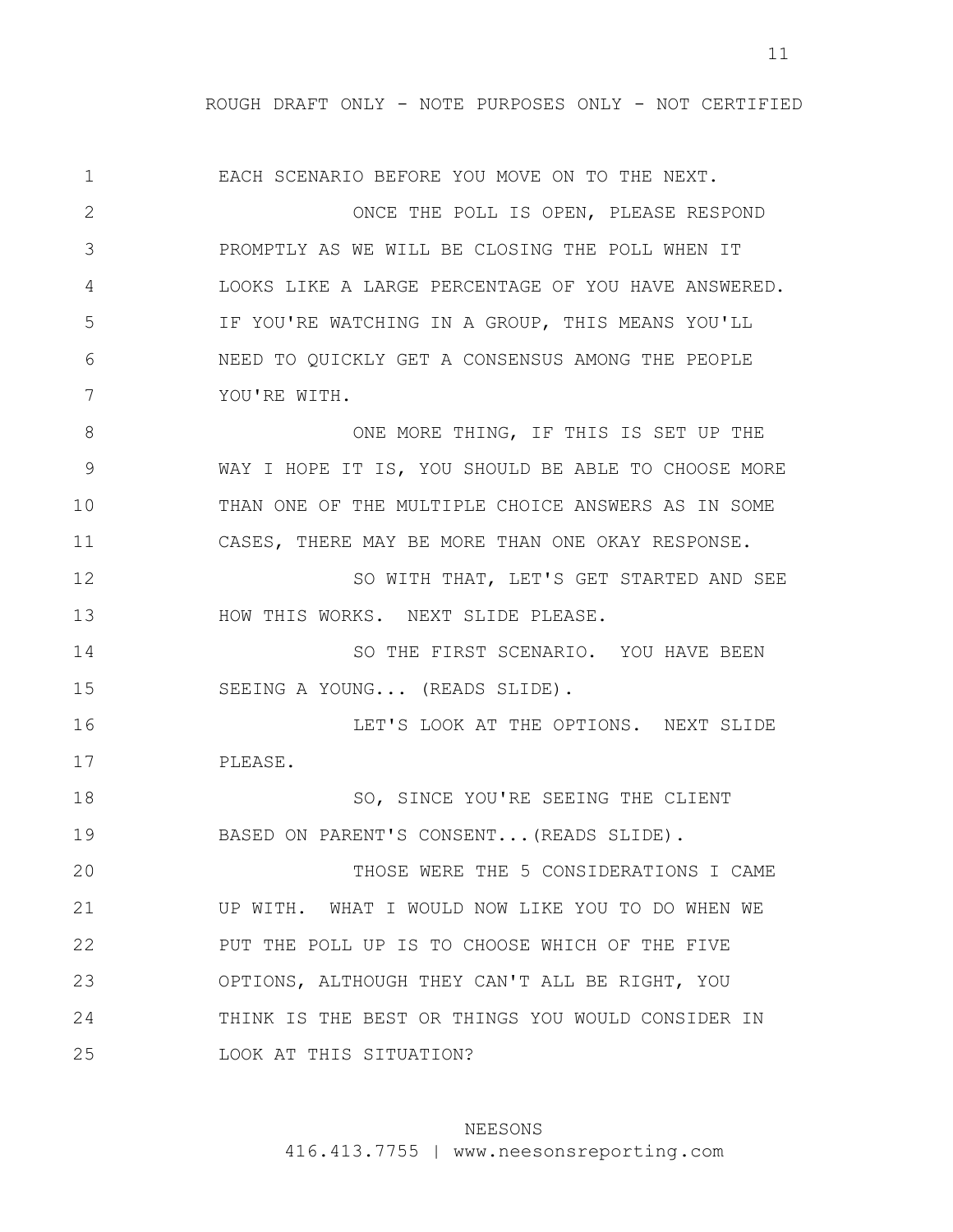EACH SCENARIO BEFORE YOU MOVE ON TO THE NEXT.

ONCE THE POLL IS OPEN, PLEASE RESPOND PROMPTLY AS WE WILL BE CLOSING THE POLL WHEN IT LOOKS LIKE A LARGE PERCENTAGE OF YOU HAVE ANSWERED. IF YOU'RE WATCHING IN A GROUP, THIS MEANS YOU'LL NEED TO QUICKLY GET A CONSENSUS AMONG THE PEOPLE YOU'RE WITH.

ONE MORE THING, IF THIS IS SET UP THE WAY I HOPE IT IS, YOU SHOULD BE ABLE TO CHOOSE MORE THAN ONE OF THE MULTIPLE CHOICE ANSWERS AS IN SOME CASES, THERE MAY BE MORE THAN ONE OKAY RESPONSE.

SO WITH THAT, LET'S GET STARTED AND SEE HOW THIS WORKS. NEXT SLIDE PLEASE.

SO THE FIRST SCENARIO. YOU HAVE BEEN SEEING A YOUNG... (READS SLIDE).

LET'S LOOK AT THE OPTIONS. NEXT SLIDE PLEASE.

SO, SINCE YOU'RE SEEING THE CLIENT BASED ON PARENT'S CONSENT...(READS SLIDE).

THOSE WERE THE 5 CONSIDERATIONS I CAME UP WITH. WHAT I WOULD NOW LIKE YOU TO DO WHEN WE PUT THE POLL UP IS TO CHOOSE WHICH OF THE FIVE OPTIONS, ALTHOUGH THEY CAN'T ALL BE RIGHT, YOU THINK IS THE BEST OR THINGS YOU WOULD CONSIDER IN LOOK AT THIS SITUATION?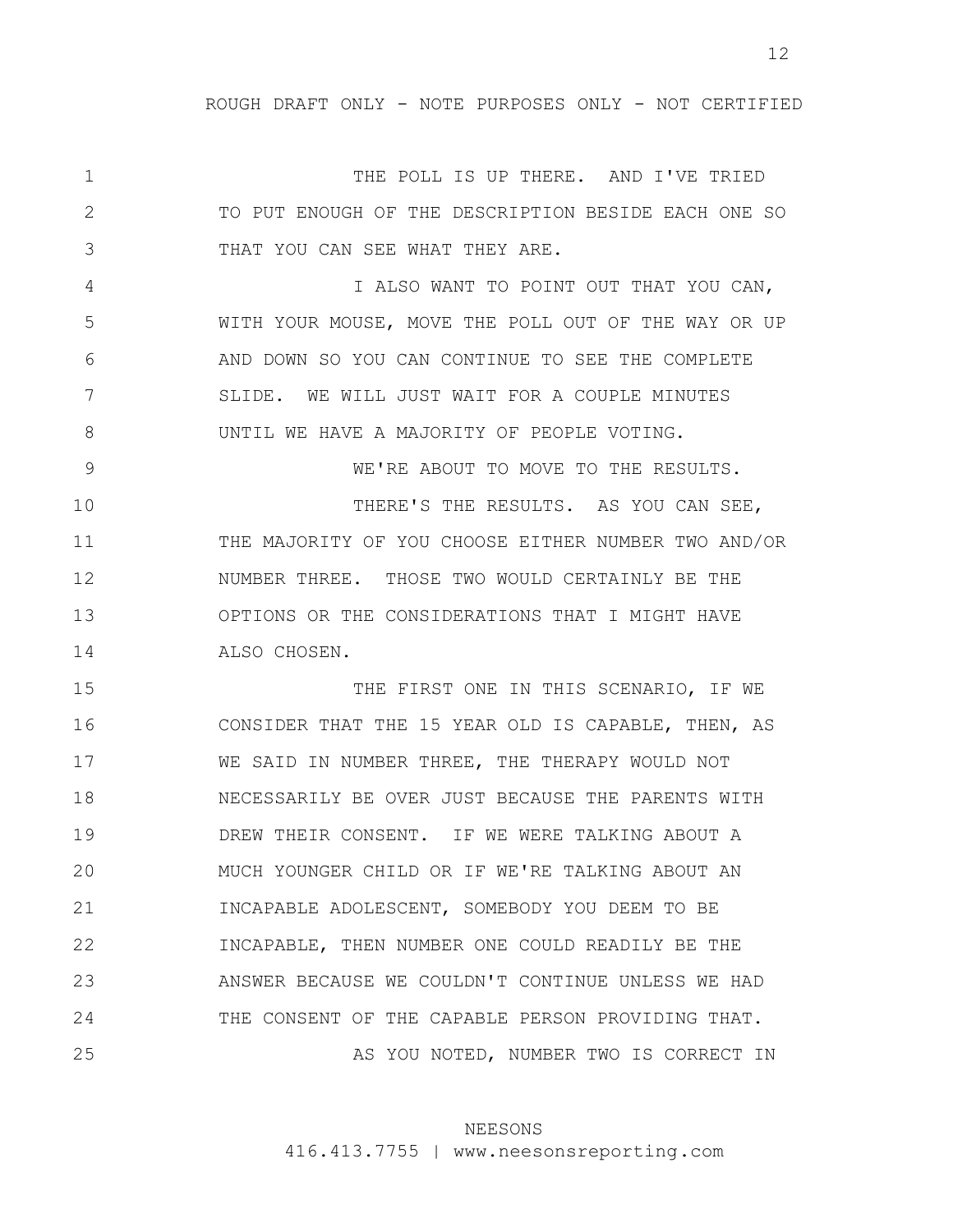THE POLL IS UP THERE. AND I'VE TRIED TO PUT ENOUGH OF THE DESCRIPTION BESIDE EACH ONE SO THAT YOU CAN SEE WHAT THEY ARE.

I ALSO WANT TO POINT OUT THAT YOU CAN, WITH YOUR MOUSE, MOVE THE POLL OUT OF THE WAY OR UP AND DOWN SO YOU CAN CONTINUE TO SEE THE COMPLETE SLIDE. WE WILL JUST WAIT FOR A COUPLE MINUTES UNTIL WE HAVE A MAJORITY OF PEOPLE VOTING.

WE'RE ABOUT TO MOVE TO THE RESULTS.

THERE'S THE RESULTS. AS YOU CAN SEE, THE MAJORITY OF YOU CHOOSE EITHER NUMBER TWO AND/OR NUMBER THREE. THOSE TWO WOULD CERTAINLY BE THE OPTIONS OR THE CONSIDERATIONS THAT I MIGHT HAVE ALSO CHOSEN.

THE FIRST ONE IN THIS SCENARIO, IF WE CONSIDER THAT THE 15 YEAR OLD IS CAPABLE, THEN, AS WE SAID IN NUMBER THREE, THE THERAPY WOULD NOT NECESSARILY BE OVER JUST BECAUSE THE PARENTS WITH DREW THEIR CONSENT. IF WE WERE TALKING ABOUT A MUCH YOUNGER CHILD OR IF WE'RE TALKING ABOUT AN INCAPABLE ADOLESCENT, SOMEBODY YOU DEEM TO BE INCAPABLE, THEN NUMBER ONE COULD READILY BE THE ANSWER BECAUSE WE COULDN'T CONTINUE UNLESS WE HAD THE CONSENT OF THE CAPABLE PERSON PROVIDING THAT.

AS YOU NOTED, NUMBER TWO IS CORRECT IN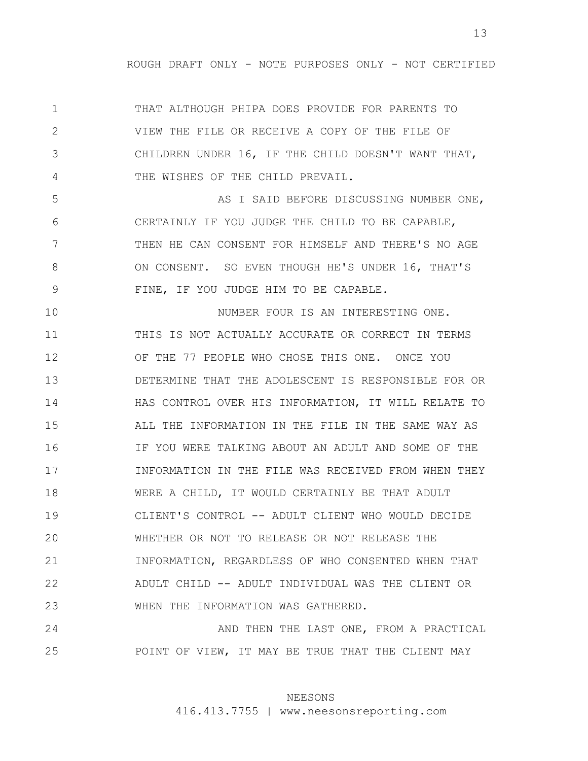ROUGH DRAFT ONLY - NOTE PURPOSES ONLY - NOT CERTIFIED

1 THAT ALTHOUGH PHIPA DOES PROVIDE FOR PARENTS TO
2 VIEW THE FILE OR RECEIVE A COPY OF THE FILE OF
3 CHILDREN UNDER 16, IF THE CHILD DOESN'T WANT THAT,
4 THE WISHES OF THE CHILD PREVAIL.

5 AS I SAID BEFORE DISCUSSING NUMBER ONE,
6 CERTAINLY IF YOU JUDGE THE CHILD TO BE CAPABLE,
7 THEN HE CAN CONSENT FOR HIMSELF AND THERE'S NO AGE
8 ON CONSENT. SO EVEN THOUGH HE'S UNDER 16, THAT'S
9 FINE, IF YOU JUDGE HIM TO BE CAPABLE.

10 NUMBER FOUR IS AN INTERESTING ONE.
11 THIS IS NOT ACTUALLY ACCURATE OR CORRECT IN TERMS
12 OF THE 77 PEOPLE WHO CHOSE THIS ONE. ONCE YOU
13 DETERMINE THAT THE ADOLESCENT IS RESPONSIBLE FOR OR
14 HAS CONTROL OVER HIS INFORMATION, IT WILL RELATE TO
15 ALL THE INFORMATION IN THE FILE IN THE SAME WAY AS
16 IF YOU WERE TALKING ABOUT AN ADULT AND SOME OF THE
17 INFORMATION IN THE FILE WAS RECEIVED FROM WHEN THEY
18 WERE A CHILD, IT WOULD CERTAINLY BE THAT ADULT
19 CLIENT'S CONTROL -- ADULT CLIENT WHO WOULD DECIDE
20 WHETHER OR NOT TO RELEASE OR NOT RELEASE THE
21 INFORMATION, REGARDLESS OF WHO CONSENTED WHEN THAT
22 ADULT CHILD -- ADULT INDIVIDUAL WAS THE CLIENT OR
23 WHEN THE INFORMATION WAS GATHERED.

24 AND THEN THE LAST ONE, FROM A PRACTICAL
25 POINT OF VIEW, IT MAY BE TRUE THAT THE CLIENT MAY

NEESONS
416.413.7755 | www.neesonsreporting.com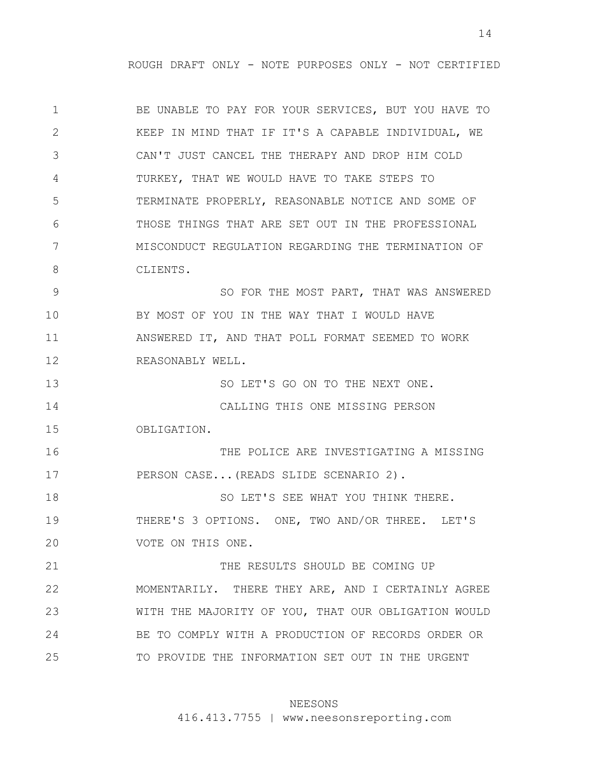ROUGH DRAFT ONLY - NOTE PURPOSES ONLY - NOT CERTIFIED

1 BE UNABLE TO PAY FOR YOUR SERVICES, BUT YOU HAVE TO
2 KEEP IN MIND THAT IF IT'S A CAPABLE INDIVIDUAL, WE
3 CAN'T JUST CANCEL THE THERAPY AND DROP HIM COLD
4 TURKEY, THAT WE WOULD HAVE TO TAKE STEPS TO
5 TERMINATE PROPERLY, REASONABLE NOTICE AND SOME OF
6 THOSE THINGS THAT ARE SET OUT IN THE PROFESSIONAL
7 MISCONDUCT REGULATION REGARDING THE TERMINATION OF
8 CLIENTS.
9 SO FOR THE MOST PART, THAT WAS ANSWERED
10 BY MOST OF YOU IN THE WAY THAT I WOULD HAVE
11 ANSWERED IT, AND THAT POLL FORMAT SEEMED TO WORK
12 REASONABLY WELL.
13 SO LET'S GO ON TO THE NEXT ONE.
14 CALLING THIS ONE MISSING PERSON
15 OBLIGATION.
16 THE POLICE ARE INVESTIGATING A MISSING
17 PERSON CASE...(READS SLIDE SCENARIO 2).
18 SO LET'S SEE WHAT YOU THINK THERE.
19 THERE'S 3 OPTIONS. ONE, TWO AND/OR THREE. LET'S
20 VOTE ON THIS ONE.
21 THE RESULTS SHOULD BE COMING UP
22 MOMENTARILY. THERE THEY ARE, AND I CERTAINLY AGREE
23 WITH THE MAJORITY OF YOU, THAT OUR OBLIGATION WOULD
24 BE TO COMPLY WITH A PRODUCTION OF RECORDS ORDER OR
25 TO PROVIDE THE INFORMATION SET OUT IN THE URGENT

NEESONS
416.413.7755 | www.neesonsreporting.com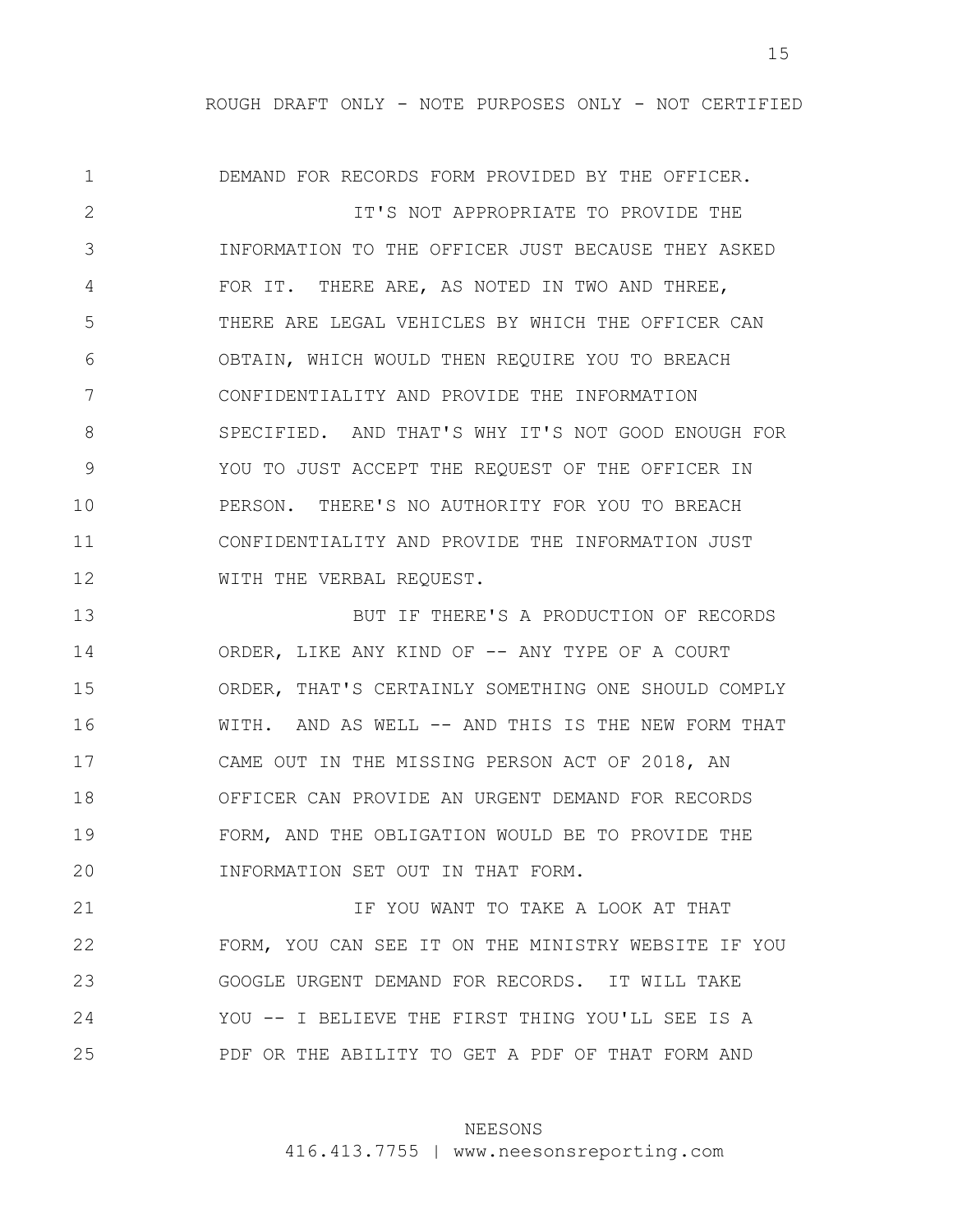DEMAND FOR RECORDS FORM PROVIDED BY THE OFFICER.

IT'S NOT APPROPRIATE TO PROVIDE THE INFORMATION TO THE OFFICER JUST BECAUSE THEY ASKED FOR IT. THERE ARE, AS NOTED IN TWO AND THREE, THERE ARE LEGAL VEHICLES BY WHICH THE OFFICER CAN OBTAIN, WHICH WOULD THEN REQUIRE YOU TO BREACH CONFIDENTIALITY AND PROVIDE THE INFORMATION SPECIFIED. AND THAT'S WHY IT'S NOT GOOD ENOUGH FOR YOU TO JUST ACCEPT THE REQUEST OF THE OFFICER IN PERSON. THERE'S NO AUTHORITY FOR YOU TO BREACH CONFIDENTIALITY AND PROVIDE THE INFORMATION JUST WITH THE VERBAL REQUEST.

BUT IF THERE'S A PRODUCTION OF RECORDS ORDER, LIKE ANY KIND OF -- ANY TYPE OF A COURT ORDER, THAT'S CERTAINLY SOMETHING ONE SHOULD COMPLY WITH. AND AS WELL -- AND THIS IS THE NEW FORM THAT CAME OUT IN THE MISSING PERSON ACT OF 2018, AN OFFICER CAN PROVIDE AN URGENT DEMAND FOR RECORDS FORM, AND THE OBLIGATION WOULD BE TO PROVIDE THE INFORMATION SET OUT IN THAT FORM.

IF YOU WANT TO TAKE A LOOK AT THAT FORM, YOU CAN SEE IT ON THE MINISTRY WEBSITE IF YOU GOOGLE URGENT DEMAND FOR RECORDS. IT WILL TAKE YOU -- I BELIEVE THE FIRST THING YOU'LL SEE IS A PDF OR THE ABILITY TO GET A PDF OF THAT FORM AND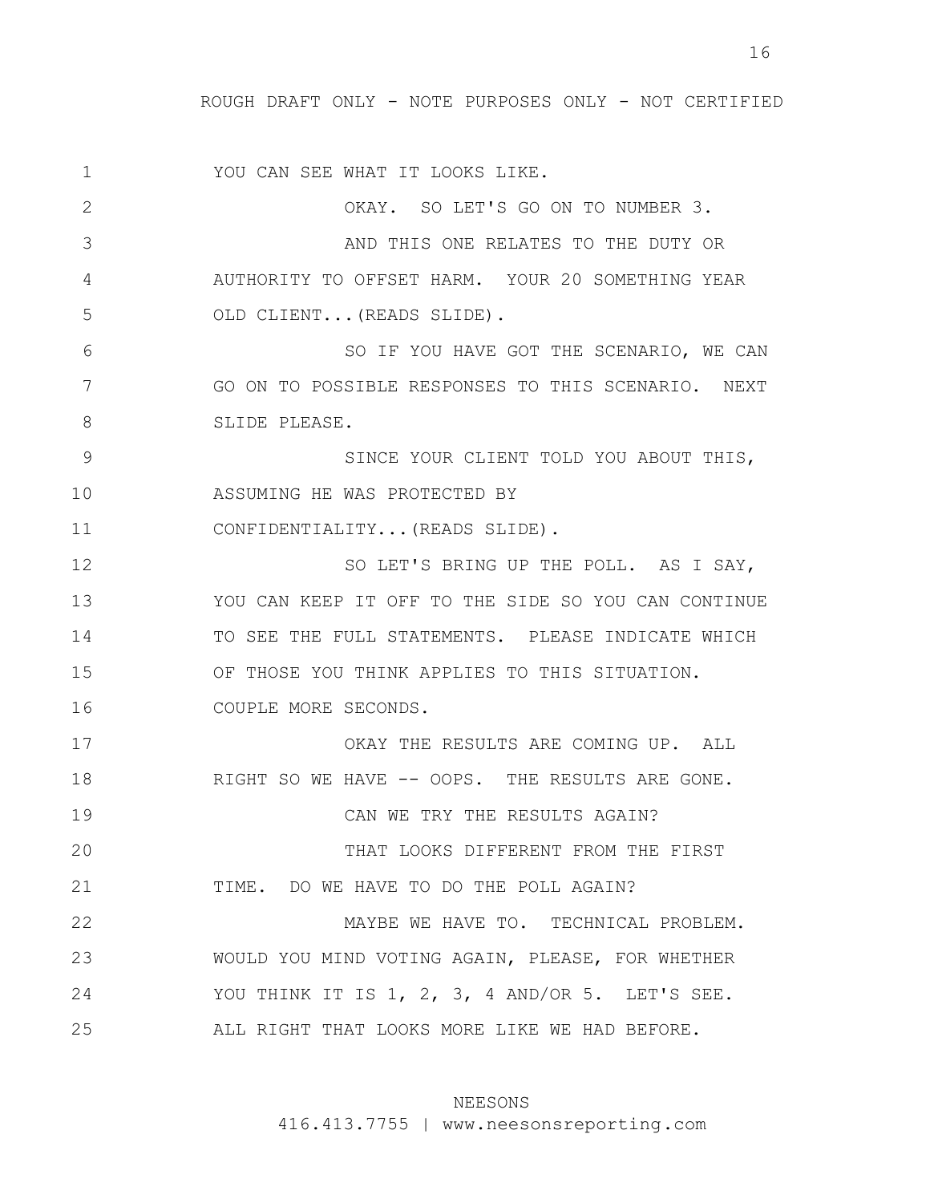ROUGH DRAFT ONLY - NOTE PURPOSES ONLY - NOT CERTIFIED

1 YOU CAN SEE WHAT IT LOOKS LIKE.
2 OKAY. SO LET'S GO ON TO NUMBER 3.
3 AND THIS ONE RELATES TO THE DUTY OR
4 AUTHORITY TO OFFSET HARM. YOUR 20 SOMETHING YEAR
5 OLD CLIENT...(READS SLIDE).
6 SO IF YOU HAVE GOT THE SCENARIO, WE CAN
7 GO ON TO POSSIBLE RESPONSES TO THIS SCENARIO. NEXT
8 SLIDE PLEASE.
9 SINCE YOUR CLIENT TOLD YOU ABOUT THIS,
10 ASSUMING HE WAS PROTECTED BY
11 CONFIDENTIALITY...(READS SLIDE).
12 SO LET'S BRING UP THE POLL. AS I SAY,
13 YOU CAN KEEP IT OFF TO THE SIDE SO YOU CAN CONTINUE
14 TO SEE THE FULL STATEMENTS. PLEASE INDICATE WHICH
15 OF THOSE YOU THINK APPLIES TO THIS SITUATION.
16 COUPLE MORE SECONDS.
17 OKAY THE RESULTS ARE COMING UP. ALL
18 RIGHT SO WE HAVE -- OOPS. THE RESULTS ARE GONE.
19 CAN WE TRY THE RESULTS AGAIN?
20 THAT LOOKS DIFFERENT FROM THE FIRST
21 TIME. DO WE HAVE TO DO THE POLL AGAIN?
22 MAYBE WE HAVE TO. TECHNICAL PROBLEM.
23 WOULD YOU MIND VOTING AGAIN, PLEASE, FOR WHETHER
24 YOU THINK IT IS 1, 2, 3, 4 AND/OR 5. LET'S SEE.
25 ALL RIGHT THAT LOOKS MORE LIKE WE HAD BEFORE.

NEESONS
416.413.7755 | www.neesonsreporting.com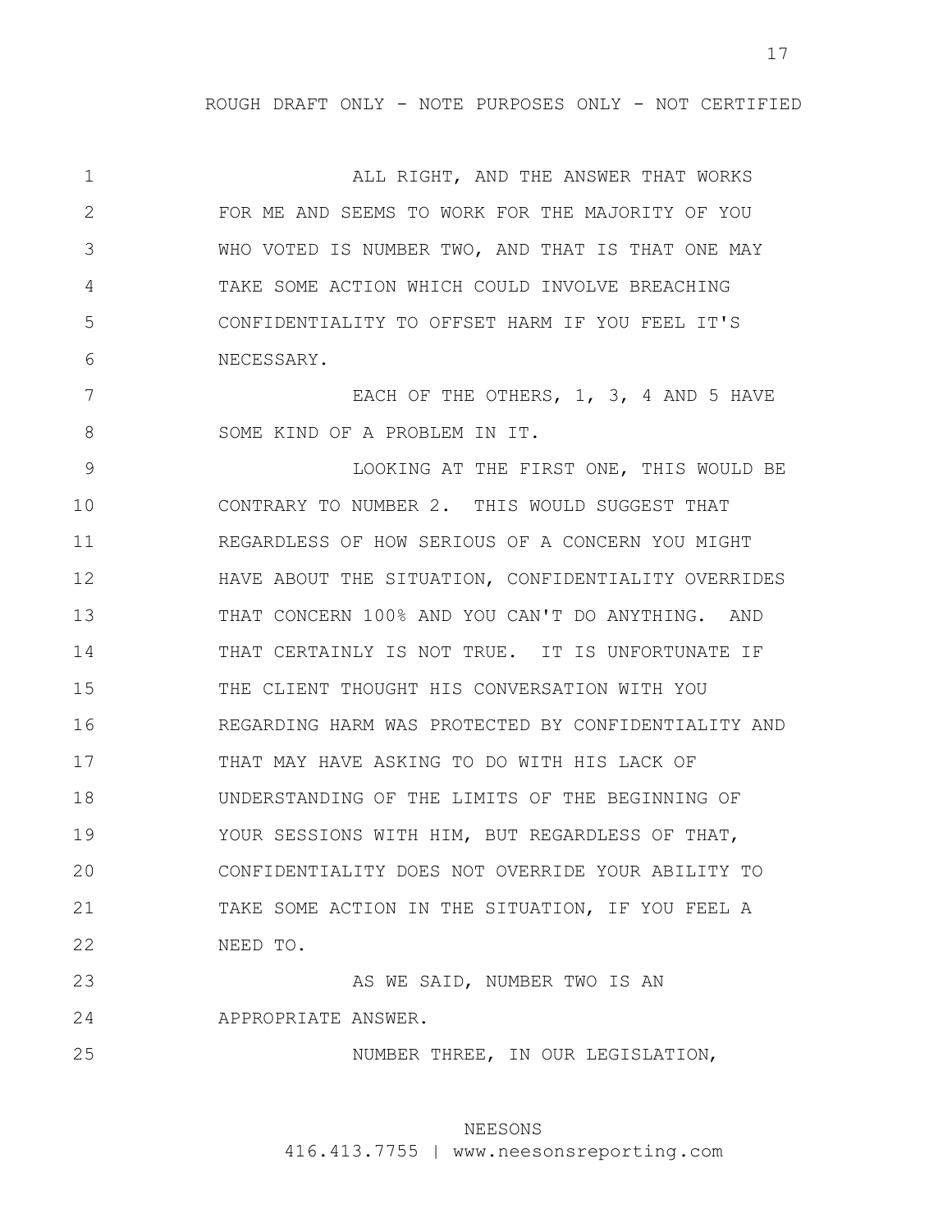ROUGH DRAFT ONLY - NOTE PURPOSES ONLY - NOT CERTIFIED

1 ALL RIGHT, AND THE ANSWER THAT WORKS
2 FOR ME AND SEEMS TO WORK FOR THE MAJORITY OF YOU
3 WHO VOTED IS NUMBER TWO, AND THAT IS THAT ONE MAY
4 TAKE SOME ACTION WHICH COULD INVOLVE BREACHING
5 CONFIDENTIALITY TO OFFSET HARM IF YOU FEEL IT'S
6 NECESSARY.
7 EACH OF THE OTHERS, 1, 3, 4 AND 5 HAVE
8 SOME KIND OF A PROBLEM IN IT.
9 LOOKING AT THE FIRST ONE, THIS WOULD BE
10 CONTRARY TO NUMBER 2. THIS WOULD SUGGEST THAT
11 REGARDLESS OF HOW SERIOUS OF A CONCERN YOU MIGHT
12 HAVE ABOUT THE SITUATION, CONFIDENTIALITY OVERRIDES
13 THAT CONCERN 100% AND YOU CAN'T DO ANYTHING. AND
14 THAT CERTAINLY IS NOT TRUE. IT IS UNFORTUNATE IF
15 THE CLIENT THOUGHT HIS CONVERSATION WITH YOU
16 REGARDING HARM WAS PROTECTED BY CONFIDENTIALITY AND
17 THAT MAY HAVE ASKING TO DO WITH HIS LACK OF
18 UNDERSTANDING OF THE LIMITS OF THE BEGINNING OF
19 YOUR SESSIONS WITH HIM, BUT REGARDLESS OF THAT,
20 CONFIDENTIALITY DOES NOT OVERRIDE YOUR ABILITY TO
21 TAKE SOME ACTION IN THE SITUATION, IF YOU FEEL A
22 NEED TO.
23 AS WE SAID, NUMBER TWO IS AN
24 APPROPRIATE ANSWER.
25 NUMBER THREE, IN OUR LEGISLATION,

NEESONS
416.413.7755 | www.neesonsreporting.com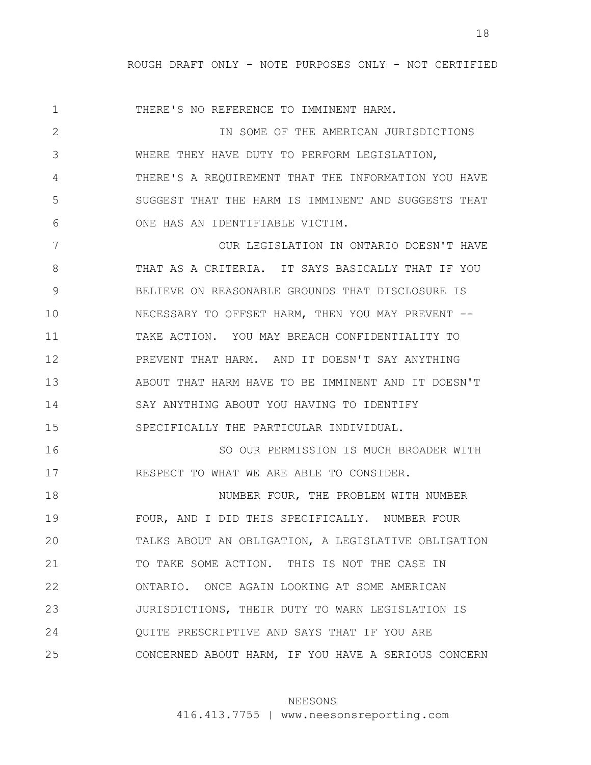THERE'S NO REFERENCE TO IMMINENT HARM.

IN SOME OF THE AMERICAN JURISDICTIONS WHERE THEY HAVE DUTY TO PERFORM LEGISLATION, THERE'S A REQUIREMENT THAT THE INFORMATION YOU HAVE SUGGEST THAT THE HARM IS IMMINENT AND SUGGESTS THAT ONE HAS AN IDENTIFIABLE VICTIM.

OUR LEGISLATION IN ONTARIO DOESN'T HAVE THAT AS A CRITERIA. IT SAYS BASICALLY THAT IF YOU BELIEVE ON REASONABLE GROUNDS THAT DISCLOSURE IS NECESSARY TO OFFSET HARM, THEN YOU MAY PREVENT -- TAKE ACTION. YOU MAY BREACH CONFIDENTIALITY TO PREVENT THAT HARM. AND IT DOESN'T SAY ANYTHING ABOUT THAT HARM HAVE TO BE IMMINENT AND IT DOESN'T SAY ANYTHING ABOUT YOU HAVING TO IDENTIFY SPECIFICALLY THE PARTICULAR INDIVIDUAL.

SO OUR PERMISSION IS MUCH BROADER WITH RESPECT TO WHAT WE ARE ABLE TO CONSIDER.

NUMBER FOUR, THE PROBLEM WITH NUMBER FOUR, AND I DID THIS SPECIFICALLY. NUMBER FOUR TALKS ABOUT AN OBLIGATION, A LEGISLATIVE OBLIGATION TO TAKE SOME ACTION. THIS IS NOT THE CASE IN ONTARIO. ONCE AGAIN LOOKING AT SOME AMERICAN JURISDICTIONS, THEIR DUTY TO WARN LEGISLATION IS QUITE PRESCRIPTIVE AND SAYS THAT IF YOU ARE CONCERNED ABOUT HARM, IF YOU HAVE A SERIOUS CONCERN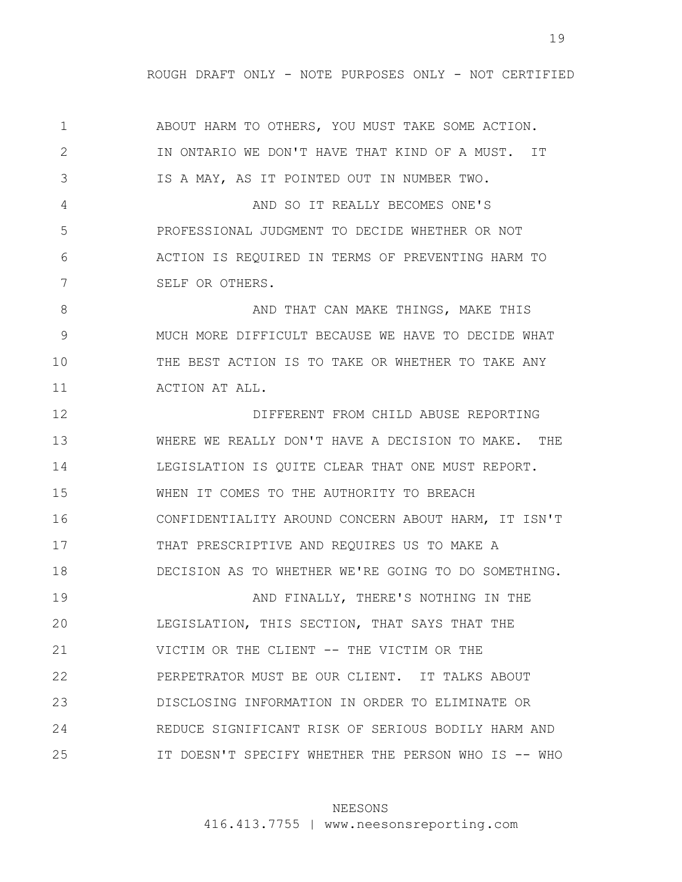ABOUT HARM TO OTHERS, YOU MUST TAKE SOME ACTION. IN ONTARIO WE DON'T HAVE THAT KIND OF A MUST. IT IS A MAY, AS IT POINTED OUT IN NUMBER TWO.

AND SO IT REALLY BECOMES ONE'S PROFESSIONAL JUDGMENT TO DECIDE WHETHER OR NOT ACTION IS REQUIRED IN TERMS OF PREVENTING HARM TO SELF OR OTHERS.

AND THAT CAN MAKE THINGS, MAKE THIS MUCH MORE DIFFICULT BECAUSE WE HAVE TO DECIDE WHAT THE BEST ACTION IS TO TAKE OR WHETHER TO TAKE ANY ACTION AT ALL.

DIFFERENT FROM CHILD ABUSE REPORTING WHERE WE REALLY DON'T HAVE A DECISION TO MAKE. THE LEGISLATION IS QUITE CLEAR THAT ONE MUST REPORT. WHEN IT COMES TO THE AUTHORITY TO BREACH CONFIDENTIALITY AROUND CONCERN ABOUT HARM, IT ISN'T THAT PRESCRIPTIVE AND REQUIRES US TO MAKE A DECISION AS TO WHETHER WE'RE GOING TO DO SOMETHING.

AND FINALLY, THERE'S NOTHING IN THE LEGISLATION, THIS SECTION, THAT SAYS THAT THE VICTIM OR THE CLIENT -- THE VICTIM OR THE PERPETRATOR MUST BE OUR CLIENT. IT TALKS ABOUT DISCLOSING INFORMATION IN ORDER TO ELIMINATE OR REDUCE SIGNIFICANT RISK OF SERIOUS BODILY HARM AND IT DOESN'T SPECIFY WHETHER THE PERSON WHO IS -- WHO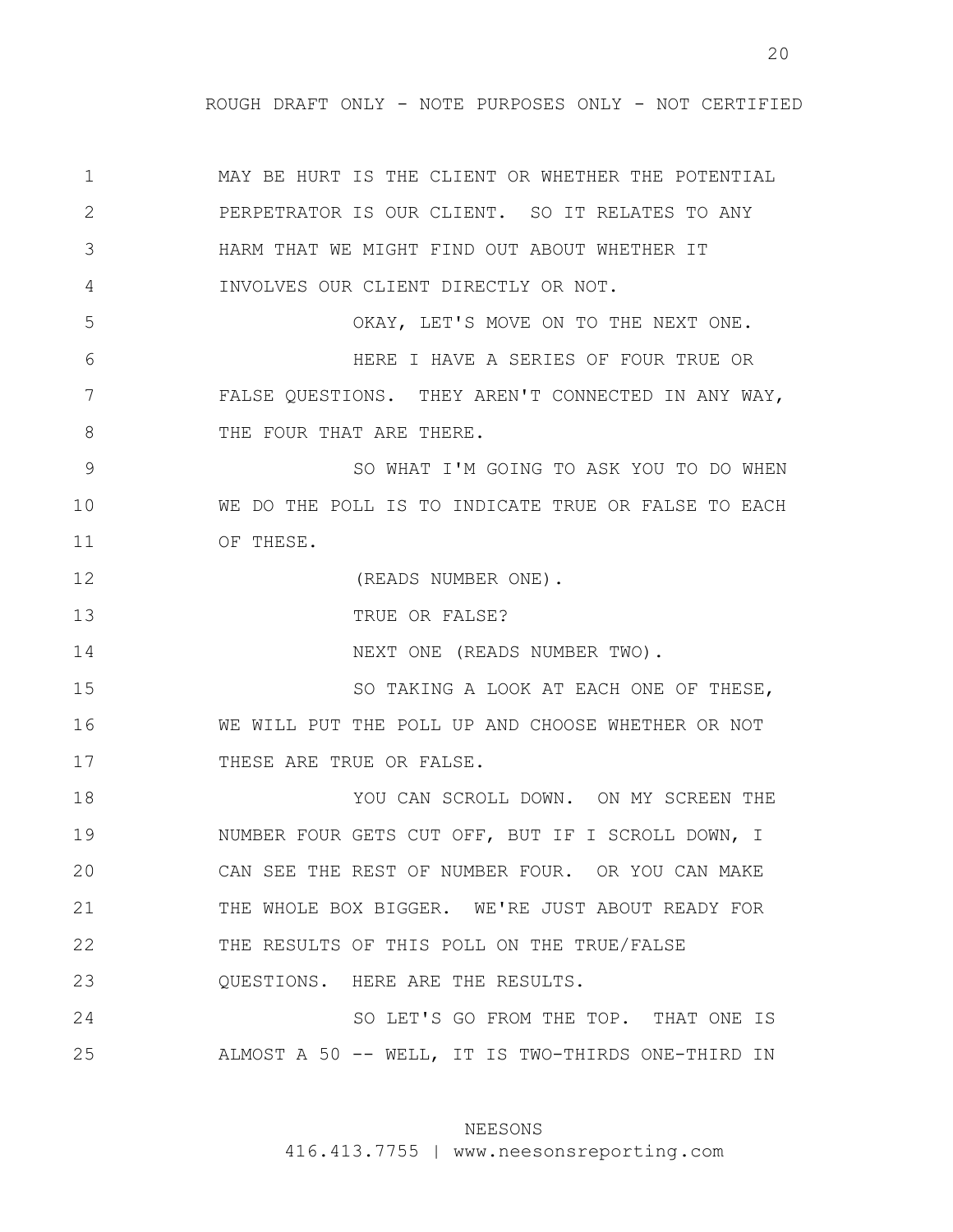ROUGH DRAFT ONLY - NOTE PURPOSES ONLY - NOT CERTIFIED

1 MAY BE HURT IS THE CLIENT OR WHETHER THE POTENTIAL
2 PERPETRATOR IS OUR CLIENT. SO IT RELATES TO ANY
3 HARM THAT WE MIGHT FIND OUT ABOUT WHETHER IT
4 INVOLVES OUR CLIENT DIRECTLY OR NOT.
5 OKAY, LET'S MOVE ON TO THE NEXT ONE.
6 HERE I HAVE A SERIES OF FOUR TRUE OR
7 FALSE QUESTIONS. THEY AREN'T CONNECTED IN ANY WAY,
8 THE FOUR THAT ARE THERE.
9 SO WHAT I'M GOING TO ASK YOU TO DO WHEN
10 WE DO THE POLL IS TO INDICATE TRUE OR FALSE TO EACH
11 OF THESE.
12 (READS NUMBER ONE).
13 TRUE OR FALSE?
14 NEXT ONE (READS NUMBER TWO).
15 SO TAKING A LOOK AT EACH ONE OF THESE,
16 WE WILL PUT THE POLL UP AND CHOOSE WHETHER OR NOT
17 THESE ARE TRUE OR FALSE.
18 YOU CAN SCROLL DOWN. ON MY SCREEN THE
19 NUMBER FOUR GETS CUT OFF, BUT IF I SCROLL DOWN, I
20 CAN SEE THE REST OF NUMBER FOUR. OR YOU CAN MAKE
21 THE WHOLE BOX BIGGER. WE'RE JUST ABOUT READY FOR
22 THE RESULTS OF THIS POLL ON THE TRUE/FALSE
23 QUESTIONS. HERE ARE THE RESULTS.
24 SO LET'S GO FROM THE TOP. THAT ONE IS
25 ALMOST A 50 -- WELL, IT IS TWO-THIRDS ONE-THIRD IN

NEESONS
416.413.7755 | www.neesonsreporting.com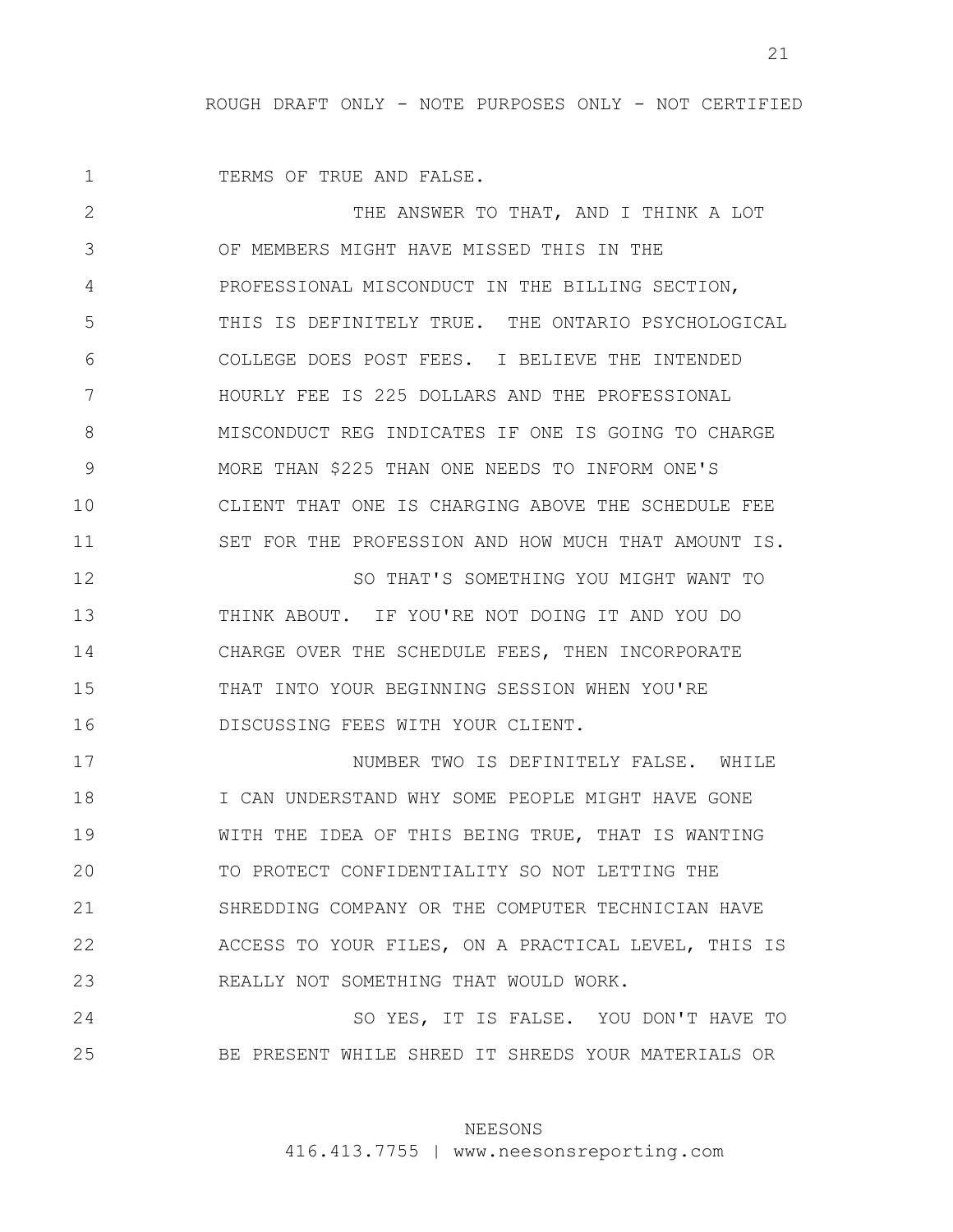TERMS OF TRUE AND FALSE.

THE ANSWER TO THAT, AND I THINK A LOT OF MEMBERS MIGHT HAVE MISSED THIS IN THE PROFESSIONAL MISCONDUCT IN THE BILLING SECTION, THIS IS DEFINITELY TRUE. THE ONTARIO PSYCHOLOGICAL COLLEGE DOES POST FEES. I BELIEVE THE INTENDED HOURLY FEE IS 225 DOLLARS AND THE PROFESSIONAL MISCONDUCT REG INDICATES IF ONE IS GOING TO CHARGE MORE THAN $225 THAN ONE NEEDS TO INFORM ONE'S CLIENT THAT ONE IS CHARGING ABOVE THE SCHEDULE FEE SET FOR THE PROFESSION AND HOW MUCH THAT AMOUNT IS.

SO THAT'S SOMETHING YOU MIGHT WANT TO THINK ABOUT. IF YOU'RE NOT DOING IT AND YOU DO CHARGE OVER THE SCHEDULE FEES, THEN INCORPORATE THAT INTO YOUR BEGINNING SESSION WHEN YOU'RE DISCUSSING FEES WITH YOUR CLIENT.

NUMBER TWO IS DEFINITELY FALSE. WHILE I CAN UNDERSTAND WHY SOME PEOPLE MIGHT HAVE GONE WITH THE IDEA OF THIS BEING TRUE, THAT IS WANTING TO PROTECT CONFIDENTIALITY SO NOT LETTING THE SHREDDING COMPANY OR THE COMPUTER TECHNICIAN HAVE ACCESS TO YOUR FILES, ON A PRACTICAL LEVEL, THIS IS REALLY NOT SOMETHING THAT WOULD WORK.

SO YES, IT IS FALSE. YOU DON'T HAVE TO BE PRESENT WHILE SHRED IT SHREDS YOUR MATERIALS OR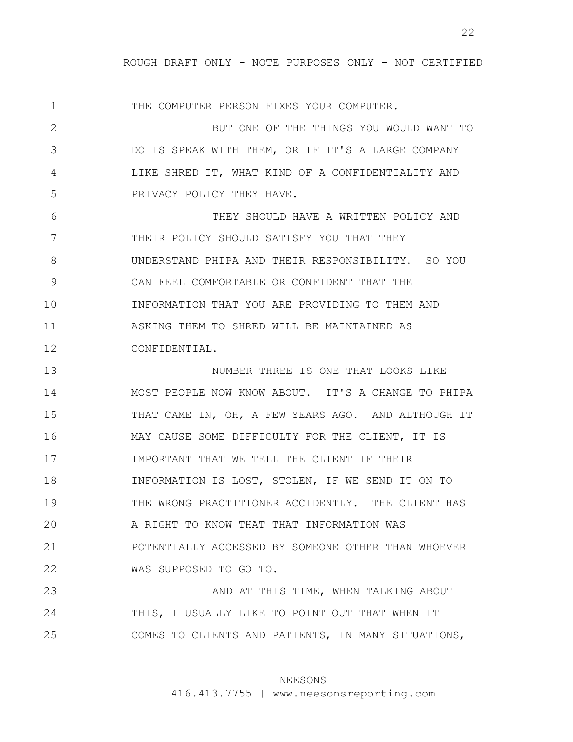THE COMPUTER PERSON FIXES YOUR COMPUTER.

BUT ONE OF THE THINGS YOU WOULD WANT TO DO IS SPEAK WITH THEM, OR IF IT'S A LARGE COMPANY LIKE SHRED IT, WHAT KIND OF A CONFIDENTIALITY AND PRIVACY POLICY THEY HAVE.

THEY SHOULD HAVE A WRITTEN POLICY AND THEIR POLICY SHOULD SATISFY YOU THAT THEY UNDERSTAND PHIPA AND THEIR RESPONSIBILITY. SO YOU CAN FEEL COMFORTABLE OR CONFIDENT THAT THE INFORMATION THAT YOU ARE PROVIDING TO THEM AND ASKING THEM TO SHRED WILL BE MAINTAINED AS CONFIDENTIAL.

NUMBER THREE IS ONE THAT LOOKS LIKE MOST PEOPLE NOW KNOW ABOUT. IT'S A CHANGE TO PHIPA THAT CAME IN, OH, A FEW YEARS AGO. AND ALTHOUGH IT MAY CAUSE SOME DIFFICULTY FOR THE CLIENT, IT IS IMPORTANT THAT WE TELL THE CLIENT IF THEIR INFORMATION IS LOST, STOLEN, IF WE SEND IT ON TO THE WRONG PRACTITIONER ACCIDENTLY. THE CLIENT HAS A RIGHT TO KNOW THAT THAT INFORMATION WAS POTENTIALLY ACCESSED BY SOMEONE OTHER THAN WHOEVER WAS SUPPOSED TO GO TO.

AND AT THIS TIME, WHEN TALKING ABOUT THIS, I USUALLY LIKE TO POINT OUT THAT WHEN IT COMES TO CLIENTS AND PATIENTS, IN MANY SITUATIONS,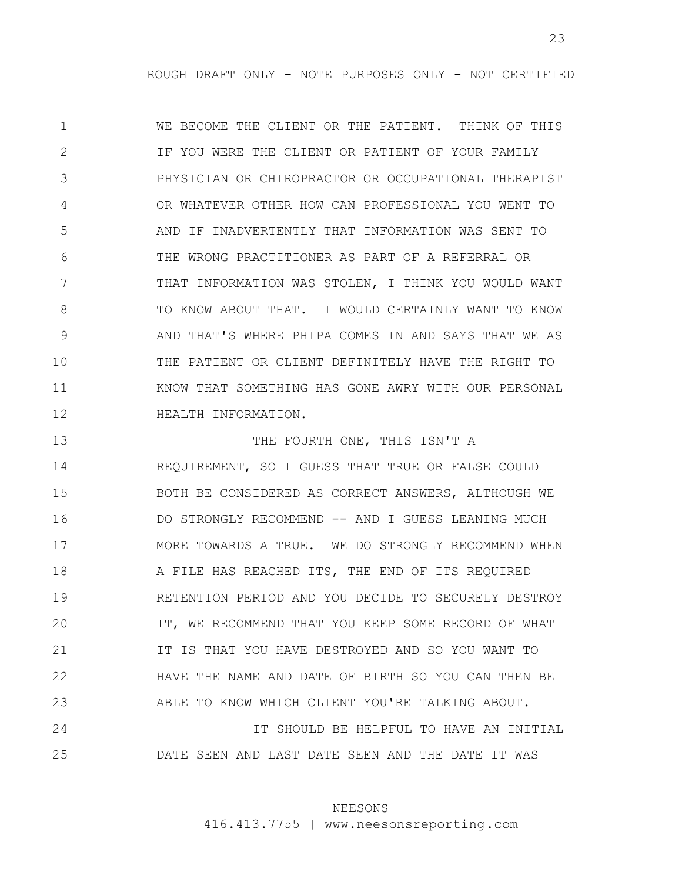WE BECOME THE CLIENT OR THE PATIENT. THINK OF THIS IF YOU WERE THE CLIENT OR PATIENT OF YOUR FAMILY PHYSICIAN OR CHIROPRACTOR OR OCCUPATIONAL THERAPIST OR WHATEVER OTHER HOW CAN PROFESSIONAL YOU WENT TO AND IF INADVERTENTLY THAT INFORMATION WAS SENT TO THE WRONG PRACTITIONER AS PART OF A REFERRAL OR THAT INFORMATION WAS STOLEN, I THINK YOU WOULD WANT TO KNOW ABOUT THAT. I WOULD CERTAINLY WANT TO KNOW AND THAT'S WHERE PHIPA COMES IN AND SAYS THAT WE AS THE PATIENT OR CLIENT DEFINITELY HAVE THE RIGHT TO KNOW THAT SOMETHING HAS GONE AWRY WITH OUR PERSONAL HEALTH INFORMATION.

THE FOURTH ONE, THIS ISN'T A REQUIREMENT, SO I GUESS THAT TRUE OR FALSE COULD BOTH BE CONSIDERED AS CORRECT ANSWERS, ALTHOUGH WE DO STRONGLY RECOMMEND -- AND I GUESS LEANING MUCH MORE TOWARDS A TRUE. WE DO STRONGLY RECOMMEND WHEN A FILE HAS REACHED ITS, THE END OF ITS REQUIRED RETENTION PERIOD AND YOU DECIDE TO SECURELY DESTROY IT, WE RECOMMEND THAT YOU KEEP SOME RECORD OF WHAT IT IS THAT YOU HAVE DESTROYED AND SO YOU WANT TO HAVE THE NAME AND DATE OF BIRTH SO YOU CAN THEN BE ABLE TO KNOW WHICH CLIENT YOU'RE TALKING ABOUT.

IT SHOULD BE HELPFUL TO HAVE AN INITIAL DATE SEEN AND LAST DATE SEEN AND THE DATE IT WAS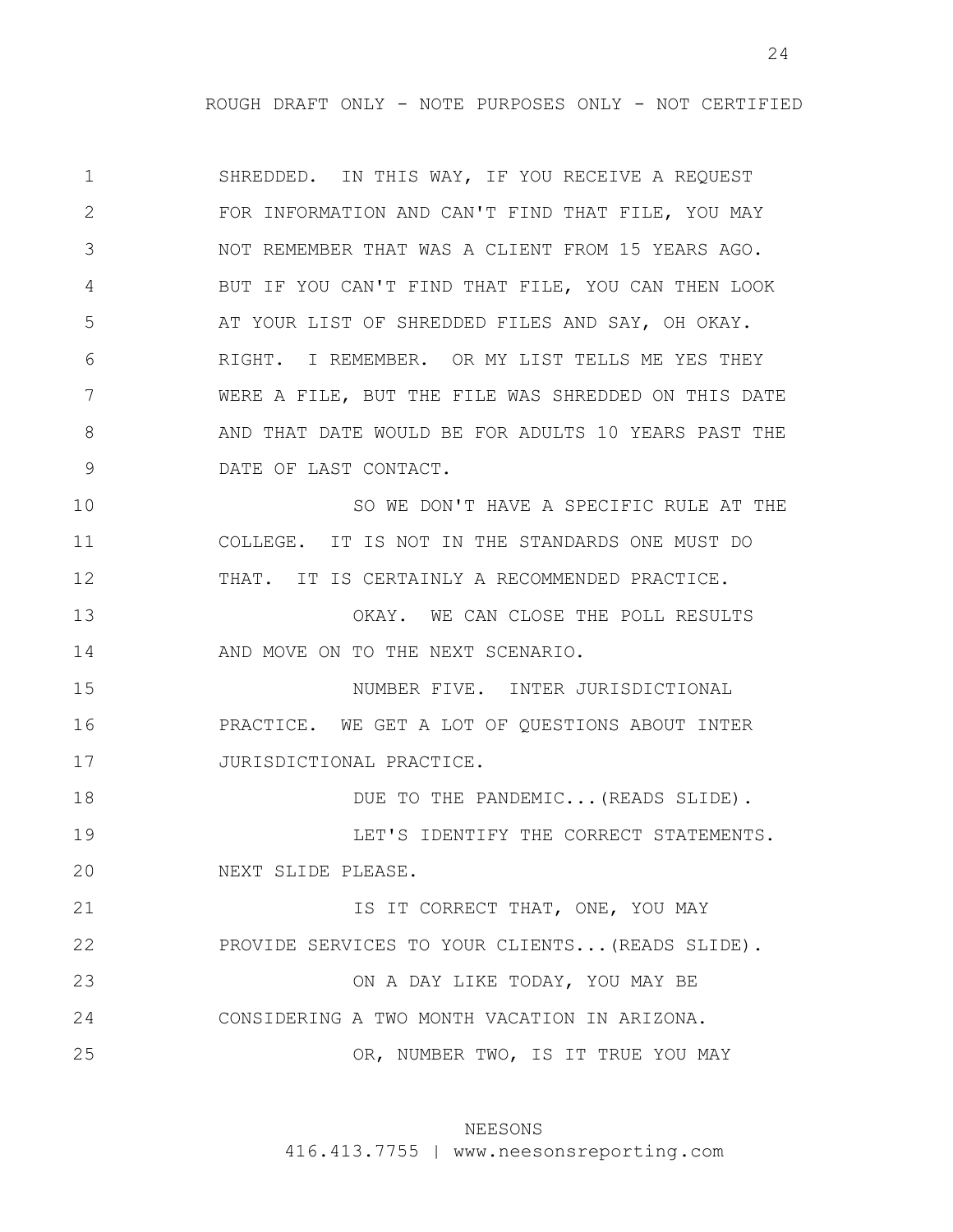ROUGH DRAFT ONLY - NOTE PURPOSES ONLY - NOT CERTIFIED

1 SHREDDED. IN THIS WAY, IF YOU RECEIVE A REQUEST
2 FOR INFORMATION AND CAN'T FIND THAT FILE, YOU MAY
3 NOT REMEMBER THAT WAS A CLIENT FROM 15 YEARS AGO.
4 BUT IF YOU CAN'T FIND THAT FILE, YOU CAN THEN LOOK
5 AT YOUR LIST OF SHREDDED FILES AND SAY, OH OKAY.
6 RIGHT. I REMEMBER. OR MY LIST TELLS ME YES THEY
7 WERE A FILE, BUT THE FILE WAS SHREDDED ON THIS DATE
8 AND THAT DATE WOULD BE FOR ADULTS 10 YEARS PAST THE
9 DATE OF LAST CONTACT.
10 SO WE DON'T HAVE A SPECIFIC RULE AT THE
11 COLLEGE. IT IS NOT IN THE STANDARDS ONE MUST DO
12 THAT. IT IS CERTAINLY A RECOMMENDED PRACTICE.
13 OKAY. WE CAN CLOSE THE POLL RESULTS
14 AND MOVE ON TO THE NEXT SCENARIO.
15 NUMBER FIVE. INTER JURISDICTIONAL
16 PRACTICE. WE GET A LOT OF QUESTIONS ABOUT INTER
17 JURISDICTIONAL PRACTICE.
18 DUE TO THE PANDEMIC...(READS SLIDE).
19 LET'S IDENTIFY THE CORRECT STATEMENTS.
20 NEXT SLIDE PLEASE.
21 IS IT CORRECT THAT, ONE, YOU MAY
22 PROVIDE SERVICES TO YOUR CLIENTS...(READS SLIDE).
23 ON A DAY LIKE TODAY, YOU MAY BE
24 CONSIDERING A TWO MONTH VACATION IN ARIZONA.
25 OR, NUMBER TWO, IS IT TRUE YOU MAY

NEESONS
416.413.7755 | www.neesonsreporting.com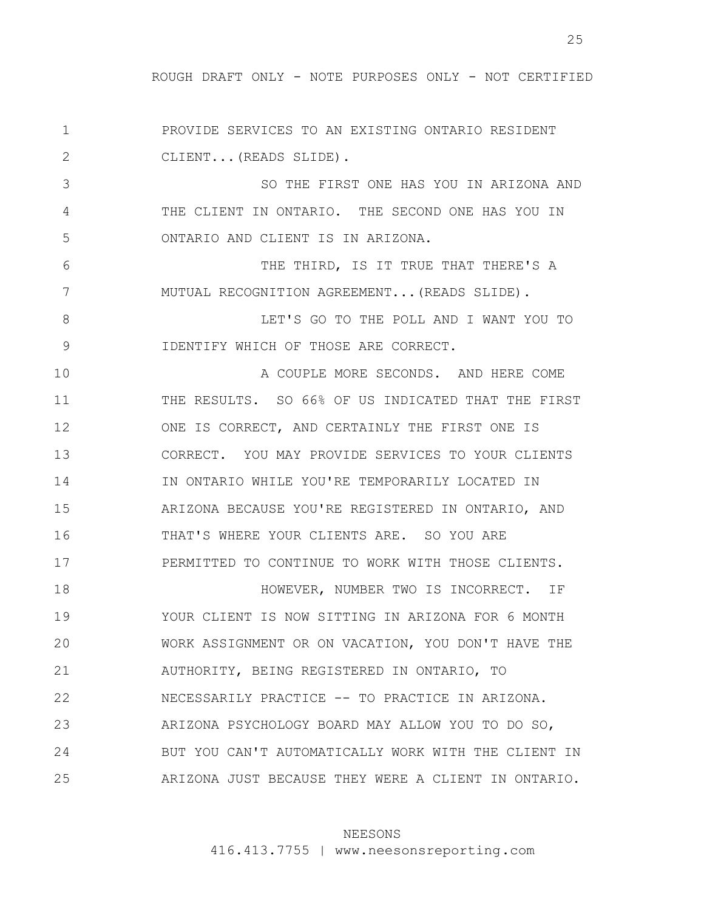PROVIDE SERVICES TO AN EXISTING ONTARIO RESIDENT CLIENT...(READS SLIDE).

SO THE FIRST ONE HAS YOU IN ARIZONA AND THE CLIENT IN ONTARIO. THE SECOND ONE HAS YOU IN ONTARIO AND CLIENT IS IN ARIZONA.

THE THIRD, IS IT TRUE THAT THERE'S A MUTUAL RECOGNITION AGREEMENT...(READS SLIDE).

LET'S GO TO THE POLL AND I WANT YOU TO IDENTIFY WHICH OF THOSE ARE CORRECT.

A COUPLE MORE SECONDS. AND HERE COME THE RESULTS. SO 66% OF US INDICATED THAT THE FIRST ONE IS CORRECT, AND CERTAINLY THE FIRST ONE IS CORRECT. YOU MAY PROVIDE SERVICES TO YOUR CLIENTS IN ONTARIO WHILE YOU'RE TEMPORARILY LOCATED IN ARIZONA BECAUSE YOU'RE REGISTERED IN ONTARIO, AND THAT'S WHERE YOUR CLIENTS ARE. SO YOU ARE PERMITTED TO CONTINUE TO WORK WITH THOSE CLIENTS.

HOWEVER, NUMBER TWO IS INCORRECT. IF YOUR CLIENT IS NOW SITTING IN ARIZONA FOR 6 MONTH WORK ASSIGNMENT OR ON VACATION, YOU DON'T HAVE THE AUTHORITY, BEING REGISTERED IN ONTARIO, TO NECESSARILY PRACTICE -- TO PRACTICE IN ARIZONA. ARIZONA PSYCHOLOGY BOARD MAY ALLOW YOU TO DO SO, BUT YOU CAN'T AUTOMATICALLY WORK WITH THE CLIENT IN ARIZONA JUST BECAUSE THEY WERE A CLIENT IN ONTARIO.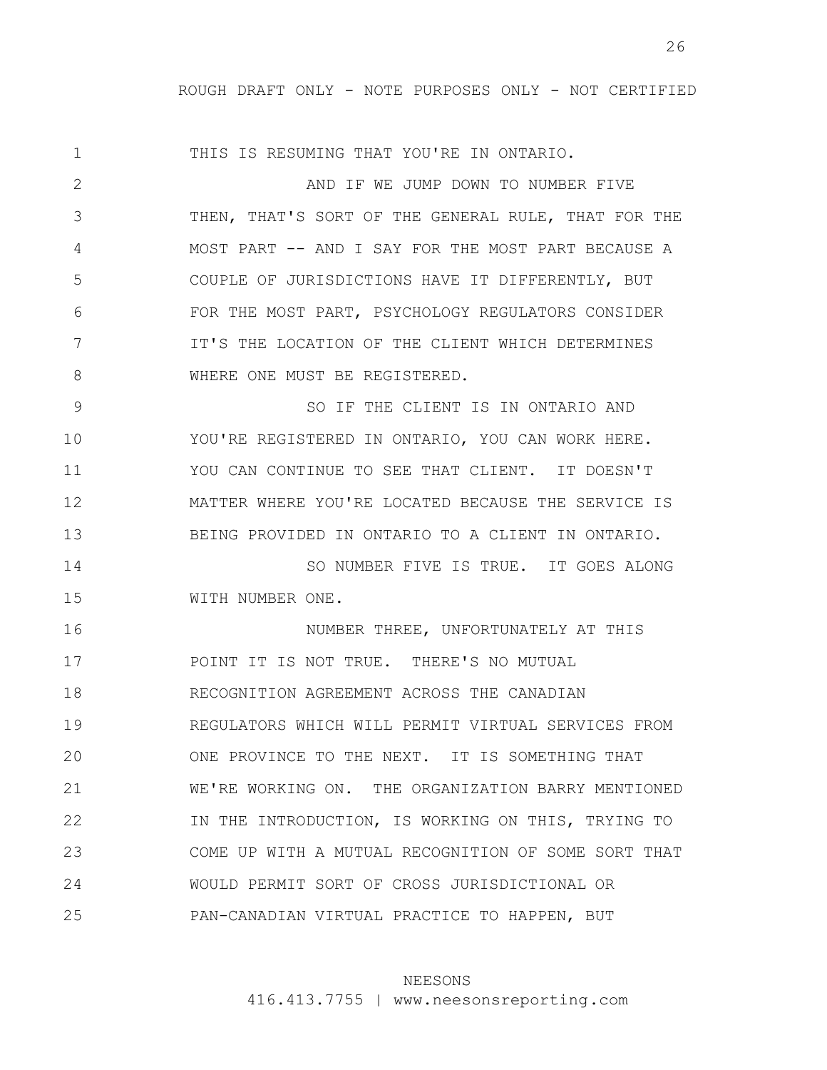THIS IS RESUMING THAT YOU'RE IN ONTARIO.

AND IF WE JUMP DOWN TO NUMBER FIVE THEN, THAT'S SORT OF THE GENERAL RULE, THAT FOR THE MOST PART -- AND I SAY FOR THE MOST PART BECAUSE A COUPLE OF JURISDICTIONS HAVE IT DIFFERENTLY, BUT FOR THE MOST PART, PSYCHOLOGY REGULATORS CONSIDER IT'S THE LOCATION OF THE CLIENT WHICH DETERMINES WHERE ONE MUST BE REGISTERED.

SO IF THE CLIENT IS IN ONTARIO AND YOU'RE REGISTERED IN ONTARIO, YOU CAN WORK HERE. YOU CAN CONTINUE TO SEE THAT CLIENT. IT DOESN'T MATTER WHERE YOU'RE LOCATED BECAUSE THE SERVICE IS BEING PROVIDED IN ONTARIO TO A CLIENT IN ONTARIO.

SO NUMBER FIVE IS TRUE. IT GOES ALONG WITH NUMBER ONE.

NUMBER THREE, UNFORTUNATELY AT THIS POINT IT IS NOT TRUE. THERE'S NO MUTUAL RECOGNITION AGREEMENT ACROSS THE CANADIAN REGULATORS WHICH WILL PERMIT VIRTUAL SERVICES FROM ONE PROVINCE TO THE NEXT. IT IS SOMETHING THAT WE'RE WORKING ON. THE ORGANIZATION BARRY MENTIONED IN THE INTRODUCTION, IS WORKING ON THIS, TRYING TO COME UP WITH A MUTUAL RECOGNITION OF SOME SORT THAT WOULD PERMIT SORT OF CROSS JURISDICTIONAL OR PAN-CANADIAN VIRTUAL PRACTICE TO HAPPEN, BUT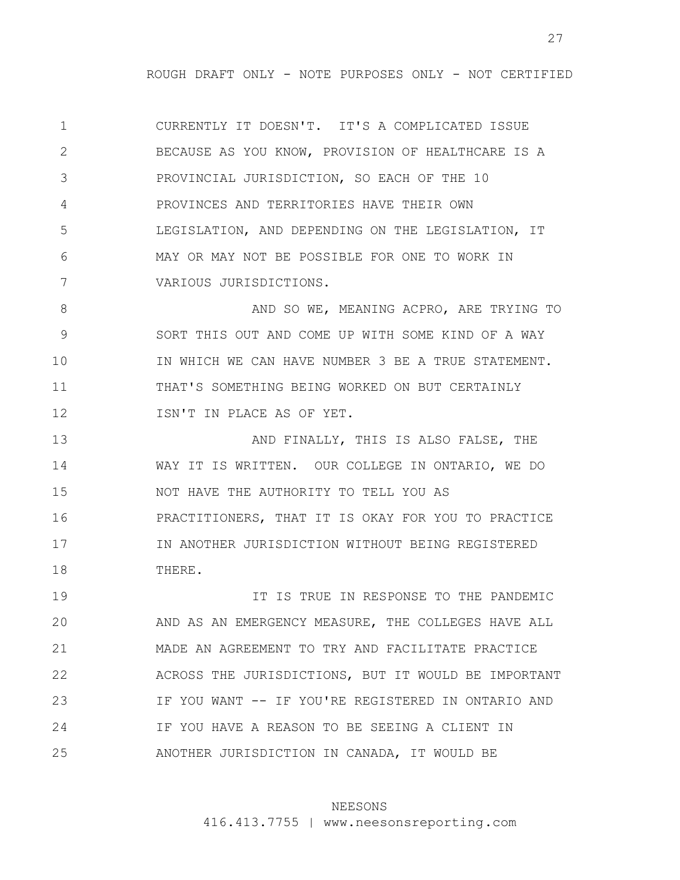CURRENTLY IT DOESN'T. IT'S A COMPLICATED ISSUE BECAUSE AS YOU KNOW, PROVISION OF HEALTHCARE IS A PROVINCIAL JURISDICTION, SO EACH OF THE 10 PROVINCES AND TERRITORIES HAVE THEIR OWN LEGISLATION, AND DEPENDING ON THE LEGISLATION, IT MAY OR MAY NOT BE POSSIBLE FOR ONE TO WORK IN VARIOUS JURISDICTIONS.

AND SO WE, MEANING ACPRO, ARE TRYING TO SORT THIS OUT AND COME UP WITH SOME KIND OF A WAY IN WHICH WE CAN HAVE NUMBER 3 BE A TRUE STATEMENT. THAT'S SOMETHING BEING WORKED ON BUT CERTAINLY ISN'T IN PLACE AS OF YET.

AND FINALLY, THIS IS ALSO FALSE, THE WAY IT IS WRITTEN. OUR COLLEGE IN ONTARIO, WE DO NOT HAVE THE AUTHORITY TO TELL YOU AS PRACTITIONERS, THAT IT IS OKAY FOR YOU TO PRACTICE IN ANOTHER JURISDICTION WITHOUT BEING REGISTERED THERE.

IT IS TRUE IN RESPONSE TO THE PANDEMIC AND AS AN EMERGENCY MEASURE, THE COLLEGES HAVE ALL MADE AN AGREEMENT TO TRY AND FACILITATE PRACTICE ACROSS THE JURISDICTIONS, BUT IT WOULD BE IMPORTANT IF YOU WANT -- IF YOU'RE REGISTERED IN ONTARIO AND IF YOU HAVE A REASON TO BE SEEING A CLIENT IN ANOTHER JURISDICTION IN CANADA, IT WOULD BE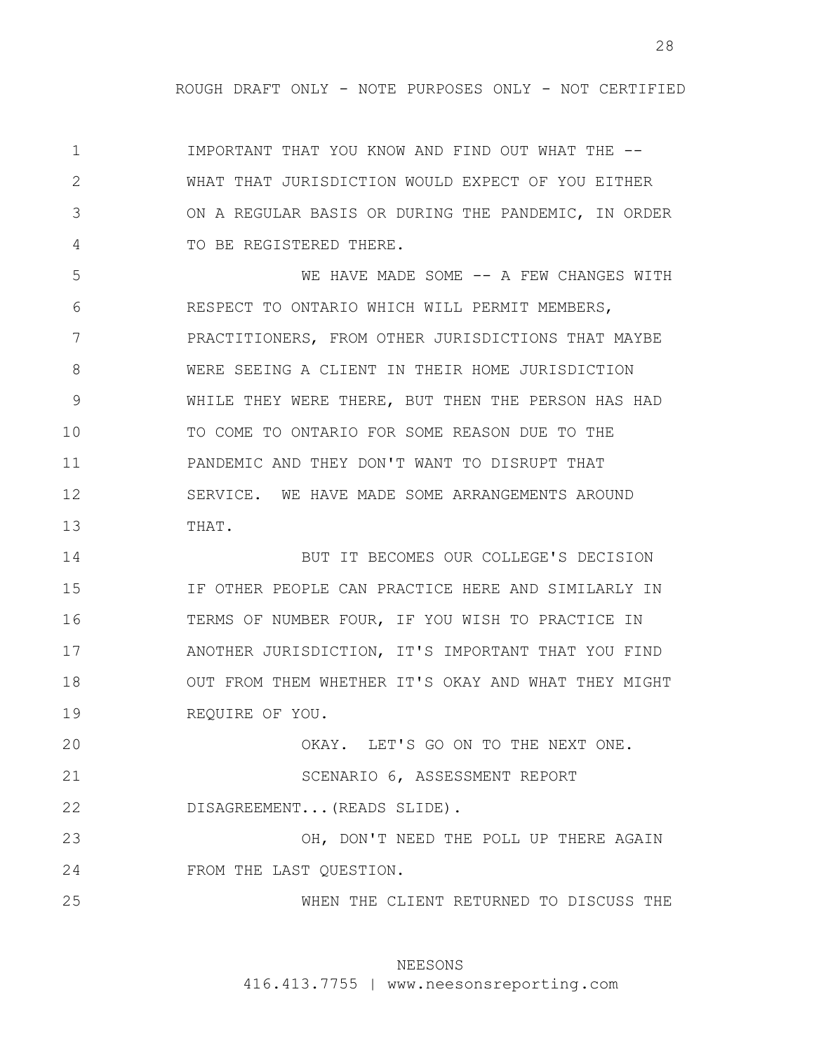IMPORTANT THAT YOU KNOW AND FIND OUT WHAT THE -- WHAT THAT JURISDICTION WOULD EXPECT OF YOU EITHER ON A REGULAR BASIS OR DURING THE PANDEMIC, IN ORDER TO BE REGISTERED THERE.

WE HAVE MADE SOME -- A FEW CHANGES WITH RESPECT TO ONTARIO WHICH WILL PERMIT MEMBERS, PRACTITIONERS, FROM OTHER JURISDICTIONS THAT MAYBE WERE SEEING A CLIENT IN THEIR HOME JURISDICTION WHILE THEY WERE THERE, BUT THEN THE PERSON HAS HAD TO COME TO ONTARIO FOR SOME REASON DUE TO THE PANDEMIC AND THEY DON'T WANT TO DISRUPT THAT SERVICE. WE HAVE MADE SOME ARRANGEMENTS AROUND THAT.

BUT IT BECOMES OUR COLLEGE'S DECISION IF OTHER PEOPLE CAN PRACTICE HERE AND SIMILARLY IN TERMS OF NUMBER FOUR, IF YOU WISH TO PRACTICE IN ANOTHER JURISDICTION, IT'S IMPORTANT THAT YOU FIND OUT FROM THEM WHETHER IT'S OKAY AND WHAT THEY MIGHT REQUIRE OF YOU.

OKAY. LET'S GO ON TO THE NEXT ONE.

SCENARIO 6, ASSESSMENT REPORT DISAGREEMENT...(READS SLIDE).

OH, DON'T NEED THE POLL UP THERE AGAIN FROM THE LAST QUESTION.

WHEN THE CLIENT RETURNED TO DISCUSS THE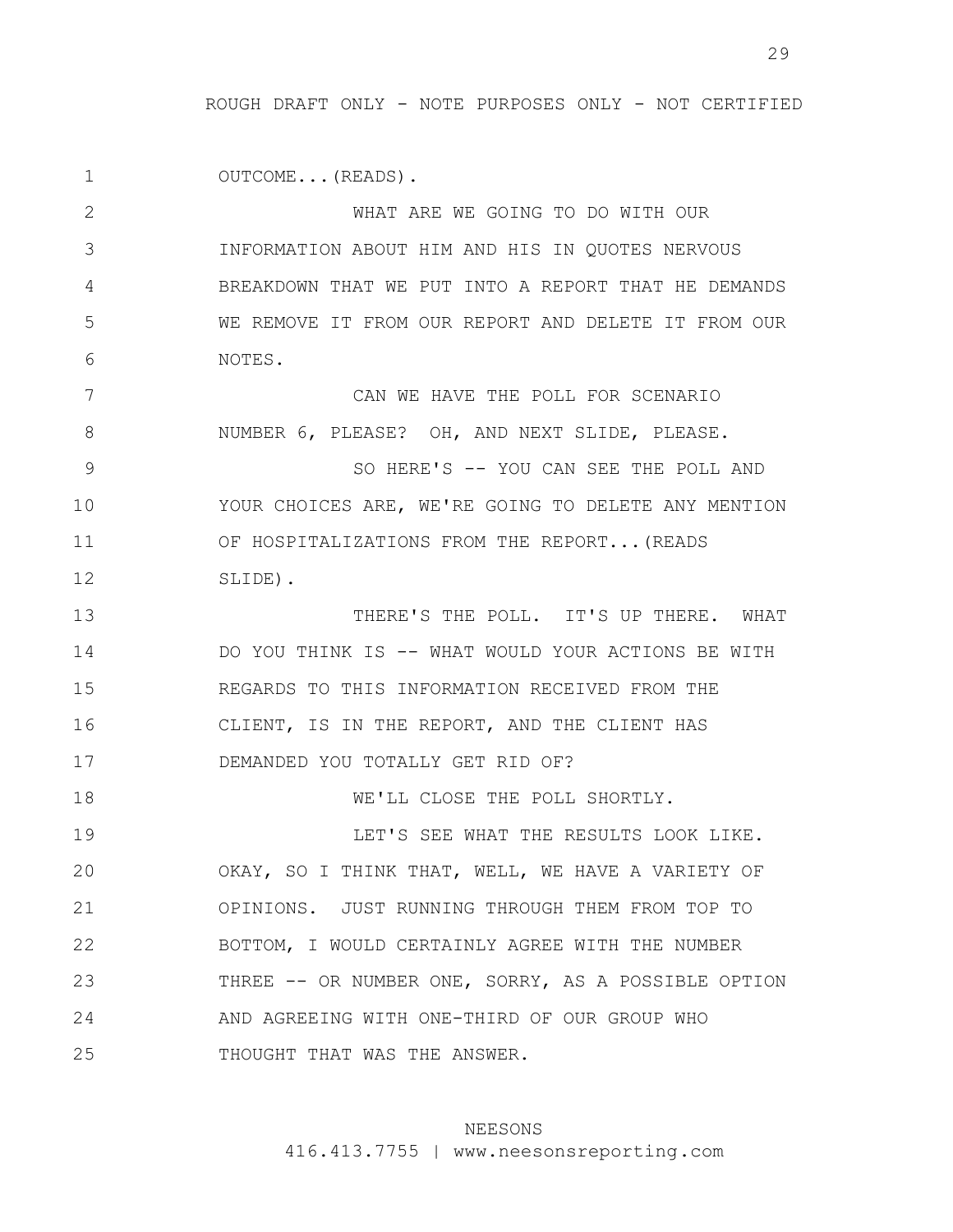ROUGH DRAFT ONLY - NOTE PURPOSES ONLY - NOT CERTIFIED

1 OUTCOME...(READS).

2 WHAT ARE WE GOING TO DO WITH OUR
3 INFORMATION ABOUT HIM AND HIS IN QUOTES NERVOUS
4 BREAKDOWN THAT WE PUT INTO A REPORT THAT HE DEMANDS
5 WE REMOVE IT FROM OUR REPORT AND DELETE IT FROM OUR
6 NOTES.

7 CAN WE HAVE THE POLL FOR SCENARIO
8 NUMBER 6, PLEASE? OH, AND NEXT SLIDE, PLEASE.

9 SO HERE'S -- YOU CAN SEE THE POLL AND
10 YOUR CHOICES ARE, WE'RE GOING TO DELETE ANY MENTION
11 OF HOSPITALIZATIONS FROM THE REPORT...(READS
12 SLIDE).

13 THERE'S THE POLL. IT'S UP THERE. WHAT
14 DO YOU THINK IS -- WHAT WOULD YOUR ACTIONS BE WITH
15 REGARDS TO THIS INFORMATION RECEIVED FROM THE
16 CLIENT, IS IN THE REPORT, AND THE CLIENT HAS
17 DEMANDED YOU TOTALLY GET RID OF?

18 WE'LL CLOSE THE POLL SHORTLY.

19 LET'S SEE WHAT THE RESULTS LOOK LIKE.
20 OKAY, SO I THINK THAT, WELL, WE HAVE A VARIETY OF
21 OPINIONS. JUST RUNNING THROUGH THEM FROM TOP TO
22 BOTTOM, I WOULD CERTAINLY AGREE WITH THE NUMBER
23 THREE -- OR NUMBER ONE, SORRY, AS A POSSIBLE OPTION
24 AND AGREEING WITH ONE-THIRD OF OUR GROUP WHO
25 THOUGHT THAT WAS THE ANSWER.

NEESONS
416.413.7755 | www.neesonsreporting.com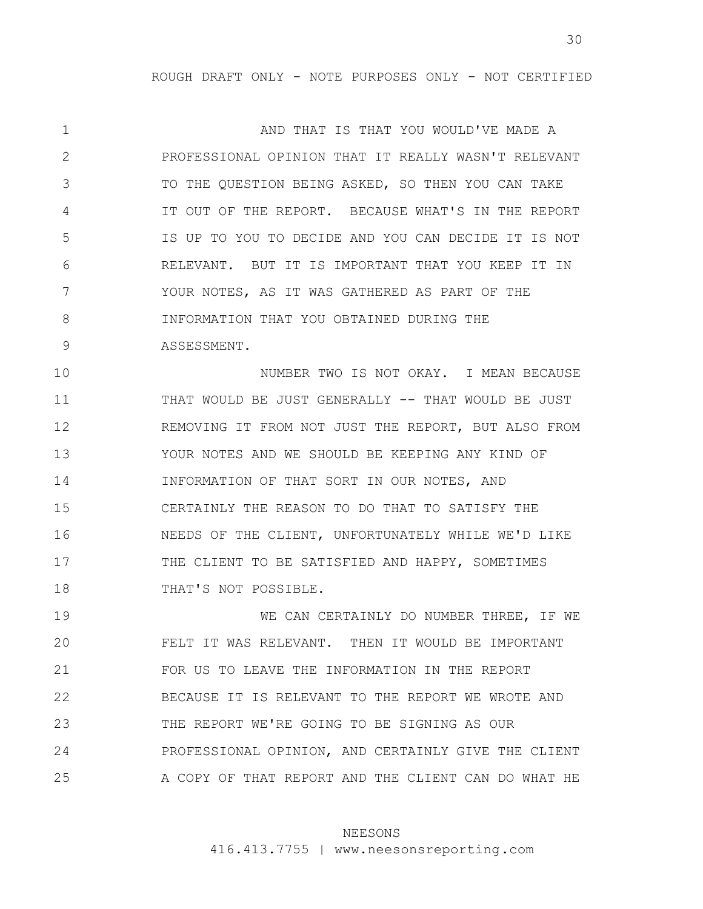ROUGH DRAFT ONLY - NOTE PURPOSES ONLY - NOT CERTIFIED

1 AND THAT IS THAT YOU WOULD'VE MADE A
2 PROFESSIONAL OPINION THAT IT REALLY WASN'T RELEVANT
3 TO THE QUESTION BEING ASKED, SO THEN YOU CAN TAKE
4 IT OUT OF THE REPORT. BECAUSE WHAT'S IN THE REPORT
5 IS UP TO YOU TO DECIDE AND YOU CAN DECIDE IT IS NOT
6 RELEVANT. BUT IT IS IMPORTANT THAT YOU KEEP IT IN
7 YOUR NOTES, AS IT WAS GATHERED AS PART OF THE
8 INFORMATION THAT YOU OBTAINED DURING THE
9 ASSESSMENT.
10 NUMBER TWO IS NOT OKAY. I MEAN BECAUSE
11 THAT WOULD BE JUST GENERALLY -- THAT WOULD BE JUST
12 REMOVING IT FROM NOT JUST THE REPORT, BUT ALSO FROM
13 YOUR NOTES AND WE SHOULD BE KEEPING ANY KIND OF
14 INFORMATION OF THAT SORT IN OUR NOTES, AND
15 CERTAINLY THE REASON TO DO THAT TO SATISFY THE
16 NEEDS OF THE CLIENT, UNFORTUNATELY WHILE WE'D LIKE
17 THE CLIENT TO BE SATISFIED AND HAPPY, SOMETIMES
18 THAT'S NOT POSSIBLE.
19 WE CAN CERTAINLY DO NUMBER THREE, IF WE
20 FELT IT WAS RELEVANT. THEN IT WOULD BE IMPORTANT
21 FOR US TO LEAVE THE INFORMATION IN THE REPORT
22 BECAUSE IT IS RELEVANT TO THE REPORT WE WROTE AND
23 THE REPORT WE'RE GOING TO BE SIGNING AS OUR
24 PROFESSIONAL OPINION, AND CERTAINLY GIVE THE CLIENT
25 A COPY OF THAT REPORT AND THE CLIENT CAN DO WHAT HE

NEESONS
416.413.7755 | www.neesonsreporting.com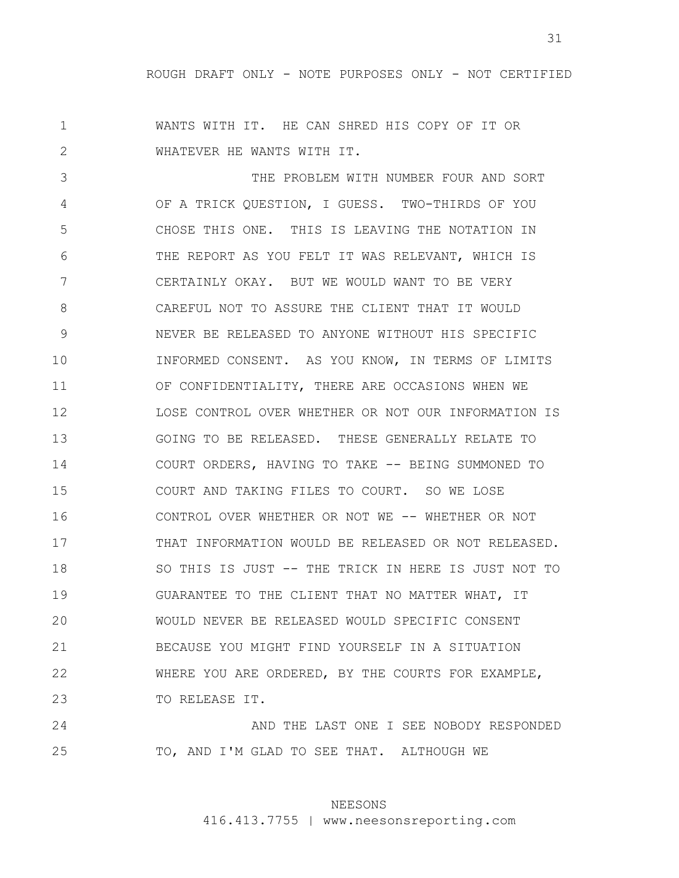ROUGH DRAFT ONLY - NOTE PURPOSES ONLY - NOT CERTIFIED

1 WANTS WITH IT. HE CAN SHRED HIS COPY OF IT OR
2 WHATEVER HE WANTS WITH IT.
3 THE PROBLEM WITH NUMBER FOUR AND SORT
4 OF A TRICK QUESTION, I GUESS. TWO-THIRDS OF YOU
5 CHOSE THIS ONE. THIS IS LEAVING THE NOTATION IN
6 THE REPORT AS YOU FELT IT WAS RELEVANT, WHICH IS
7 CERTAINLY OKAY. BUT WE WOULD WANT TO BE VERY
8 CAREFUL NOT TO ASSURE THE CLIENT THAT IT WOULD
9 NEVER BE RELEASED TO ANYONE WITHOUT HIS SPECIFIC
10 INFORMED CONSENT. AS YOU KNOW, IN TERMS OF LIMITS
11 OF CONFIDENTIALITY, THERE ARE OCCASIONS WHEN WE
12 LOSE CONTROL OVER WHETHER OR NOT OUR INFORMATION IS
13 GOING TO BE RELEASED. THESE GENERALLY RELATE TO
14 COURT ORDERS, HAVING TO TAKE -- BEING SUMMONED TO
15 COURT AND TAKING FILES TO COURT. SO WE LOSE
16 CONTROL OVER WHETHER OR NOT WE -- WHETHER OR NOT
17 THAT INFORMATION WOULD BE RELEASED OR NOT RELEASED.
18 SO THIS IS JUST -- THE TRICK IN HERE IS JUST NOT TO
19 GUARANTEE TO THE CLIENT THAT NO MATTER WHAT, IT
20 WOULD NEVER BE RELEASED WOULD SPECIFIC CONSENT
21 BECAUSE YOU MIGHT FIND YOURSELF IN A SITUATION
22 WHERE YOU ARE ORDERED, BY THE COURTS FOR EXAMPLE,
23 TO RELEASE IT.
24 AND THE LAST ONE I SEE NOBODY RESPONDED
25 TO, AND I'M GLAD TO SEE THAT. ALTHOUGH WE

NEESONS
416.413.7755 | www.neesonsreporting.com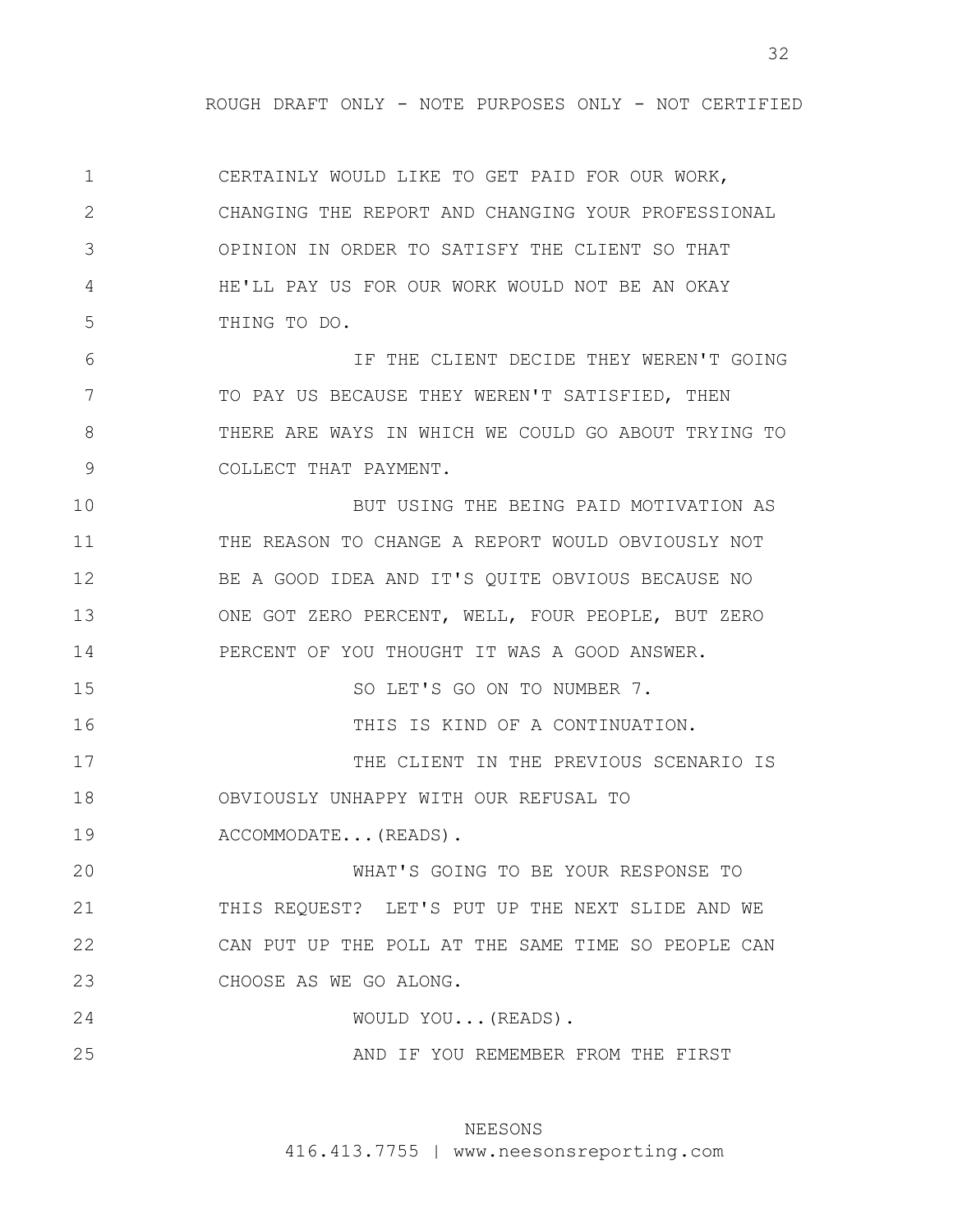CERTAINLY WOULD LIKE TO GET PAID FOR OUR WORK, CHANGING THE REPORT AND CHANGING YOUR PROFESSIONAL OPINION IN ORDER TO SATISFY THE CLIENT SO THAT HE'LL PAY US FOR OUR WORK WOULD NOT BE AN OKAY THING TO DO.

IF THE CLIENT DECIDE THEY WEREN'T GOING TO PAY US BECAUSE THEY WEREN'T SATISFIED, THEN THERE ARE WAYS IN WHICH WE COULD GO ABOUT TRYING TO COLLECT THAT PAYMENT.

BUT USING THE BEING PAID MOTIVATION AS THE REASON TO CHANGE A REPORT WOULD OBVIOUSLY NOT BE A GOOD IDEA AND IT'S QUITE OBVIOUS BECAUSE NO ONE GOT ZERO PERCENT, WELL, FOUR PEOPLE, BUT ZERO PERCENT OF YOU THOUGHT IT WAS A GOOD ANSWER.

SO LET'S GO ON TO NUMBER 7.

THIS IS KIND OF A CONTINUATION.

THE CLIENT IN THE PREVIOUS SCENARIO IS OBVIOUSLY UNHAPPY WITH OUR REFUSAL TO ACCOMMODATE...(READS).

WHAT'S GOING TO BE YOUR RESPONSE TO THIS REQUEST? LET'S PUT UP THE NEXT SLIDE AND WE CAN PUT UP THE POLL AT THE SAME TIME SO PEOPLE CAN CHOOSE AS WE GO ALONG.

WOULD YOU...(READS).

AND IF YOU REMEMBER FROM THE FIRST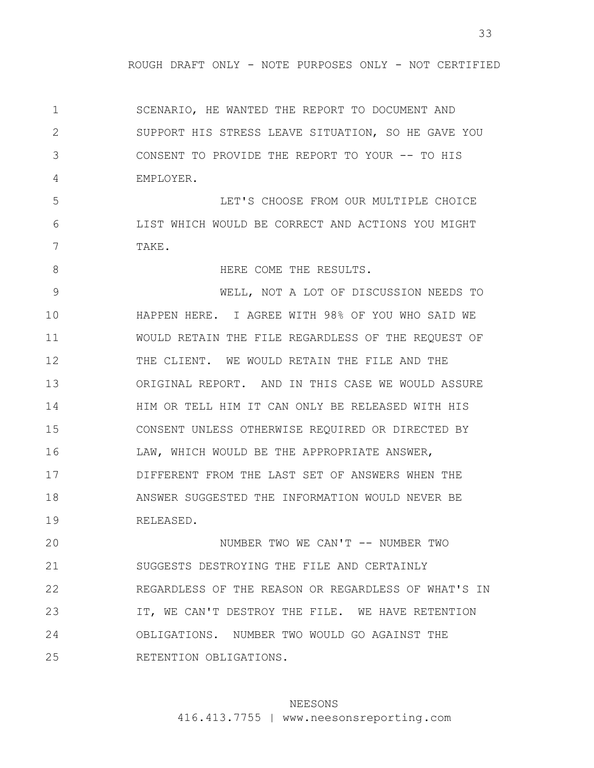SCENARIO, HE WANTED THE REPORT TO DOCUMENT AND SUPPORT HIS STRESS LEAVE SITUATION, SO HE GAVE YOU CONSENT TO PROVIDE THE REPORT TO YOUR -- TO HIS EMPLOYER.

LET'S CHOOSE FROM OUR MULTIPLE CHOICE LIST WHICH WOULD BE CORRECT AND ACTIONS YOU MIGHT TAKE.

HERE COME THE RESULTS.

WELL, NOT A LOT OF DISCUSSION NEEDS TO HAPPEN HERE. I AGREE WITH 98% OF YOU WHO SAID WE WOULD RETAIN THE FILE REGARDLESS OF THE REQUEST OF THE CLIENT. WE WOULD RETAIN THE FILE AND THE ORIGINAL REPORT. AND IN THIS CASE WE WOULD ASSURE HIM OR TELL HIM IT CAN ONLY BE RELEASED WITH HIS CONSENT UNLESS OTHERWISE REQUIRED OR DIRECTED BY LAW, WHICH WOULD BE THE APPROPRIATE ANSWER, DIFFERENT FROM THE LAST SET OF ANSWERS WHEN THE ANSWER SUGGESTED THE INFORMATION WOULD NEVER BE RELEASED.

NUMBER TWO WE CAN'T -- NUMBER TWO SUGGESTS DESTROYING THE FILE AND CERTAINLY REGARDLESS OF THE REASON OR REGARDLESS OF WHAT'S IN IT, WE CAN'T DESTROY THE FILE. WE HAVE RETENTION OBLIGATIONS. NUMBER TWO WOULD GO AGAINST THE RETENTION OBLIGATIONS.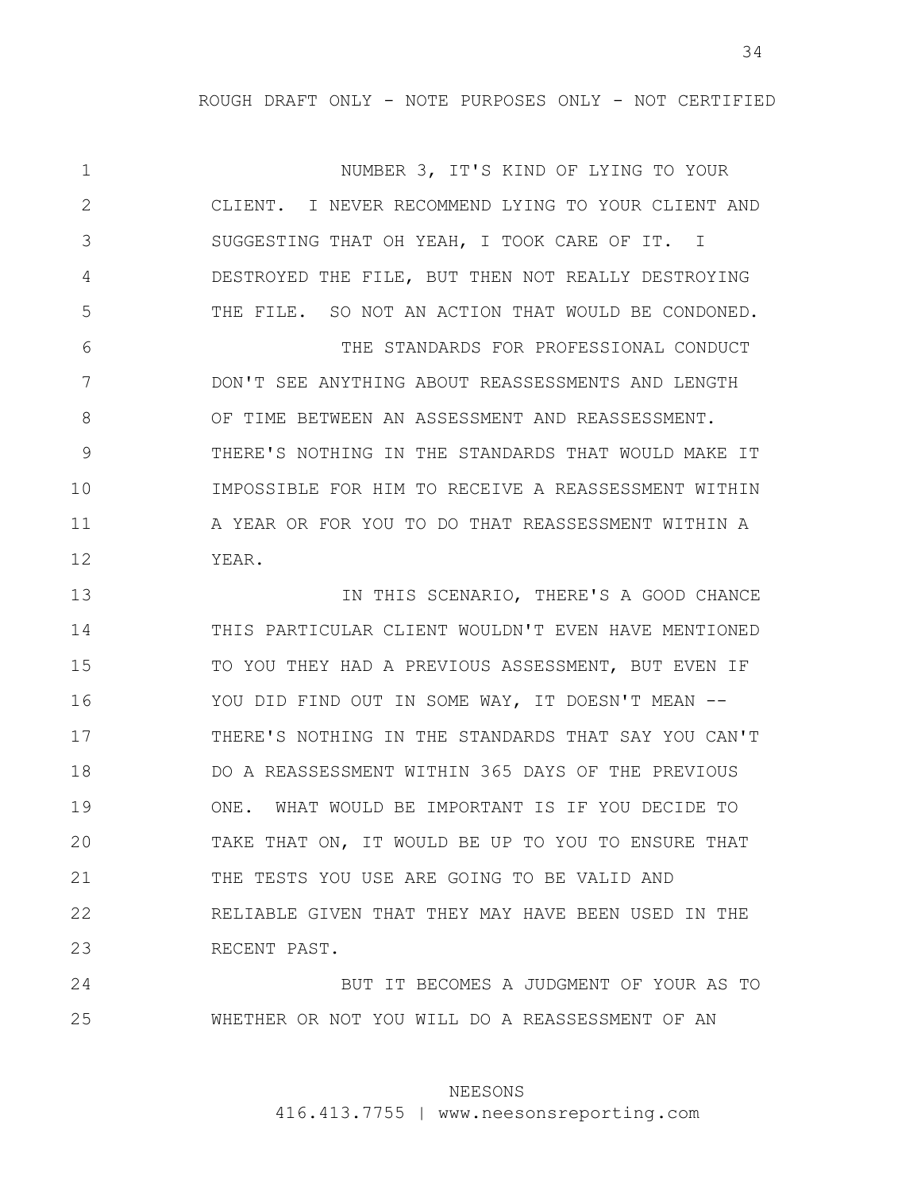NUMBER 3, IT'S KIND OF LYING TO YOUR CLIENT. I NEVER RECOMMEND LYING TO YOUR CLIENT AND SUGGESTING THAT OH YEAH, I TOOK CARE OF IT. I DESTROYED THE FILE, BUT THEN NOT REALLY DESTROYING THE FILE. SO NOT AN ACTION THAT WOULD BE CONDONED.

THE STANDARDS FOR PROFESSIONAL CONDUCT DON'T SEE ANYTHING ABOUT REASSESSMENTS AND LENGTH OF TIME BETWEEN AN ASSESSMENT AND REASSESSMENT. THERE'S NOTHING IN THE STANDARDS THAT WOULD MAKE IT IMPOSSIBLE FOR HIM TO RECEIVE A REASSESSMENT WITHIN A YEAR OR FOR YOU TO DO THAT REASSESSMENT WITHIN A YEAR.

IN THIS SCENARIO, THERE'S A GOOD CHANCE THIS PARTICULAR CLIENT WOULDN'T EVEN HAVE MENTIONED TO YOU THEY HAD A PREVIOUS ASSESSMENT, BUT EVEN IF YOU DID FIND OUT IN SOME WAY, IT DOESN'T MEAN -- THERE'S NOTHING IN THE STANDARDS THAT SAY YOU CAN'T DO A REASSESSMENT WITHIN 365 DAYS OF THE PREVIOUS ONE. WHAT WOULD BE IMPORTANT IS IF YOU DECIDE TO TAKE THAT ON, IT WOULD BE UP TO YOU TO ENSURE THAT THE TESTS YOU USE ARE GOING TO BE VALID AND RELIABLE GIVEN THAT THEY MAY HAVE BEEN USED IN THE RECENT PAST.

BUT IT BECOMES A JUDGMENT OF YOUR AS TO WHETHER OR NOT YOU WILL DO A REASSESSMENT OF AN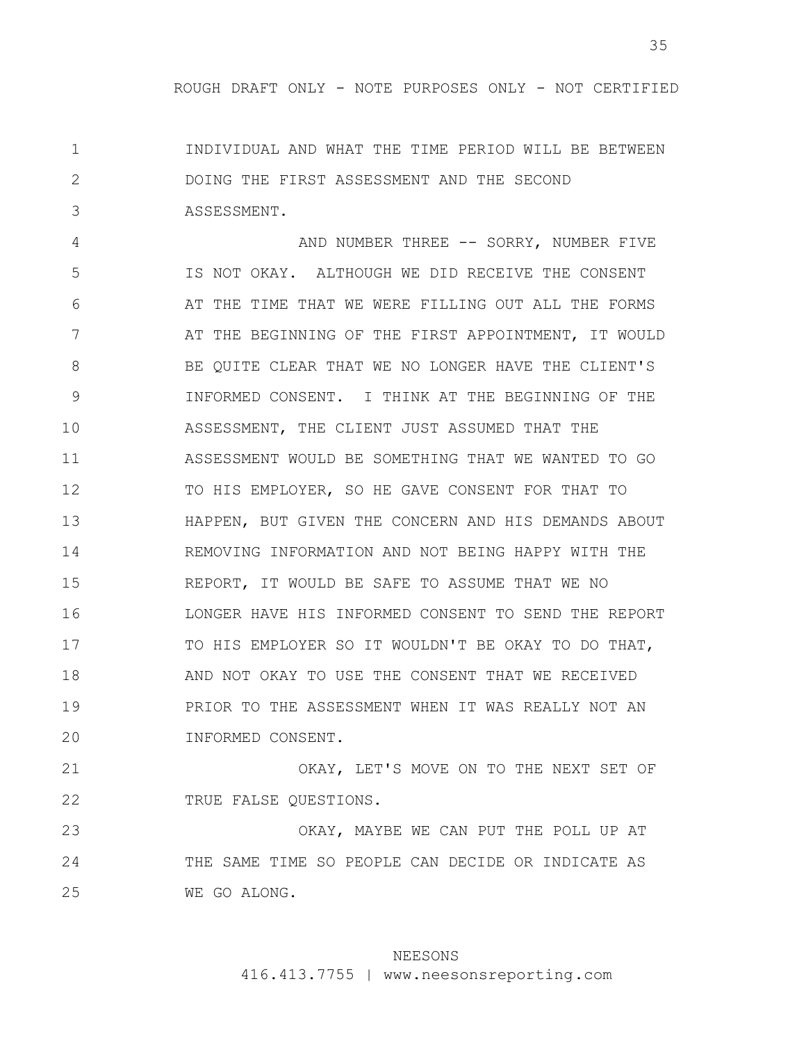INDIVIDUAL AND WHAT THE TIME PERIOD WILL BE BETWEEN DOING THE FIRST ASSESSMENT AND THE SECOND ASSESSMENT.

AND NUMBER THREE -- SORRY, NUMBER FIVE IS NOT OKAY. ALTHOUGH WE DID RECEIVE THE CONSENT AT THE TIME THAT WE WERE FILLING OUT ALL THE FORMS AT THE BEGINNING OF THE FIRST APPOINTMENT, IT WOULD BE QUITE CLEAR THAT WE NO LONGER HAVE THE CLIENT'S INFORMED CONSENT. I THINK AT THE BEGINNING OF THE ASSESSMENT, THE CLIENT JUST ASSUMED THAT THE ASSESSMENT WOULD BE SOMETHING THAT WE WANTED TO GO TO HIS EMPLOYER, SO HE GAVE CONSENT FOR THAT TO HAPPEN, BUT GIVEN THE CONCERN AND HIS DEMANDS ABOUT REMOVING INFORMATION AND NOT BEING HAPPY WITH THE REPORT, IT WOULD BE SAFE TO ASSUME THAT WE NO LONGER HAVE HIS INFORMED CONSENT TO SEND THE REPORT TO HIS EMPLOYER SO IT WOULDN'T BE OKAY TO DO THAT, AND NOT OKAY TO USE THE CONSENT THAT WE RECEIVED PRIOR TO THE ASSESSMENT WHEN IT WAS REALLY NOT AN INFORMED CONSENT.

OKAY, LET'S MOVE ON TO THE NEXT SET OF TRUE FALSE QUESTIONS.

OKAY, MAYBE WE CAN PUT THE POLL UP AT THE SAME TIME SO PEOPLE CAN DECIDE OR INDICATE AS WE GO ALONG.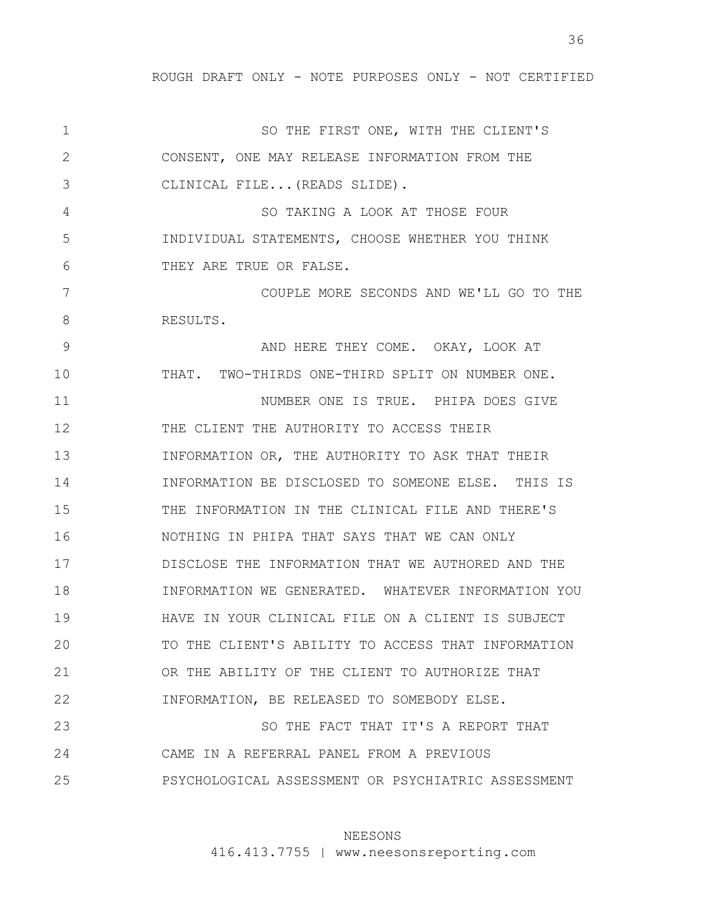ROUGH DRAFT ONLY - NOTE PURPOSES ONLY - NOT CERTIFIED

1 SO THE FIRST ONE, WITH THE CLIENT'S
2 CONSENT, ONE MAY RELEASE INFORMATION FROM THE
3 CLINICAL FILE...(READS SLIDE).
4 SO TAKING A LOOK AT THOSE FOUR
5 INDIVIDUAL STATEMENTS, CHOOSE WHETHER YOU THINK
6 THEY ARE TRUE OR FALSE.
7 COUPLE MORE SECONDS AND WE'LL GO TO THE
8 RESULTS.
9 AND HERE THEY COME. OKAY, LOOK AT
10 THAT. TWO-THIRDS ONE-THIRD SPLIT ON NUMBER ONE.
11 NUMBER ONE IS TRUE. PHIPA DOES GIVE
12 THE CLIENT THE AUTHORITY TO ACCESS THEIR
13 INFORMATION OR, THE AUTHORITY TO ASK THAT THEIR
14 INFORMATION BE DISCLOSED TO SOMEONE ELSE. THIS IS
15 THE INFORMATION IN THE CLINICAL FILE AND THERE'S
16 NOTHING IN PHIPA THAT SAYS THAT WE CAN ONLY
17 DISCLOSE THE INFORMATION THAT WE AUTHORED AND THE
18 INFORMATION WE GENERATED. WHATEVER INFORMATION YOU
19 HAVE IN YOUR CLINICAL FILE ON A CLIENT IS SUBJECT
20 TO THE CLIENT'S ABILITY TO ACCESS THAT INFORMATION
21 OR THE ABILITY OF THE CLIENT TO AUTHORIZE THAT
22 INFORMATION, BE RELEASED TO SOMEBODY ELSE.
23 SO THE FACT THAT IT'S A REPORT THAT
24 CAME IN A REFERRAL PANEL FROM A PREVIOUS
25 PSYCHOLOGICAL ASSESSMENT OR PSYCHIATRIC ASSESSMENT

NEESONS
416.413.7755 | www.neesonsreporting.com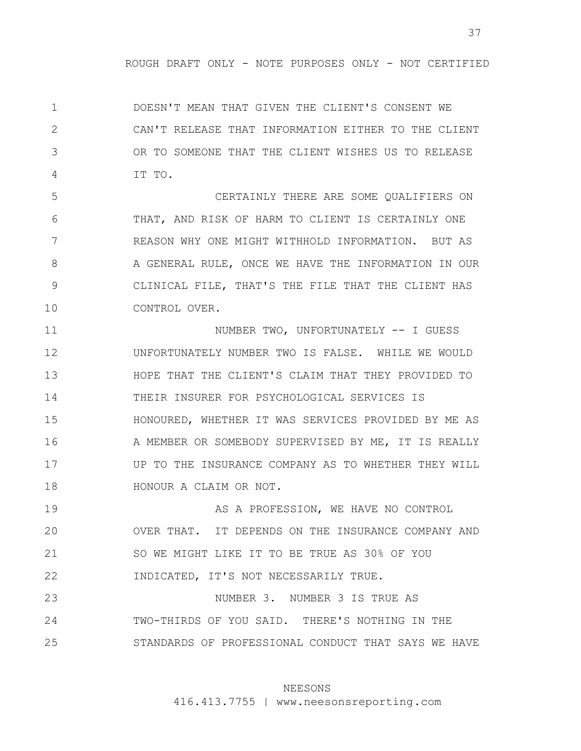ROUGH DRAFT ONLY - NOTE PURPOSES ONLY - NOT CERTIFIED

1 DOESN'T MEAN THAT GIVEN THE CLIENT'S CONSENT WE
2 CAN'T RELEASE THAT INFORMATION EITHER TO THE CLIENT
3 OR TO SOMEONE THAT THE CLIENT WISHES US TO RELEASE
4 IT TO.
5 CERTAINLY THERE ARE SOME QUALIFIERS ON
6 THAT, AND RISK OF HARM TO CLIENT IS CERTAINLY ONE
7 REASON WHY ONE MIGHT WITHHOLD INFORMATION. BUT AS
8 A GENERAL RULE, ONCE WE HAVE THE INFORMATION IN OUR
9 CLINICAL FILE, THAT'S THE FILE THAT THE CLIENT HAS
10 CONTROL OVER.
11 NUMBER TWO, UNFORTUNATELY -- I GUESS
12 UNFORTUNATELY NUMBER TWO IS FALSE. WHILE WE WOULD
13 HOPE THAT THE CLIENT'S CLAIM THAT THEY PROVIDED TO
14 THEIR INSURER FOR PSYCHOLOGICAL SERVICES IS
15 HONOURED, WHETHER IT WAS SERVICES PROVIDED BY ME AS
16 A MEMBER OR SOMEBODY SUPERVISED BY ME, IT IS REALLY
17 UP TO THE INSURANCE COMPANY AS TO WHETHER THEY WILL
18 HONOUR A CLAIM OR NOT.
19 AS A PROFESSION, WE HAVE NO CONTROL
20 OVER THAT. IT DEPENDS ON THE INSURANCE COMPANY AND
21 SO WE MIGHT LIKE IT TO BE TRUE AS 30% OF YOU
22 INDICATED, IT'S NOT NECESSARILY TRUE.
23 NUMBER 3. NUMBER 3 IS TRUE AS
24 TWO-THIRDS OF YOU SAID. THERE'S NOTHING IN THE
25 STANDARDS OF PROFESSIONAL CONDUCT THAT SAYS WE HAVE

NEESONS
416.413.7755 | www.neesonsreporting.com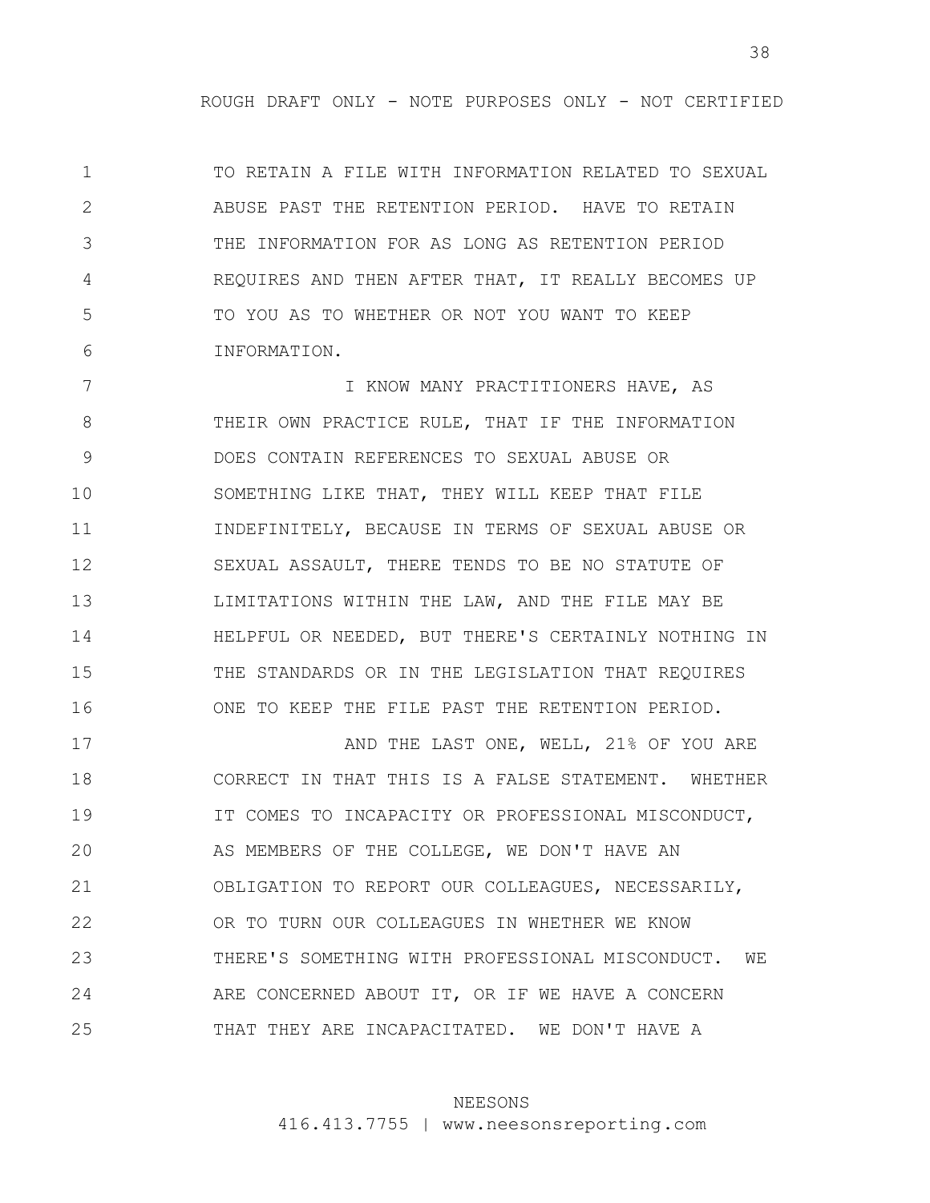TO RETAIN A FILE WITH INFORMATION RELATED TO SEXUAL ABUSE PAST THE RETENTION PERIOD. HAVE TO RETAIN THE INFORMATION FOR AS LONG AS RETENTION PERIOD REQUIRES AND THEN AFTER THAT, IT REALLY BECOMES UP TO YOU AS TO WHETHER OR NOT YOU WANT TO KEEP INFORMATION.

I KNOW MANY PRACTITIONERS HAVE, AS THEIR OWN PRACTICE RULE, THAT IF THE INFORMATION DOES CONTAIN REFERENCES TO SEXUAL ABUSE OR SOMETHING LIKE THAT, THEY WILL KEEP THAT FILE INDEFINITELY, BECAUSE IN TERMS OF SEXUAL ABUSE OR SEXUAL ASSAULT, THERE TENDS TO BE NO STATUTE OF LIMITATIONS WITHIN THE LAW, AND THE FILE MAY BE HELPFUL OR NEEDED, BUT THERE'S CERTAINLY NOTHING IN THE STANDARDS OR IN THE LEGISLATION THAT REQUIRES ONE TO KEEP THE FILE PAST THE RETENTION PERIOD.

AND THE LAST ONE, WELL, 21% OF YOU ARE CORRECT IN THAT THIS IS A FALSE STATEMENT. WHETHER IT COMES TO INCAPACITY OR PROFESSIONAL MISCONDUCT, AS MEMBERS OF THE COLLEGE, WE DON'T HAVE AN OBLIGATION TO REPORT OUR COLLEAGUES, NECESSARILY, OR TO TURN OUR COLLEAGUES IN WHETHER WE KNOW THERE'S SOMETHING WITH PROFESSIONAL MISCONDUCT. WE ARE CONCERNED ABOUT IT, OR IF WE HAVE A CONCERN THAT THEY ARE INCAPACITATED. WE DON'T HAVE A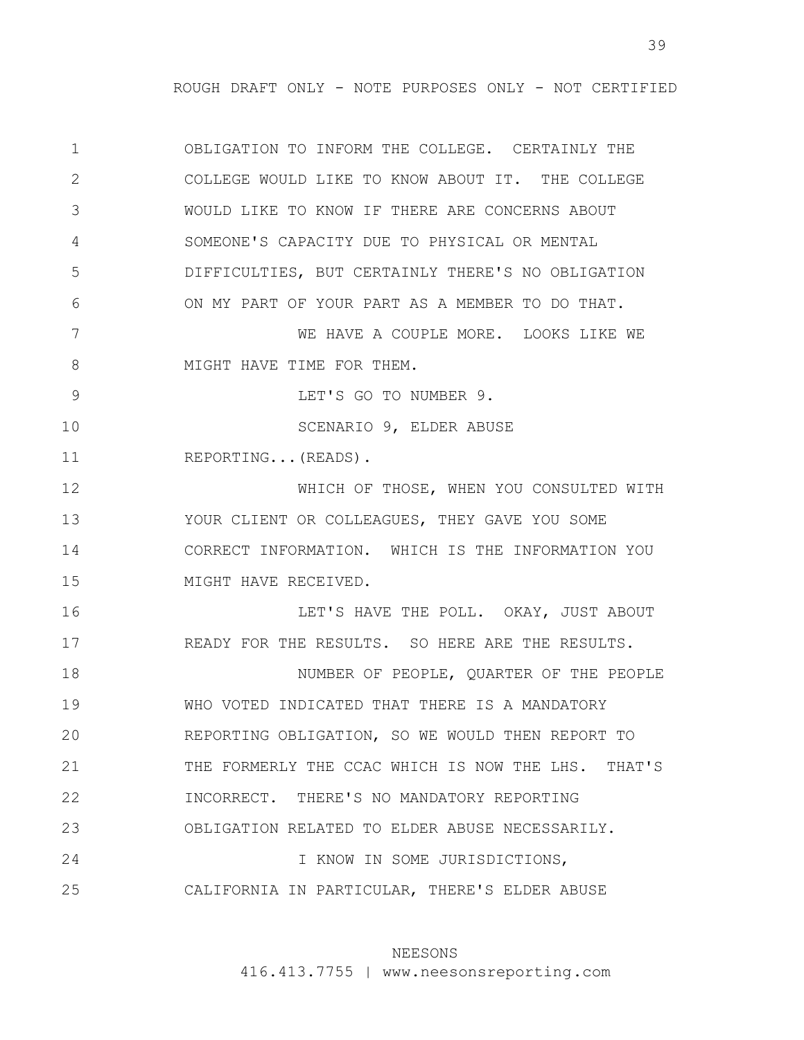OBLIGATION TO INFORM THE COLLEGE. CERTAINLY THE COLLEGE WOULD LIKE TO KNOW ABOUT IT. THE COLLEGE WOULD LIKE TO KNOW IF THERE ARE CONCERNS ABOUT SOMEONE'S CAPACITY DUE TO PHYSICAL OR MENTAL DIFFICULTIES, BUT CERTAINLY THERE'S NO OBLIGATION ON MY PART OF YOUR PART AS A MEMBER TO DO THAT.

WE HAVE A COUPLE MORE. LOOKS LIKE WE MIGHT HAVE TIME FOR THEM.

LET'S GO TO NUMBER 9.

SCENARIO 9, ELDER ABUSE REPORTING...(READS).

WHICH OF THOSE, WHEN YOU CONSULTED WITH YOUR CLIENT OR COLLEAGUES, THEY GAVE YOU SOME CORRECT INFORMATION. WHICH IS THE INFORMATION YOU MIGHT HAVE RECEIVED.

LET'S HAVE THE POLL. OKAY, JUST ABOUT READY FOR THE RESULTS. SO HERE ARE THE RESULTS.

NUMBER OF PEOPLE, QUARTER OF THE PEOPLE WHO VOTED INDICATED THAT THERE IS A MANDATORY REPORTING OBLIGATION, SO WE WOULD THEN REPORT TO THE FORMERLY THE CCAC WHICH IS NOW THE LHS. THAT'S INCORRECT. THERE'S NO MANDATORY REPORTING OBLIGATION RELATED TO ELDER ABUSE NECESSARILY.

I KNOW IN SOME JURISDICTIONS, CALIFORNIA IN PARTICULAR, THERE'S ELDER ABUSE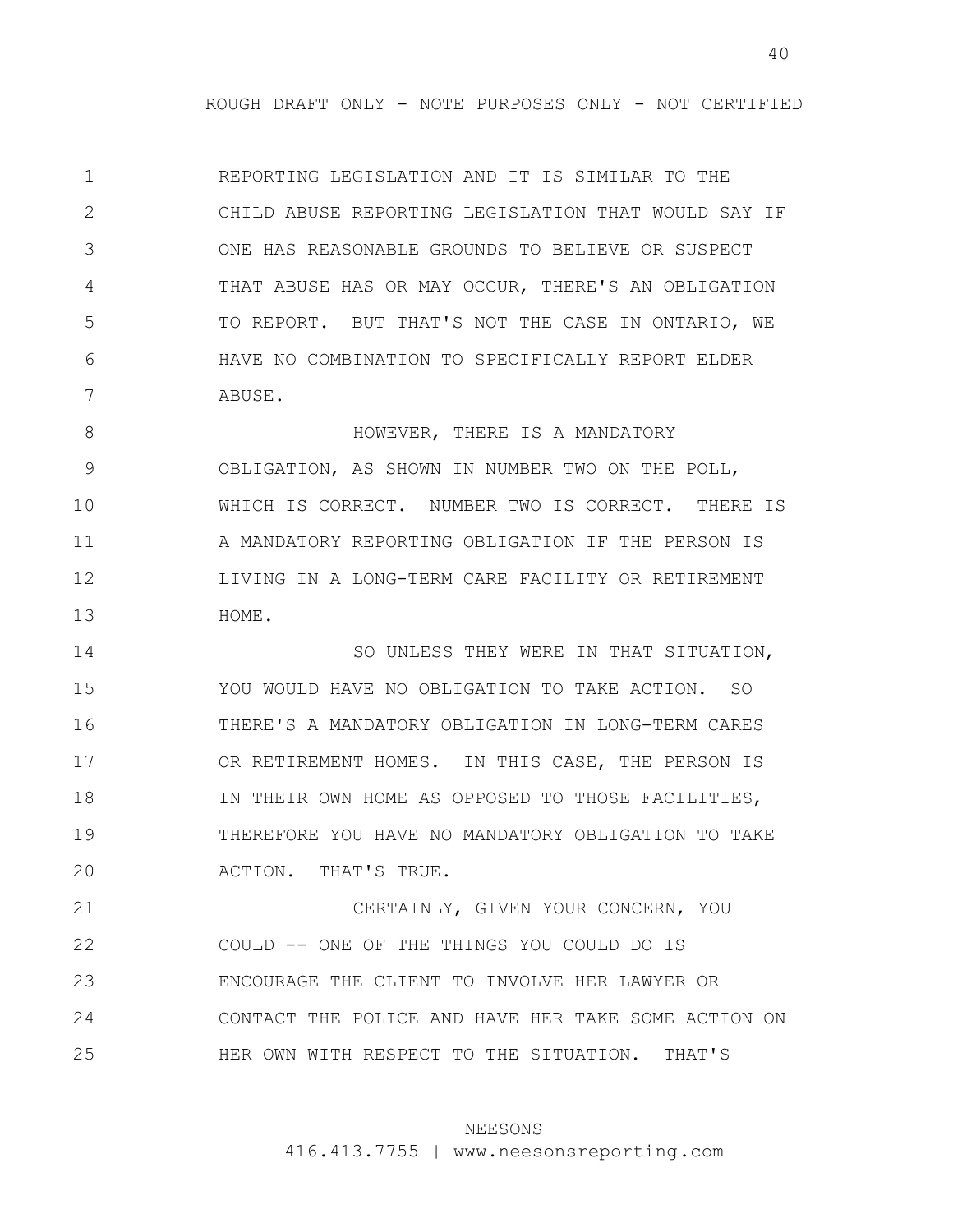REPORTING LEGISLATION AND IT IS SIMILAR TO THE CHILD ABUSE REPORTING LEGISLATION THAT WOULD SAY IF ONE HAS REASONABLE GROUNDS TO BELIEVE OR SUSPECT THAT ABUSE HAS OR MAY OCCUR, THERE'S AN OBLIGATION TO REPORT. BUT THAT'S NOT THE CASE IN ONTARIO, WE HAVE NO COMBINATION TO SPECIFICALLY REPORT ELDER ABUSE.

HOWEVER, THERE IS A MANDATORY OBLIGATION, AS SHOWN IN NUMBER TWO ON THE POLL, WHICH IS CORRECT. NUMBER TWO IS CORRECT. THERE IS A MANDATORY REPORTING OBLIGATION IF THE PERSON IS LIVING IN A LONG-TERM CARE FACILITY OR RETIREMENT HOME.

SO UNLESS THEY WERE IN THAT SITUATION, YOU WOULD HAVE NO OBLIGATION TO TAKE ACTION. SO THERE'S A MANDATORY OBLIGATION IN LONG-TERM CARES OR RETIREMENT HOMES. IN THIS CASE, THE PERSON IS IN THEIR OWN HOME AS OPPOSED TO THOSE FACILITIES, THEREFORE YOU HAVE NO MANDATORY OBLIGATION TO TAKE ACTION. THAT'S TRUE.

CERTAINLY, GIVEN YOUR CONCERN, YOU COULD -- ONE OF THE THINGS YOU COULD DO IS ENCOURAGE THE CLIENT TO INVOLVE HER LAWYER OR CONTACT THE POLICE AND HAVE HER TAKE SOME ACTION ON HER OWN WITH RESPECT TO THE SITUATION. THAT'S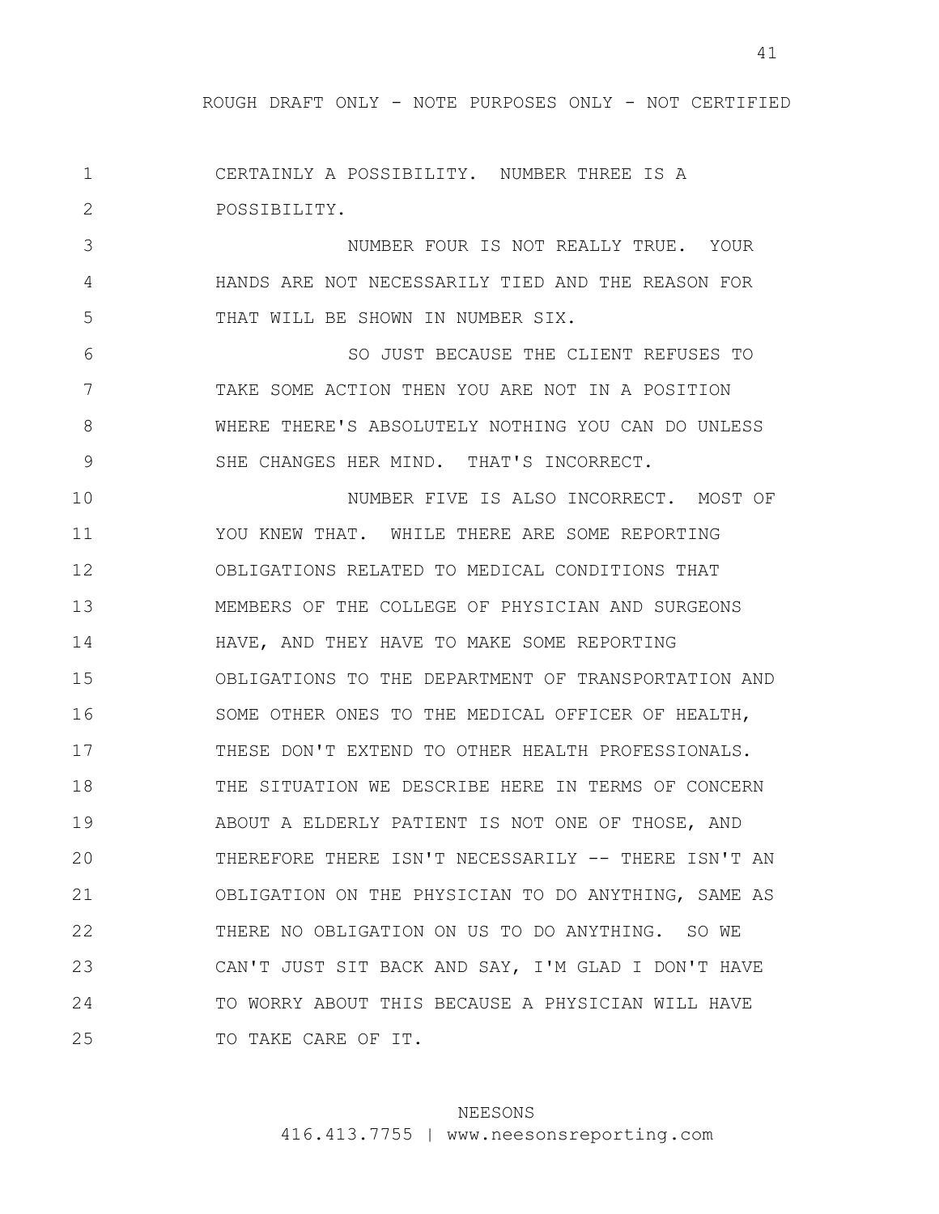CERTAINLY A POSSIBILITY. NUMBER THREE IS A POSSIBILITY.

NUMBER FOUR IS NOT REALLY TRUE. YOUR HANDS ARE NOT NECESSARILY TIED AND THE REASON FOR THAT WILL BE SHOWN IN NUMBER SIX.

SO JUST BECAUSE THE CLIENT REFUSES TO TAKE SOME ACTION THEN YOU ARE NOT IN A POSITION WHERE THERE'S ABSOLUTELY NOTHING YOU CAN DO UNLESS SHE CHANGES HER MIND. THAT'S INCORRECT.

NUMBER FIVE IS ALSO INCORRECT. MOST OF YOU KNEW THAT. WHILE THERE ARE SOME REPORTING OBLIGATIONS RELATED TO MEDICAL CONDITIONS THAT MEMBERS OF THE COLLEGE OF PHYSICIAN AND SURGEONS HAVE, AND THEY HAVE TO MAKE SOME REPORTING OBLIGATIONS TO THE DEPARTMENT OF TRANSPORTATION AND SOME OTHER ONES TO THE MEDICAL OFFICER OF HEALTH, THESE DON'T EXTEND TO OTHER HEALTH PROFESSIONALS. THE SITUATION WE DESCRIBE HERE IN TERMS OF CONCERN ABOUT A ELDERLY PATIENT IS NOT ONE OF THOSE, AND THEREFORE THERE ISN'T NECESSARILY -- THERE ISN'T AN OBLIGATION ON THE PHYSICIAN TO DO ANYTHING, SAME AS THERE NO OBLIGATION ON US TO DO ANYTHING. SO WE CAN'T JUST SIT BACK AND SAY, I'M GLAD I DON'T HAVE TO WORRY ABOUT THIS BECAUSE A PHYSICIAN WILL HAVE TO TAKE CARE OF IT.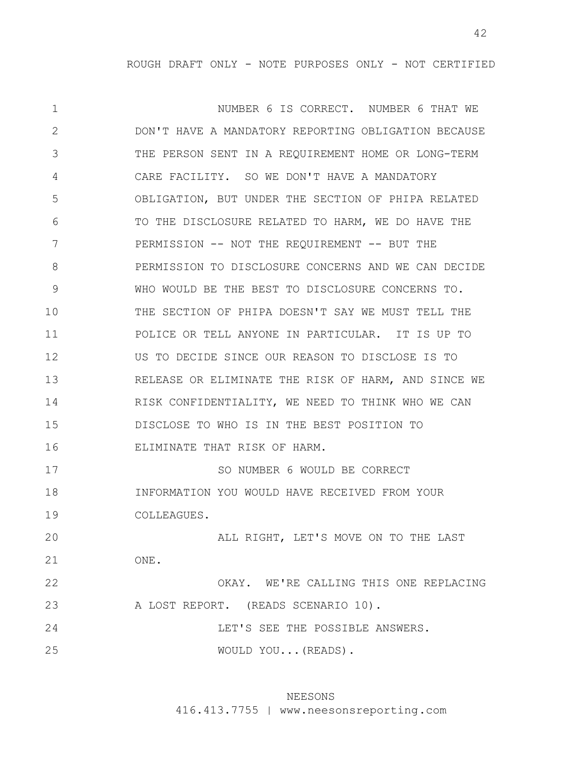NUMBER 6 IS CORRECT. NUMBER 6 THAT WE DON'T HAVE A MANDATORY REPORTING OBLIGATION BECAUSE THE PERSON SENT IN A REQUIREMENT HOME OR LONG-TERM CARE FACILITY. SO WE DON'T HAVE A MANDATORY OBLIGATION, BUT UNDER THE SECTION OF PHIPA RELATED TO THE DISCLOSURE RELATED TO HARM, WE DO HAVE THE PERMISSION -- NOT THE REQUIREMENT -- BUT THE PERMISSION TO DISCLOSURE CONCERNS AND WE CAN DECIDE WHO WOULD BE THE BEST TO DISCLOSURE CONCERNS TO. THE SECTION OF PHIPA DOESN'T SAY WE MUST TELL THE POLICE OR TELL ANYONE IN PARTICULAR. IT IS UP TO US TO DECIDE SINCE OUR REASON TO DISCLOSE IS TO RELEASE OR ELIMINATE THE RISK OF HARM, AND SINCE WE RISK CONFIDENTIALITY, WE NEED TO THINK WHO WE CAN DISCLOSE TO WHO IS IN THE BEST POSITION TO ELIMINATE THAT RISK OF HARM.

SO NUMBER 6 WOULD BE CORRECT INFORMATION YOU WOULD HAVE RECEIVED FROM YOUR COLLEAGUES.

ALL RIGHT, LET'S MOVE ON TO THE LAST ONE.

OKAY. WE'RE CALLING THIS ONE REPLACING A LOST REPORT. (READS SCENARIO 10).

LET'S SEE THE POSSIBLE ANSWERS.

WOULD YOU...(READS).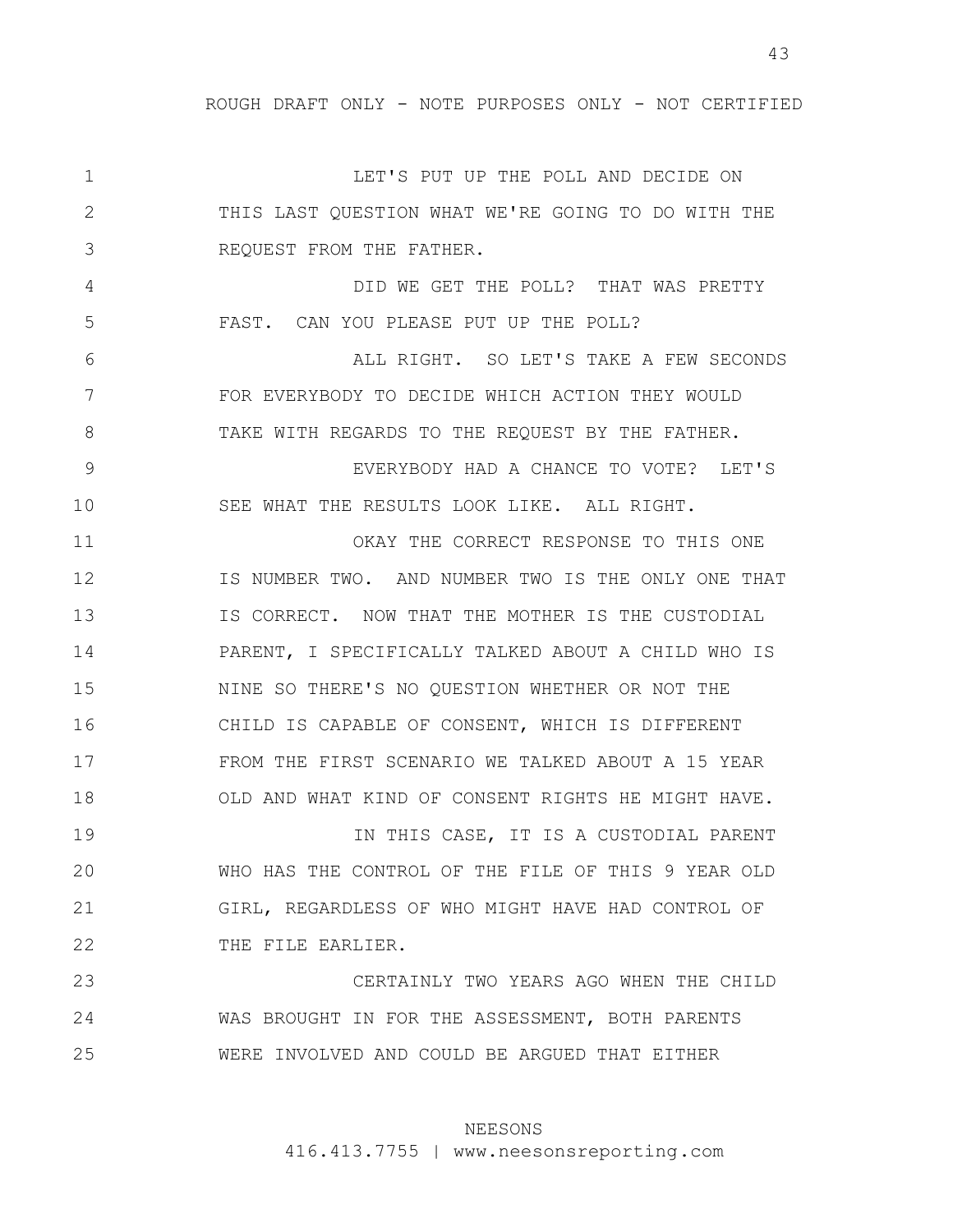LET'S PUT UP THE POLL AND DECIDE ON THIS LAST QUESTION WHAT WE'RE GOING TO DO WITH THE REQUEST FROM THE FATHER.

DID WE GET THE POLL? THAT WAS PRETTY FAST. CAN YOU PLEASE PUT UP THE POLL?

ALL RIGHT. SO LET'S TAKE A FEW SECONDS FOR EVERYBODY TO DECIDE WHICH ACTION THEY WOULD TAKE WITH REGARDS TO THE REQUEST BY THE FATHER.

EVERYBODY HAD A CHANCE TO VOTE? LET'S SEE WHAT THE RESULTS LOOK LIKE. ALL RIGHT.

OKAY THE CORRECT RESPONSE TO THIS ONE IS NUMBER TWO. AND NUMBER TWO IS THE ONLY ONE THAT IS CORRECT. NOW THAT THE MOTHER IS THE CUSTODIAL PARENT, I SPECIFICALLY TALKED ABOUT A CHILD WHO IS NINE SO THERE'S NO QUESTION WHETHER OR NOT THE CHILD IS CAPABLE OF CONSENT, WHICH IS DIFFERENT FROM THE FIRST SCENARIO WE TALKED ABOUT A 15 YEAR OLD AND WHAT KIND OF CONSENT RIGHTS HE MIGHT HAVE.

IN THIS CASE, IT IS A CUSTODIAL PARENT WHO HAS THE CONTROL OF THE FILE OF THIS 9 YEAR OLD GIRL, REGARDLESS OF WHO MIGHT HAVE HAD CONTROL OF THE FILE EARLIER.

CERTAINLY TWO YEARS AGO WHEN THE CHILD WAS BROUGHT IN FOR THE ASSESSMENT, BOTH PARENTS WERE INVOLVED AND COULD BE ARGUED THAT EITHER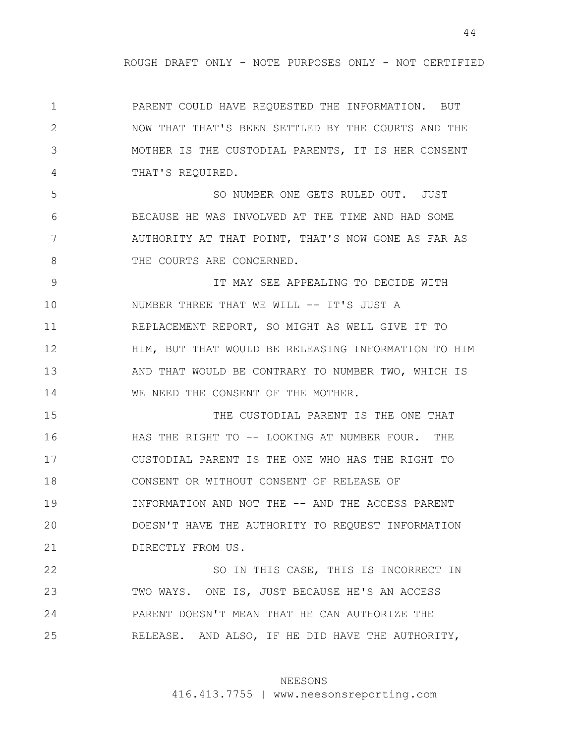PARENT COULD HAVE REQUESTED THE INFORMATION. BUT NOW THAT THAT'S BEEN SETTLED BY THE COURTS AND THE MOTHER IS THE CUSTODIAL PARENTS, IT IS HER CONSENT THAT'S REQUIRED.

SO NUMBER ONE GETS RULED OUT. JUST BECAUSE HE WAS INVOLVED AT THE TIME AND HAD SOME AUTHORITY AT THAT POINT, THAT'S NOW GONE AS FAR AS THE COURTS ARE CONCERNED.

IT MAY SEE APPEALING TO DECIDE WITH NUMBER THREE THAT WE WILL -- IT'S JUST A REPLACEMENT REPORT, SO MIGHT AS WELL GIVE IT TO HIM, BUT THAT WOULD BE RELEASING INFORMATION TO HIM AND THAT WOULD BE CONTRARY TO NUMBER TWO, WHICH IS WE NEED THE CONSENT OF THE MOTHER.

THE CUSTODIAL PARENT IS THE ONE THAT HAS THE RIGHT TO -- LOOKING AT NUMBER FOUR. THE CUSTODIAL PARENT IS THE ONE WHO HAS THE RIGHT TO CONSENT OR WITHOUT CONSENT OF RELEASE OF INFORMATION AND NOT THE -- AND THE ACCESS PARENT DOESN'T HAVE THE AUTHORITY TO REQUEST INFORMATION DIRECTLY FROM US.

SO IN THIS CASE, THIS IS INCORRECT IN TWO WAYS. ONE IS, JUST BECAUSE HE'S AN ACCESS PARENT DOESN'T MEAN THAT HE CAN AUTHORIZE THE RELEASE. AND ALSO, IF HE DID HAVE THE AUTHORITY,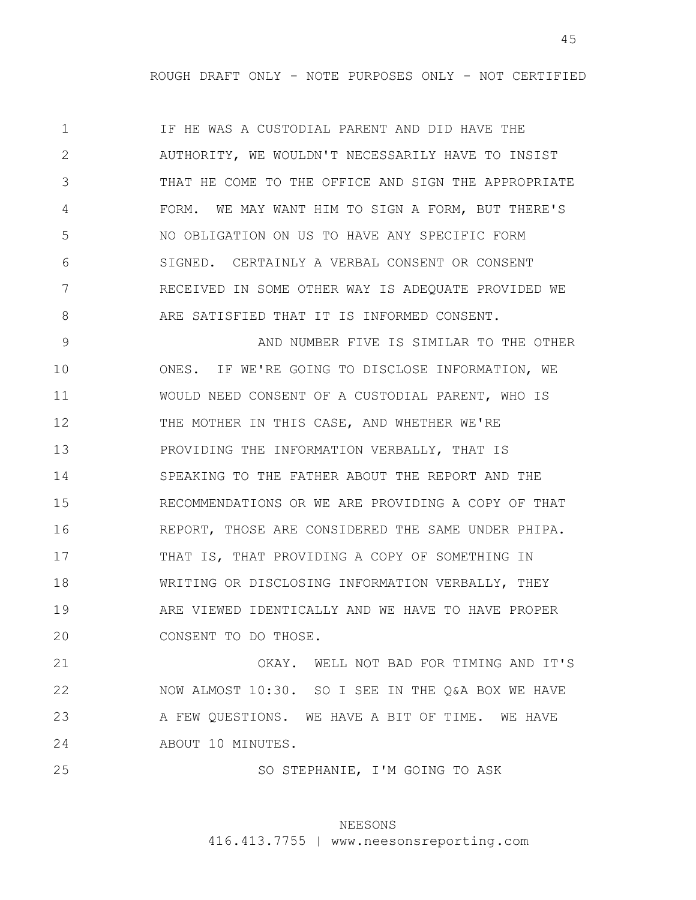IF HE WAS A CUSTODIAL PARENT AND DID HAVE THE AUTHORITY, WE WOULDN'T NECESSARILY HAVE TO INSIST THAT HE COME TO THE OFFICE AND SIGN THE APPROPRIATE FORM. WE MAY WANT HIM TO SIGN A FORM, BUT THERE'S NO OBLIGATION ON US TO HAVE ANY SPECIFIC FORM SIGNED. CERTAINLY A VERBAL CONSENT OR CONSENT RECEIVED IN SOME OTHER WAY IS ADEQUATE PROVIDED WE ARE SATISFIED THAT IT IS INFORMED CONSENT.

AND NUMBER FIVE IS SIMILAR TO THE OTHER ONES. IF WE'RE GOING TO DISCLOSE INFORMATION, WE WOULD NEED CONSENT OF A CUSTODIAL PARENT, WHO IS THE MOTHER IN THIS CASE, AND WHETHER WE'RE PROVIDING THE INFORMATION VERBALLY, THAT IS SPEAKING TO THE FATHER ABOUT THE REPORT AND THE RECOMMENDATIONS OR WE ARE PROVIDING A COPY OF THAT REPORT, THOSE ARE CONSIDERED THE SAME UNDER PHIPA. THAT IS, THAT PROVIDING A COPY OF SOMETHING IN WRITING OR DISCLOSING INFORMATION VERBALLY, THEY ARE VIEWED IDENTICALLY AND WE HAVE TO HAVE PROPER CONSENT TO DO THOSE.

OKAY. WELL NOT BAD FOR TIMING AND IT'S NOW ALMOST 10:30. SO I SEE IN THE Q&A BOX WE HAVE A FEW QUESTIONS. WE HAVE A BIT OF TIME. WE HAVE ABOUT 10 MINUTES.

SO STEPHANIE, I'M GOING TO ASK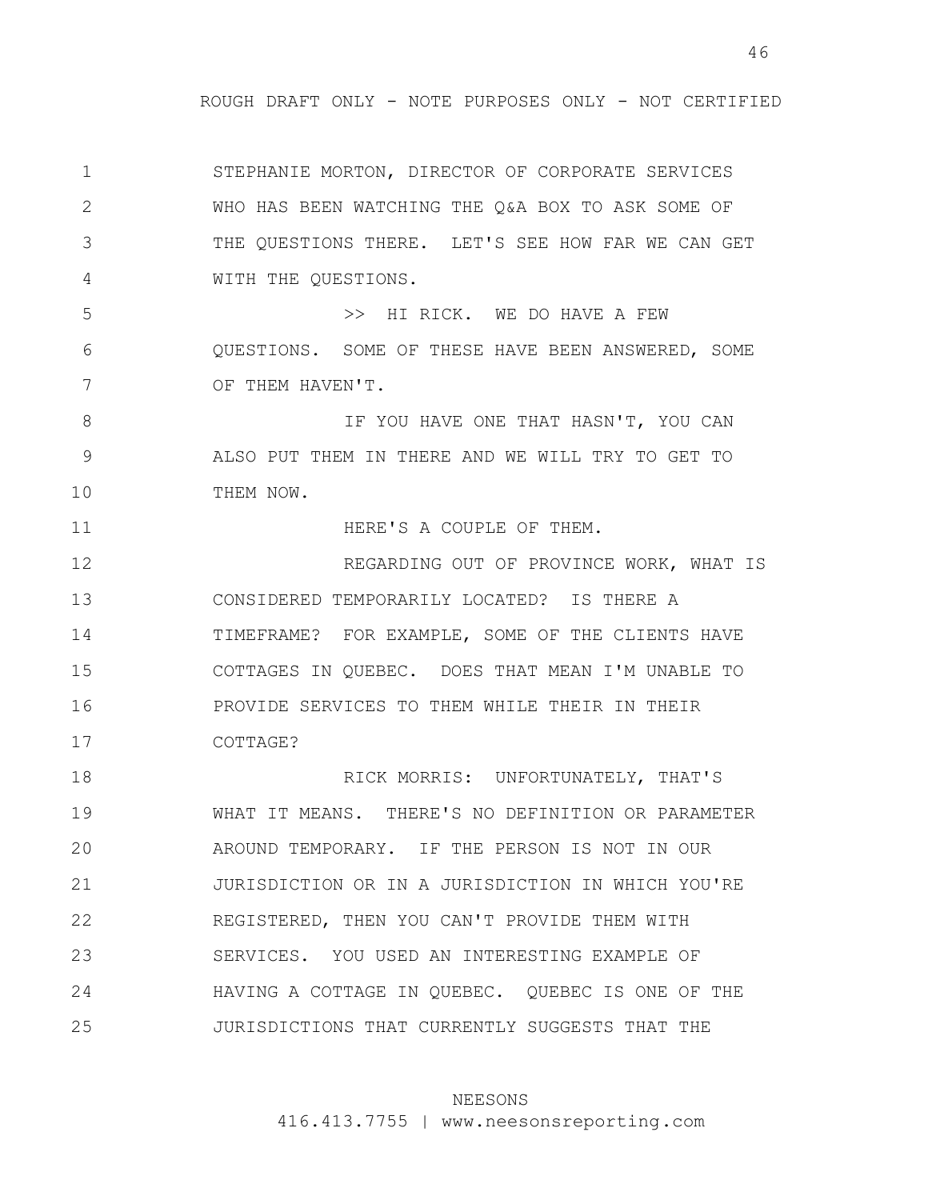STEPHANIE MORTON, DIRECTOR OF CORPORATE SERVICES WHO HAS BEEN WATCHING THE Q&A BOX TO ASK SOME OF THE QUESTIONS THERE. LET'S SEE HOW FAR WE CAN GET WITH THE QUESTIONS.

>> HI RICK. WE DO HAVE A FEW QUESTIONS. SOME OF THESE HAVE BEEN ANSWERED, SOME OF THEM HAVEN'T.

IF YOU HAVE ONE THAT HASN'T, YOU CAN ALSO PUT THEM IN THERE AND WE WILL TRY TO GET TO THEM NOW.

HERE'S A COUPLE OF THEM.

REGARDING OUT OF PROVINCE WORK, WHAT IS CONSIDERED TEMPORARILY LOCATED? IS THERE A TIMEFRAME? FOR EXAMPLE, SOME OF THE CLIENTS HAVE COTTAGES IN QUEBEC. DOES THAT MEAN I'M UNABLE TO PROVIDE SERVICES TO THEM WHILE THEIR IN THEIR COTTAGE?

RICK MORRIS: UNFORTUNATELY, THAT'S WHAT IT MEANS. THERE'S NO DEFINITION OR PARAMETER AROUND TEMPORARY. IF THE PERSON IS NOT IN OUR JURISDICTION OR IN A JURISDICTION IN WHICH YOU'RE REGISTERED, THEN YOU CAN'T PROVIDE THEM WITH SERVICES. YOU USED AN INTERESTING EXAMPLE OF HAVING A COTTAGE IN QUEBEC. QUEBEC IS ONE OF THE JURISDICTIONS THAT CURRENTLY SUGGESTS THAT THE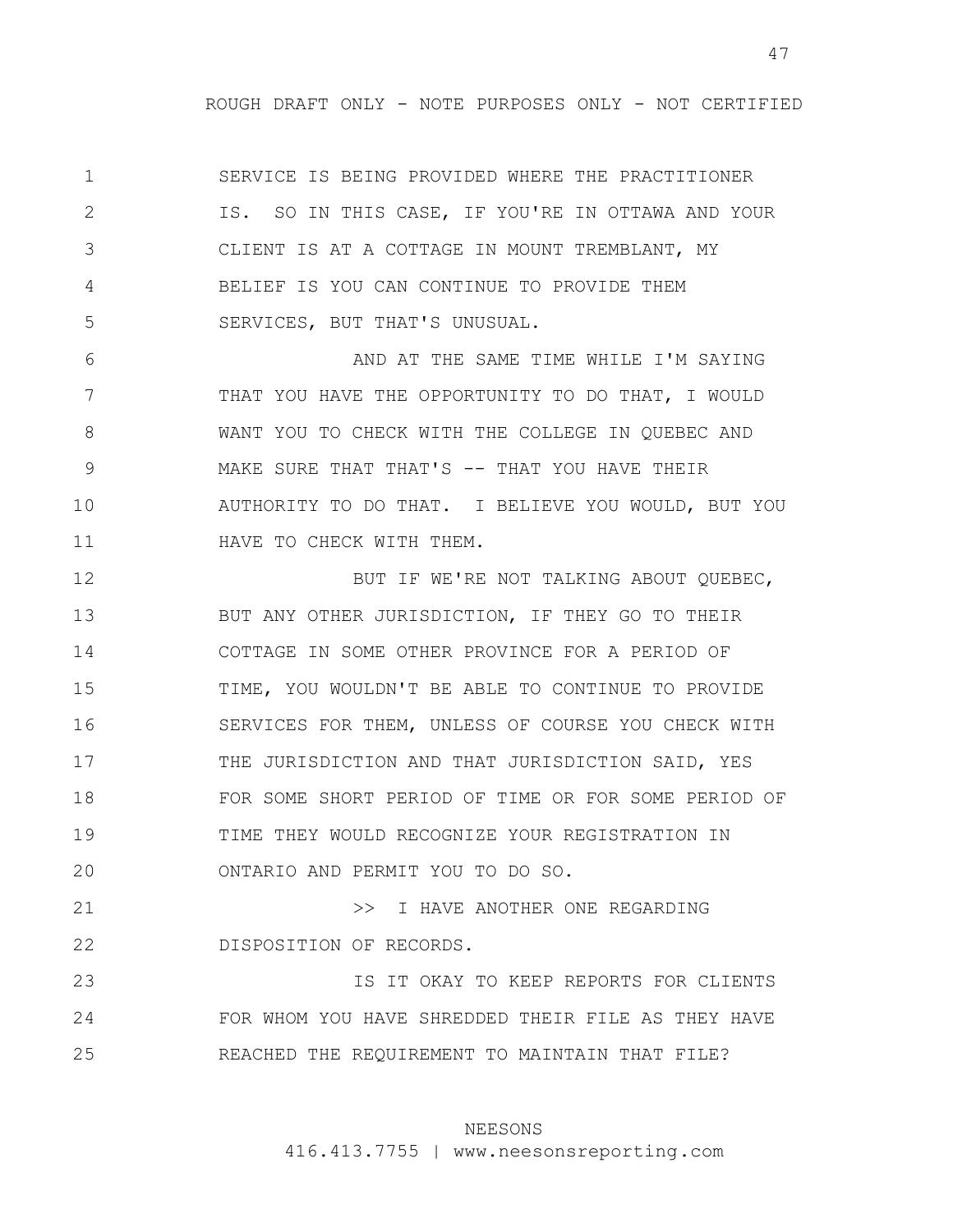SERVICE IS BEING PROVIDED WHERE THE PRACTITIONER IS. SO IN THIS CASE, IF YOU'RE IN OTTAWA AND YOUR CLIENT IS AT A COTTAGE IN MOUNT TREMBLANT, MY BELIEF IS YOU CAN CONTINUE TO PROVIDE THEM SERVICES, BUT THAT'S UNUSUAL.

AND AT THE SAME TIME WHILE I'M SAYING THAT YOU HAVE THE OPPORTUNITY TO DO THAT, I WOULD WANT YOU TO CHECK WITH THE COLLEGE IN QUEBEC AND MAKE SURE THAT THAT'S -- THAT YOU HAVE THEIR AUTHORITY TO DO THAT. I BELIEVE YOU WOULD, BUT YOU HAVE TO CHECK WITH THEM.

BUT IF WE'RE NOT TALKING ABOUT QUEBEC, BUT ANY OTHER JURISDICTION, IF THEY GO TO THEIR COTTAGE IN SOME OTHER PROVINCE FOR A PERIOD OF TIME, YOU WOULDN'T BE ABLE TO CONTINUE TO PROVIDE SERVICES FOR THEM, UNLESS OF COURSE YOU CHECK WITH THE JURISDICTION AND THAT JURISDICTION SAID, YES FOR SOME SHORT PERIOD OF TIME OR FOR SOME PERIOD OF TIME THEY WOULD RECOGNIZE YOUR REGISTRATION IN ONTARIO AND PERMIT YOU TO DO SO.

>> I HAVE ANOTHER ONE REGARDING DISPOSITION OF RECORDS.

IS IT OKAY TO KEEP REPORTS FOR CLIENTS FOR WHOM YOU HAVE SHREDDED THEIR FILE AS THEY HAVE REACHED THE REQUIREMENT TO MAINTAIN THAT FILE?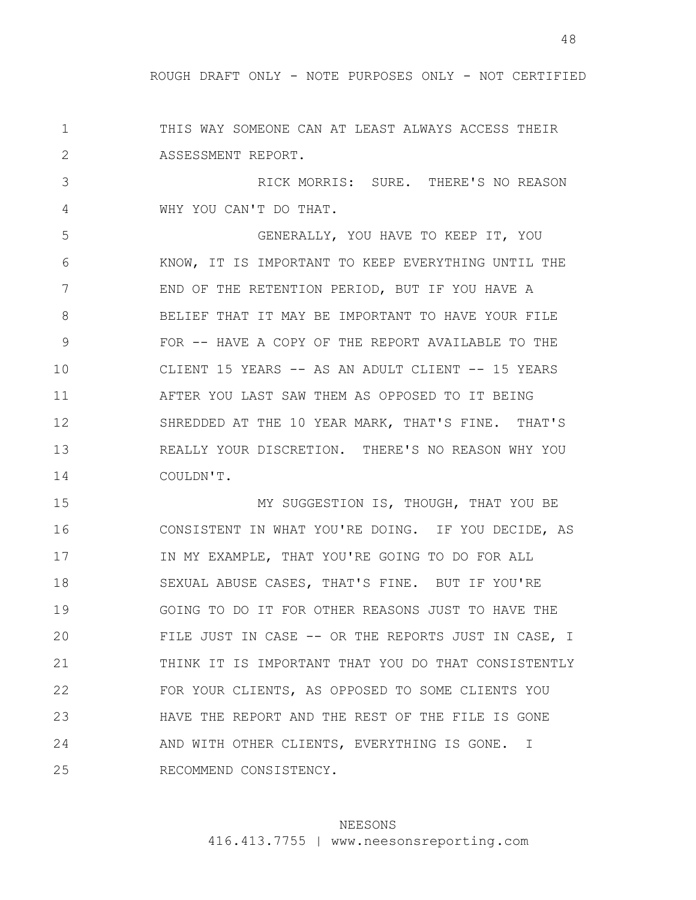THIS WAY SOMEONE CAN AT LEAST ALWAYS ACCESS THEIR ASSESSMENT REPORT.

RICK MORRIS: SURE. THERE'S NO REASON WHY YOU CAN'T DO THAT.

GENERALLY, YOU HAVE TO KEEP IT, YOU KNOW, IT IS IMPORTANT TO KEEP EVERYTHING UNTIL THE END OF THE RETENTION PERIOD, BUT IF YOU HAVE A BELIEF THAT IT MAY BE IMPORTANT TO HAVE YOUR FILE FOR -- HAVE A COPY OF THE REPORT AVAILABLE TO THE CLIENT 15 YEARS -- AS AN ADULT CLIENT -- 15 YEARS AFTER YOU LAST SAW THEM AS OPPOSED TO IT BEING SHREDDED AT THE 10 YEAR MARK, THAT'S FINE. THAT'S REALLY YOUR DISCRETION. THERE'S NO REASON WHY YOU COULDN'T.

MY SUGGESTION IS, THOUGH, THAT YOU BE CONSISTENT IN WHAT YOU'RE DOING. IF YOU DECIDE, AS IN MY EXAMPLE, THAT YOU'RE GOING TO DO FOR ALL SEXUAL ABUSE CASES, THAT'S FINE. BUT IF YOU'RE GOING TO DO IT FOR OTHER REASONS JUST TO HAVE THE FILE JUST IN CASE -- OR THE REPORTS JUST IN CASE, I THINK IT IS IMPORTANT THAT YOU DO THAT CONSISTENTLY FOR YOUR CLIENTS, AS OPPOSED TO SOME CLIENTS YOU HAVE THE REPORT AND THE REST OF THE FILE IS GONE AND WITH OTHER CLIENTS, EVERYTHING IS GONE. I RECOMMEND CONSISTENCY.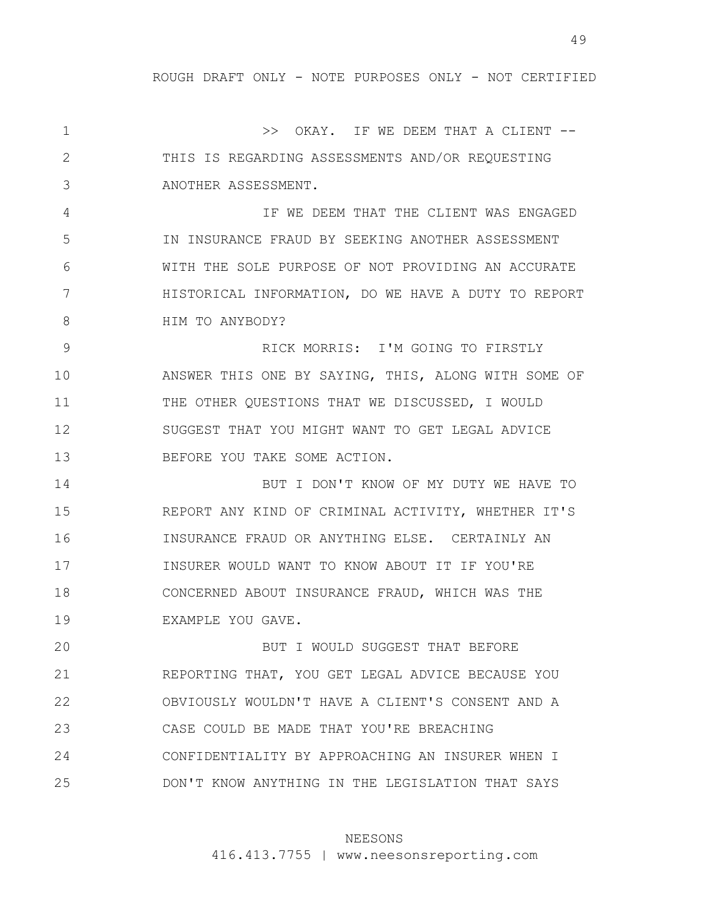>> OKAY. IF WE DEEM THAT A CLIENT -- THIS IS REGARDING ASSESSMENTS AND/OR REQUESTING ANOTHER ASSESSMENT.

IF WE DEEM THAT THE CLIENT WAS ENGAGED IN INSURANCE FRAUD BY SEEKING ANOTHER ASSESSMENT WITH THE SOLE PURPOSE OF NOT PROVIDING AN ACCURATE HISTORICAL INFORMATION, DO WE HAVE A DUTY TO REPORT HIM TO ANYBODY?

RICK MORRIS: I'M GOING TO FIRSTLY ANSWER THIS ONE BY SAYING, THIS, ALONG WITH SOME OF THE OTHER QUESTIONS THAT WE DISCUSSED, I WOULD SUGGEST THAT YOU MIGHT WANT TO GET LEGAL ADVICE BEFORE YOU TAKE SOME ACTION.

BUT I DON'T KNOW OF MY DUTY WE HAVE TO REPORT ANY KIND OF CRIMINAL ACTIVITY, WHETHER IT'S INSURANCE FRAUD OR ANYTHING ELSE. CERTAINLY AN INSURER WOULD WANT TO KNOW ABOUT IT IF YOU'RE CONCERNED ABOUT INSURANCE FRAUD, WHICH WAS THE EXAMPLE YOU GAVE.

BUT I WOULD SUGGEST THAT BEFORE REPORTING THAT, YOU GET LEGAL ADVICE BECAUSE YOU OBVIOUSLY WOULDN'T HAVE A CLIENT'S CONSENT AND A CASE COULD BE MADE THAT YOU'RE BREACHING CONFIDENTIALITY BY APPROACHING AN INSURER WHEN I DON'T KNOW ANYTHING IN THE LEGISLATION THAT SAYS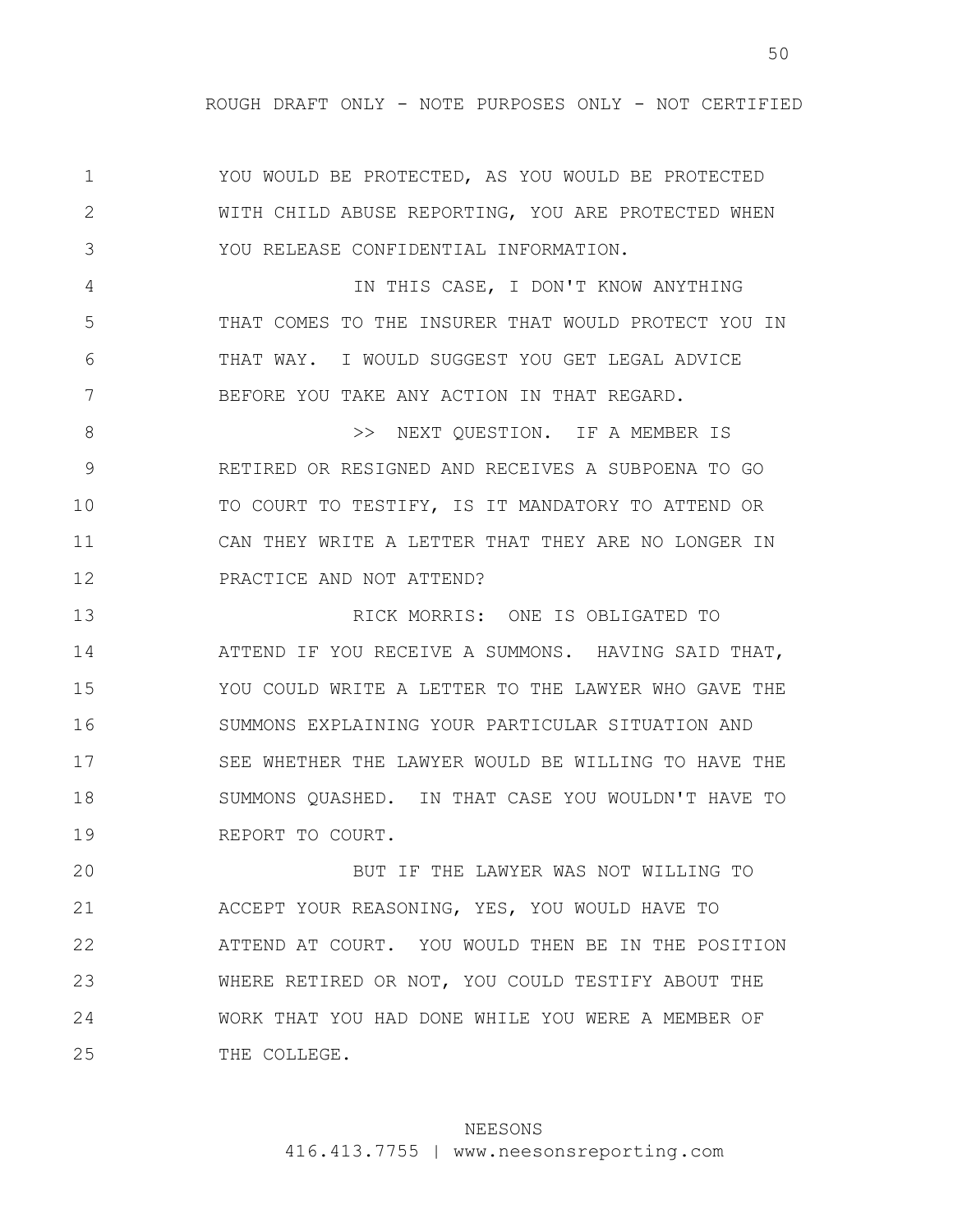YOU WOULD BE PROTECTED, AS YOU WOULD BE PROTECTED WITH CHILD ABUSE REPORTING, YOU ARE PROTECTED WHEN YOU RELEASE CONFIDENTIAL INFORMATION.

IN THIS CASE, I DON'T KNOW ANYTHING THAT COMES TO THE INSURER THAT WOULD PROTECT YOU IN THAT WAY. I WOULD SUGGEST YOU GET LEGAL ADVICE BEFORE YOU TAKE ANY ACTION IN THAT REGARD.

>> NEXT QUESTION. IF A MEMBER IS RETIRED OR RESIGNED AND RECEIVES A SUBPOENA TO GO TO COURT TO TESTIFY, IS IT MANDATORY TO ATTEND OR CAN THEY WRITE A LETTER THAT THEY ARE NO LONGER IN PRACTICE AND NOT ATTEND?

RICK MORRIS: ONE IS OBLIGATED TO ATTEND IF YOU RECEIVE A SUMMONS. HAVING SAID THAT, YOU COULD WRITE A LETTER TO THE LAWYER WHO GAVE THE SUMMONS EXPLAINING YOUR PARTICULAR SITUATION AND SEE WHETHER THE LAWYER WOULD BE WILLING TO HAVE THE SUMMONS QUASHED. IN THAT CASE YOU WOULDN'T HAVE TO REPORT TO COURT.

BUT IF THE LAWYER WAS NOT WILLING TO ACCEPT YOUR REASONING, YES, YOU WOULD HAVE TO ATTEND AT COURT. YOU WOULD THEN BE IN THE POSITION WHERE RETIRED OR NOT, YOU COULD TESTIFY ABOUT THE WORK THAT YOU HAD DONE WHILE YOU WERE A MEMBER OF THE COLLEGE.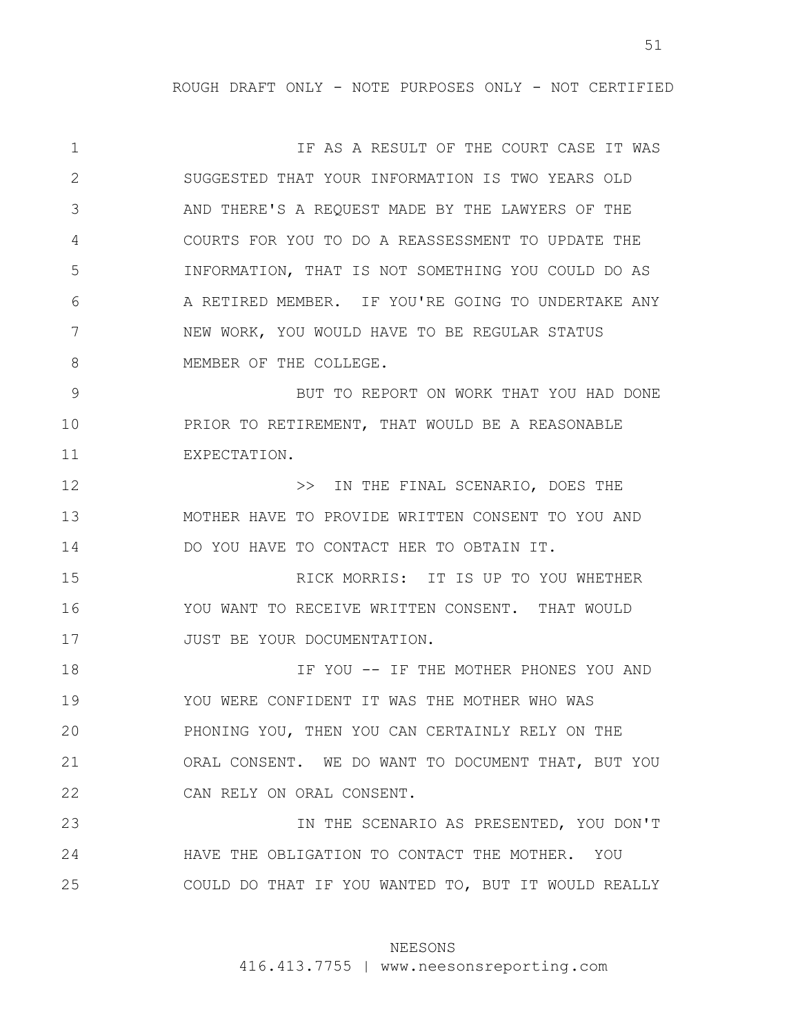IF AS A RESULT OF THE COURT CASE IT WAS SUGGESTED THAT YOUR INFORMATION IS TWO YEARS OLD AND THERE'S A REQUEST MADE BY THE LAWYERS OF THE COURTS FOR YOU TO DO A REASSESSMENT TO UPDATE THE INFORMATION, THAT IS NOT SOMETHING YOU COULD DO AS A RETIRED MEMBER. IF YOU'RE GOING TO UNDERTAKE ANY NEW WORK, YOU WOULD HAVE TO BE REGULAR STATUS MEMBER OF THE COLLEGE.

BUT TO REPORT ON WORK THAT YOU HAD DONE PRIOR TO RETIREMENT, THAT WOULD BE A REASONABLE EXPECTATION.

>> IN THE FINAL SCENARIO, DOES THE MOTHER HAVE TO PROVIDE WRITTEN CONSENT TO YOU AND DO YOU HAVE TO CONTACT HER TO OBTAIN IT.

RICK MORRIS: IT IS UP TO YOU WHETHER YOU WANT TO RECEIVE WRITTEN CONSENT. THAT WOULD JUST BE YOUR DOCUMENTATION.

IF YOU -- IF THE MOTHER PHONES YOU AND YOU WERE CONFIDENT IT WAS THE MOTHER WHO WAS PHONING YOU, THEN YOU CAN CERTAINLY RELY ON THE ORAL CONSENT. WE DO WANT TO DOCUMENT THAT, BUT YOU CAN RELY ON ORAL CONSENT.

IN THE SCENARIO AS PRESENTED, YOU DON'T HAVE THE OBLIGATION TO CONTACT THE MOTHER. YOU COULD DO THAT IF YOU WANTED TO, BUT IT WOULD REALLY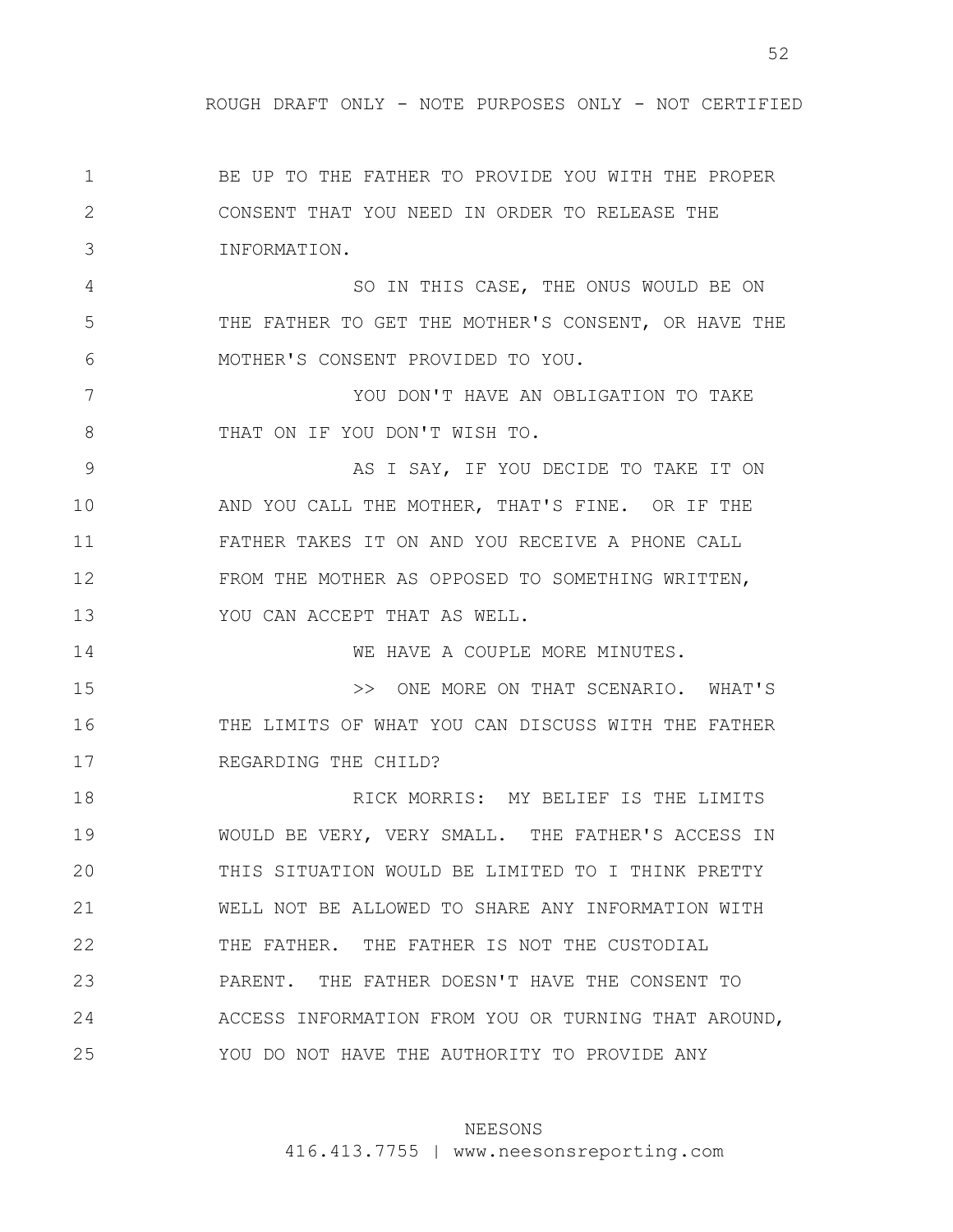ROUGH DRAFT ONLY - NOTE PURPOSES ONLY - NOT CERTIFIED

BE UP TO THE FATHER TO PROVIDE YOU WITH THE PROPER CONSENT THAT YOU NEED IN ORDER TO RELEASE THE INFORMATION.

SO IN THIS CASE, THE ONUS WOULD BE ON THE FATHER TO GET THE MOTHER'S CONSENT, OR HAVE THE MOTHER'S CONSENT PROVIDED TO YOU.

YOU DON'T HAVE AN OBLIGATION TO TAKE THAT ON IF YOU DON'T WISH TO.

AS I SAY, IF YOU DECIDE TO TAKE IT ON AND YOU CALL THE MOTHER, THAT'S FINE. OR IF THE FATHER TAKES IT ON AND YOU RECEIVE A PHONE CALL FROM THE MOTHER AS OPPOSED TO SOMETHING WRITTEN, YOU CAN ACCEPT THAT AS WELL.

WE HAVE A COUPLE MORE MINUTES.

>> ONE MORE ON THAT SCENARIO. WHAT'S THE LIMITS OF WHAT YOU CAN DISCUSS WITH THE FATHER REGARDING THE CHILD?

RICK MORRIS: MY BELIEF IS THE LIMITS WOULD BE VERY, VERY SMALL. THE FATHER'S ACCESS IN THIS SITUATION WOULD BE LIMITED TO I THINK PRETTY WELL NOT BE ALLOWED TO SHARE ANY INFORMATION WITH THE FATHER. THE FATHER IS NOT THE CUSTODIAL PARENT. THE FATHER DOESN'T HAVE THE CONSENT TO ACCESS INFORMATION FROM YOU OR TURNING THAT AROUND, YOU DO NOT HAVE THE AUTHORITY TO PROVIDE ANY

NEESONS

416.413.7755 | www.neesonsreporting.com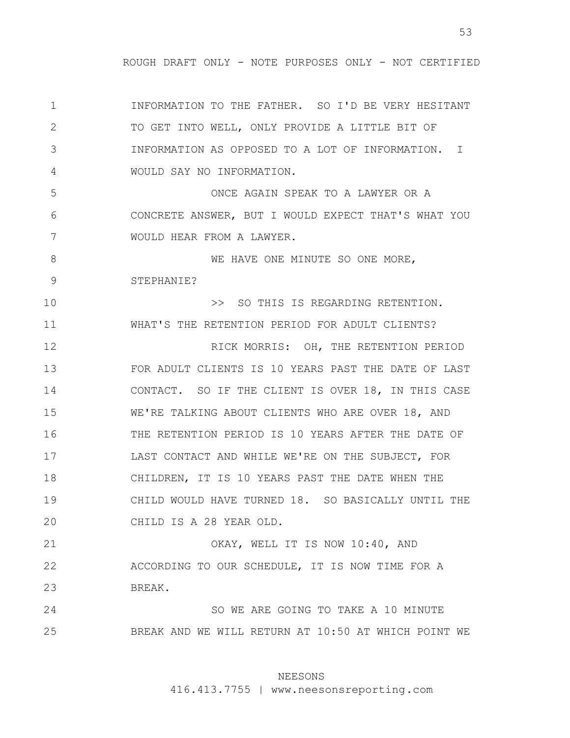INFORMATION TO THE FATHER. SO I'D BE VERY HESITANT TO GET INTO WELL, ONLY PROVIDE A LITTLE BIT OF INFORMATION AS OPPOSED TO A LOT OF INFORMATION. I WOULD SAY NO INFORMATION.

ONCE AGAIN SPEAK TO A LAWYER OR A CONCRETE ANSWER, BUT I WOULD EXPECT THAT'S WHAT YOU WOULD HEAR FROM A LAWYER.

WE HAVE ONE MINUTE SO ONE MORE, STEPHANIE?

>> SO THIS IS REGARDING RETENTION. WHAT'S THE RETENTION PERIOD FOR ADULT CLIENTS?

RICK MORRIS: OH, THE RETENTION PERIOD FOR ADULT CLIENTS IS 10 YEARS PAST THE DATE OF LAST CONTACT. SO IF THE CLIENT IS OVER 18, IN THIS CASE WE'RE TALKING ABOUT CLIENTS WHO ARE OVER 18, AND THE RETENTION PERIOD IS 10 YEARS AFTER THE DATE OF LAST CONTACT AND WHILE WE'RE ON THE SUBJECT, FOR CHILDREN, IT IS 10 YEARS PAST THE DATE WHEN THE CHILD WOULD HAVE TURNED 18. SO BASICALLY UNTIL THE CHILD IS A 28 YEAR OLD.

OKAY, WELL IT IS NOW 10:40, AND ACCORDING TO OUR SCHEDULE, IT IS NOW TIME FOR A BREAK.

SO WE ARE GOING TO TAKE A 10 MINUTE BREAK AND WE WILL RETURN AT 10:50 AT WHICH POINT WE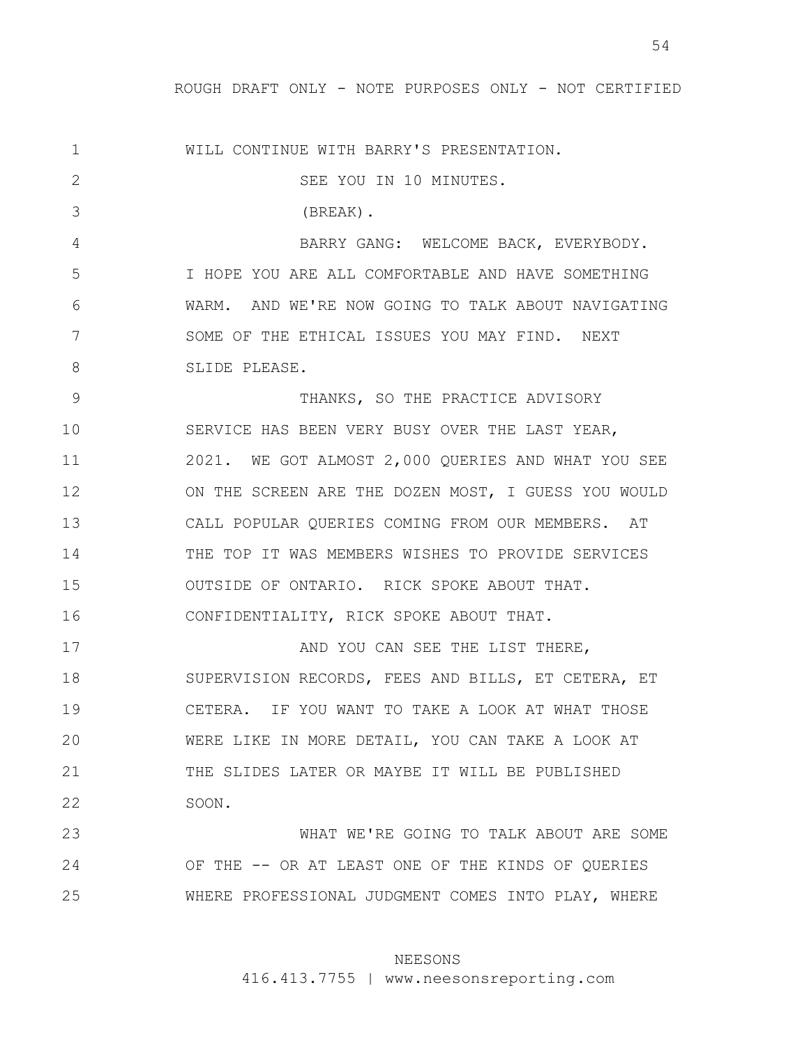WILL CONTINUE WITH BARRY'S PRESENTATION.

SEE YOU IN 10 MINUTES.

(BREAK).

BARRY GANG: WELCOME BACK, EVERYBODY. I HOPE YOU ARE ALL COMFORTABLE AND HAVE SOMETHING WARM. AND WE'RE NOW GOING TO TALK ABOUT NAVIGATING SOME OF THE ETHICAL ISSUES YOU MAY FIND. NEXT SLIDE PLEASE.

THANKS, SO THE PRACTICE ADVISORY SERVICE HAS BEEN VERY BUSY OVER THE LAST YEAR, 2021. WE GOT ALMOST 2,000 QUERIES AND WHAT YOU SEE ON THE SCREEN ARE THE DOZEN MOST, I GUESS YOU WOULD CALL POPULAR QUERIES COMING FROM OUR MEMBERS. AT THE TOP IT WAS MEMBERS WISHES TO PROVIDE SERVICES OUTSIDE OF ONTARIO. RICK SPOKE ABOUT THAT. CONFIDENTIALITY, RICK SPOKE ABOUT THAT.

AND YOU CAN SEE THE LIST THERE, SUPERVISION RECORDS, FEES AND BILLS, ET CETERA, ET CETERA. IF YOU WANT TO TAKE A LOOK AT WHAT THOSE WERE LIKE IN MORE DETAIL, YOU CAN TAKE A LOOK AT THE SLIDES LATER OR MAYBE IT WILL BE PUBLISHED SOON.

WHAT WE'RE GOING TO TALK ABOUT ARE SOME OF THE -- OR AT LEAST ONE OF THE KINDS OF QUERIES WHERE PROFESSIONAL JUDGMENT COMES INTO PLAY, WHERE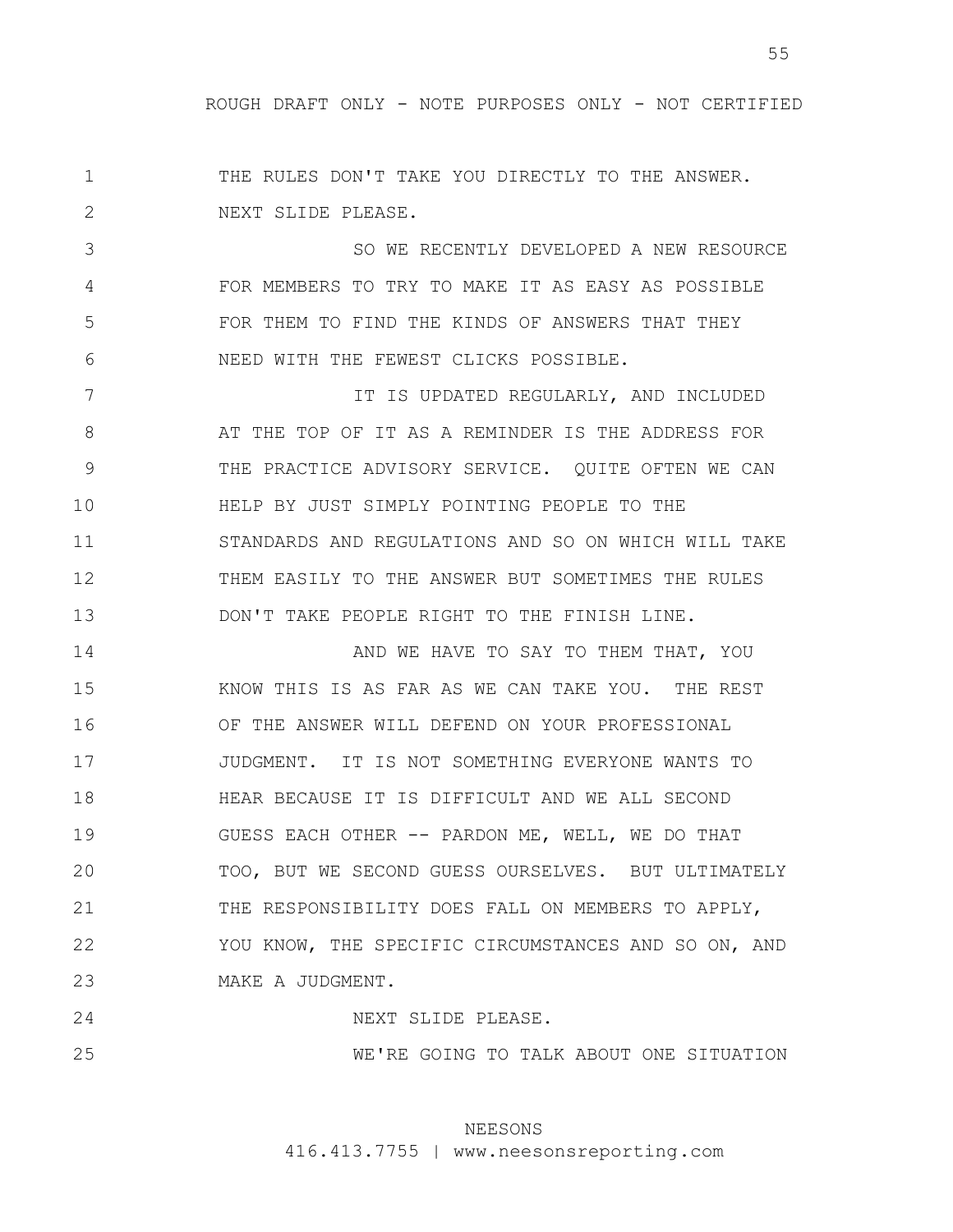THE RULES DON'T TAKE YOU DIRECTLY TO THE ANSWER. NEXT SLIDE PLEASE.

SO WE RECENTLY DEVELOPED A NEW RESOURCE FOR MEMBERS TO TRY TO MAKE IT AS EASY AS POSSIBLE FOR THEM TO FIND THE KINDS OF ANSWERS THAT THEY NEED WITH THE FEWEST CLICKS POSSIBLE.

IT IS UPDATED REGULARLY, AND INCLUDED AT THE TOP OF IT AS A REMINDER IS THE ADDRESS FOR THE PRACTICE ADVISORY SERVICE. QUITE OFTEN WE CAN HELP BY JUST SIMPLY POINTING PEOPLE TO THE STANDARDS AND REGULATIONS AND SO ON WHICH WILL TAKE THEM EASILY TO THE ANSWER BUT SOMETIMES THE RULES DON'T TAKE PEOPLE RIGHT TO THE FINISH LINE.

AND WE HAVE TO SAY TO THEM THAT, YOU KNOW THIS IS AS FAR AS WE CAN TAKE YOU. THE REST OF THE ANSWER WILL DEFEND ON YOUR PROFESSIONAL JUDGMENT. IT IS NOT SOMETHING EVERYONE WANTS TO HEAR BECAUSE IT IS DIFFICULT AND WE ALL SECOND GUESS EACH OTHER -- PARDON ME, WELL, WE DO THAT TOO, BUT WE SECOND GUESS OURSELVES. BUT ULTIMATELY THE RESPONSIBILITY DOES FALL ON MEMBERS TO APPLY, YOU KNOW, THE SPECIFIC CIRCUMSTANCES AND SO ON, AND MAKE A JUDGMENT.

NEXT SLIDE PLEASE.

WE'RE GOING TO TALK ABOUT ONE SITUATION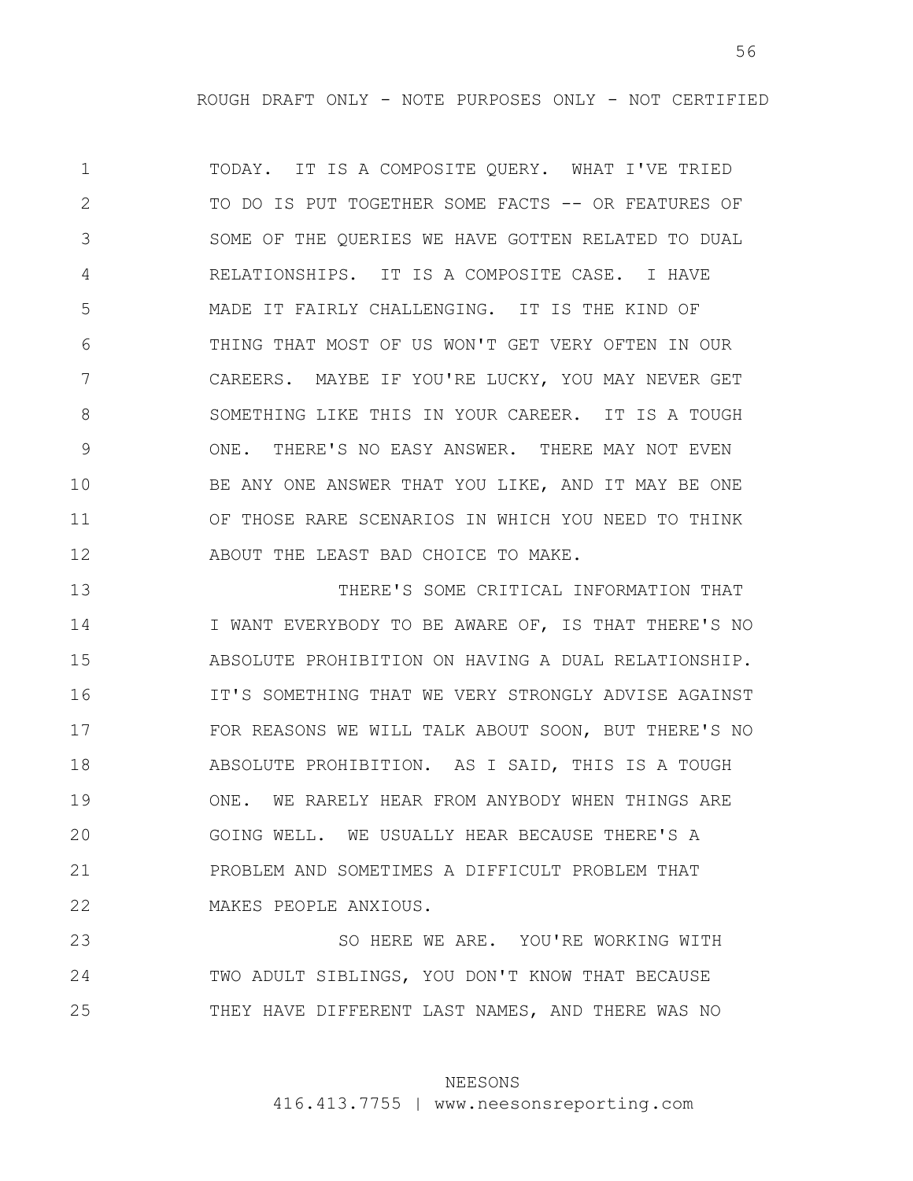TODAY. IT IS A COMPOSITE QUERY. WHAT I'VE TRIED TO DO IS PUT TOGETHER SOME FACTS -- OR FEATURES OF SOME OF THE QUERIES WE HAVE GOTTEN RELATED TO DUAL RELATIONSHIPS. IT IS A COMPOSITE CASE. I HAVE MADE IT FAIRLY CHALLENGING. IT IS THE KIND OF THING THAT MOST OF US WON'T GET VERY OFTEN IN OUR CAREERS. MAYBE IF YOU'RE LUCKY, YOU MAY NEVER GET SOMETHING LIKE THIS IN YOUR CAREER. IT IS A TOUGH ONE. THERE'S NO EASY ANSWER. THERE MAY NOT EVEN BE ANY ONE ANSWER THAT YOU LIKE, AND IT MAY BE ONE OF THOSE RARE SCENARIOS IN WHICH YOU NEED TO THINK ABOUT THE LEAST BAD CHOICE TO MAKE.

THERE'S SOME CRITICAL INFORMATION THAT I WANT EVERYBODY TO BE AWARE OF, IS THAT THERE'S NO ABSOLUTE PROHIBITION ON HAVING A DUAL RELATIONSHIP. IT'S SOMETHING THAT WE VERY STRONGLY ADVISE AGAINST FOR REASONS WE WILL TALK ABOUT SOON, BUT THERE'S NO ABSOLUTE PROHIBITION. AS I SAID, THIS IS A TOUGH ONE. WE RARELY HEAR FROM ANYBODY WHEN THINGS ARE GOING WELL. WE USUALLY HEAR BECAUSE THERE'S A PROBLEM AND SOMETIMES A DIFFICULT PROBLEM THAT MAKES PEOPLE ANXIOUS.

SO HERE WE ARE. YOU'RE WORKING WITH TWO ADULT SIBLINGS, YOU DON'T KNOW THAT BECAUSE THEY HAVE DIFFERENT LAST NAMES, AND THERE WAS NO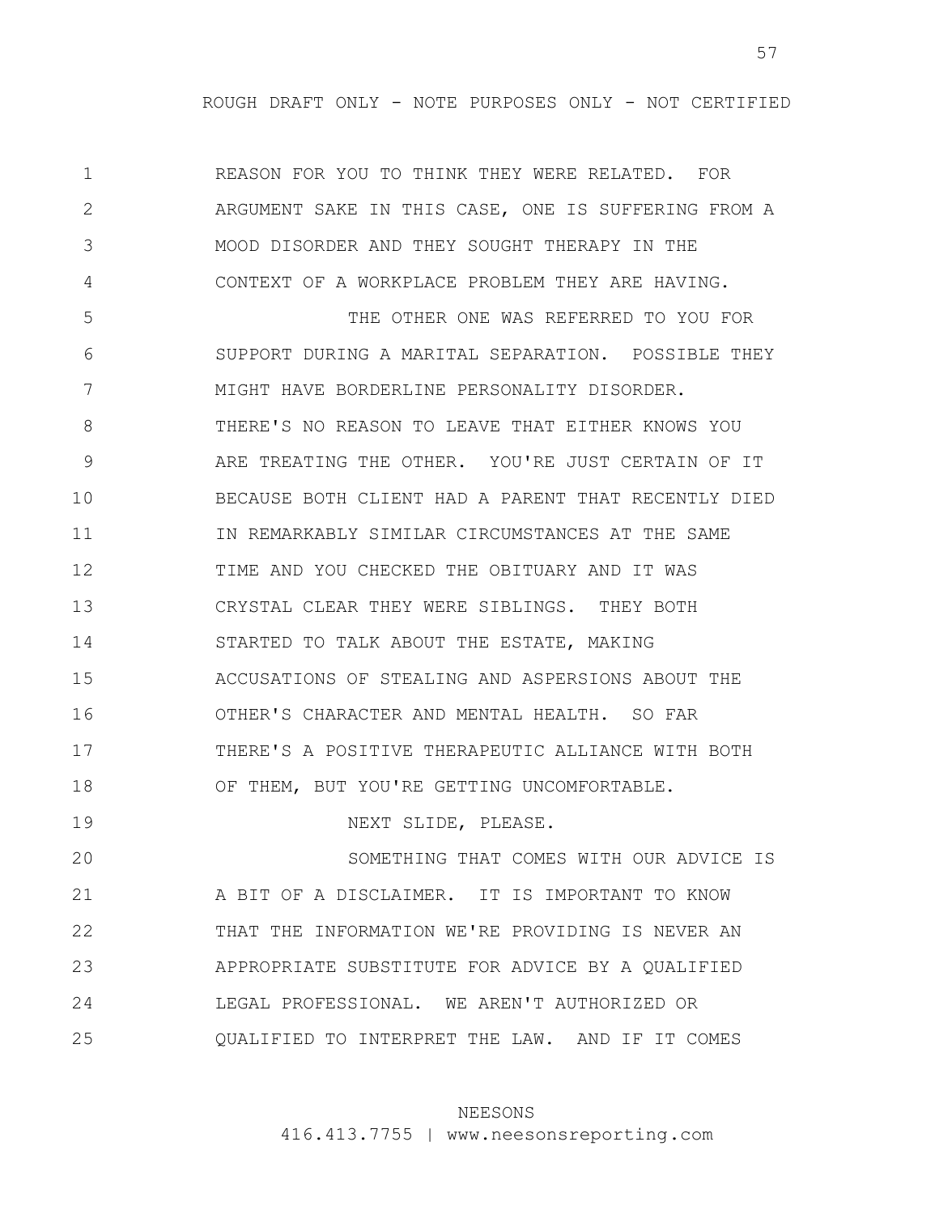REASON FOR YOU TO THINK THEY WERE RELATED. FOR ARGUMENT SAKE IN THIS CASE, ONE IS SUFFERING FROM A MOOD DISORDER AND THEY SOUGHT THERAPY IN THE CONTEXT OF A WORKPLACE PROBLEM THEY ARE HAVING.

THE OTHER ONE WAS REFERRED TO YOU FOR SUPPORT DURING A MARITAL SEPARATION. POSSIBLE THEY MIGHT HAVE BORDERLINE PERSONALITY DISORDER. THERE'S NO REASON TO LEAVE THAT EITHER KNOWS YOU ARE TREATING THE OTHER. YOU'RE JUST CERTAIN OF IT BECAUSE BOTH CLIENT HAD A PARENT THAT RECENTLY DIED IN REMARKABLY SIMILAR CIRCUMSTANCES AT THE SAME TIME AND YOU CHECKED THE OBITUARY AND IT WAS CRYSTAL CLEAR THEY WERE SIBLINGS. THEY BOTH STARTED TO TALK ABOUT THE ESTATE, MAKING ACCUSATIONS OF STEALING AND ASPERSIONS ABOUT THE OTHER'S CHARACTER AND MENTAL HEALTH. SO FAR THERE'S A POSITIVE THERAPEUTIC ALLIANCE WITH BOTH OF THEM, BUT YOU'RE GETTING UNCOMFORTABLE.

NEXT SLIDE, PLEASE.

SOMETHING THAT COMES WITH OUR ADVICE IS A BIT OF A DISCLAIMER. IT IS IMPORTANT TO KNOW THAT THE INFORMATION WE'RE PROVIDING IS NEVER AN APPROPRIATE SUBSTITUTE FOR ADVICE BY A QUALIFIED LEGAL PROFESSIONAL. WE AREN'T AUTHORIZED OR QUALIFIED TO INTERPRET THE LAW. AND IF IT COMES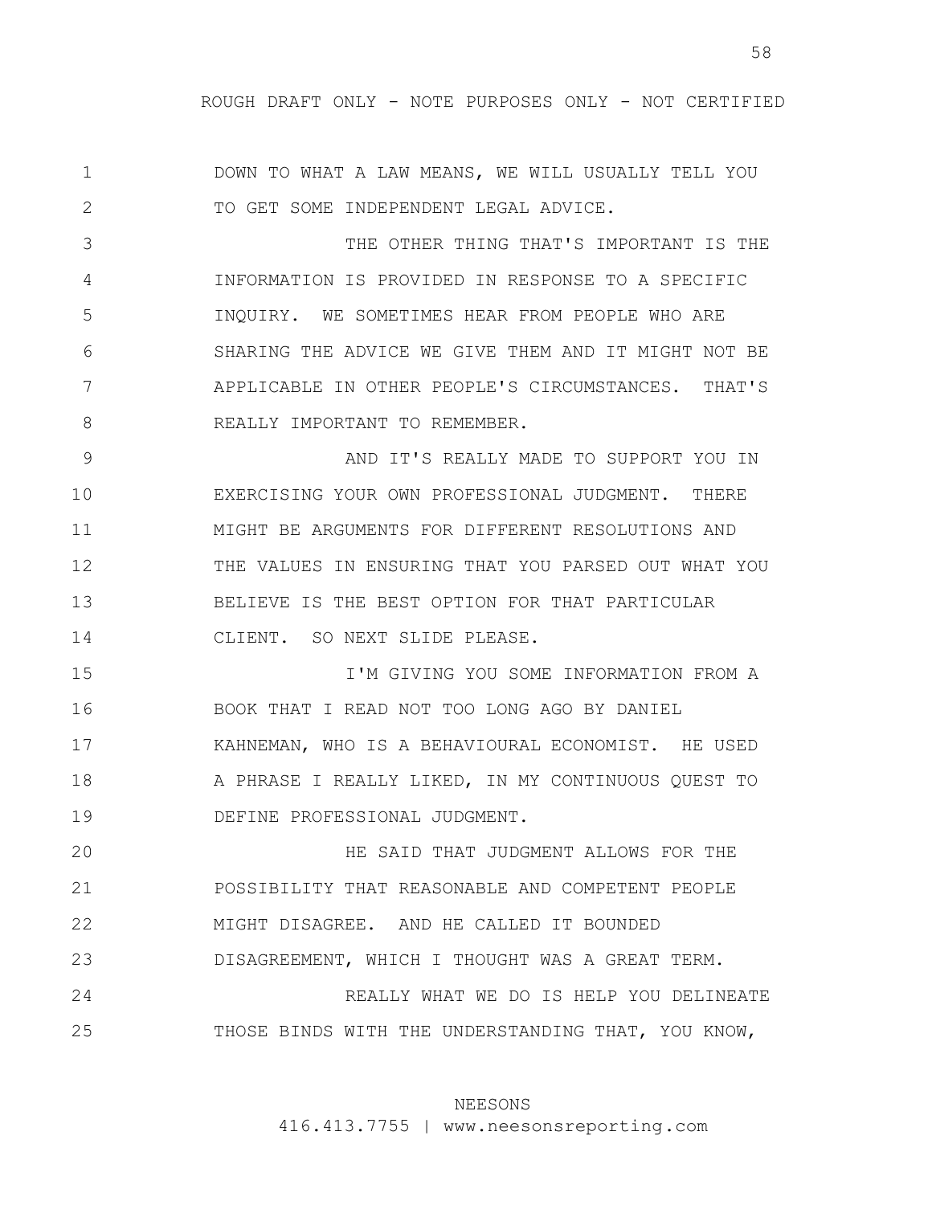DOWN TO WHAT A LAW MEANS, WE WILL USUALLY TELL YOU TO GET SOME INDEPENDENT LEGAL ADVICE.

THE OTHER THING THAT'S IMPORTANT IS THE INFORMATION IS PROVIDED IN RESPONSE TO A SPECIFIC INQUIRY. WE SOMETIMES HEAR FROM PEOPLE WHO ARE SHARING THE ADVICE WE GIVE THEM AND IT MIGHT NOT BE APPLICABLE IN OTHER PEOPLE'S CIRCUMSTANCES. THAT'S REALLY IMPORTANT TO REMEMBER.

AND IT'S REALLY MADE TO SUPPORT YOU IN EXERCISING YOUR OWN PROFESSIONAL JUDGMENT. THERE MIGHT BE ARGUMENTS FOR DIFFERENT RESOLUTIONS AND THE VALUES IN ENSURING THAT YOU PARSED OUT WHAT YOU BELIEVE IS THE BEST OPTION FOR THAT PARTICULAR CLIENT. SO NEXT SLIDE PLEASE.

I'M GIVING YOU SOME INFORMATION FROM A BOOK THAT I READ NOT TOO LONG AGO BY DANIEL KAHNEMAN, WHO IS A BEHAVIOURAL ECONOMIST. HE USED A PHRASE I REALLY LIKED, IN MY CONTINUOUS QUEST TO DEFINE PROFESSIONAL JUDGMENT.

HE SAID THAT JUDGMENT ALLOWS FOR THE POSSIBILITY THAT REASONABLE AND COMPETENT PEOPLE MIGHT DISAGREE. AND HE CALLED IT BOUNDED DISAGREEMENT, WHICH I THOUGHT WAS A GREAT TERM.

REALLY WHAT WE DO IS HELP YOU DELINEATE THOSE BINDS WITH THE UNDERSTANDING THAT, YOU KNOW,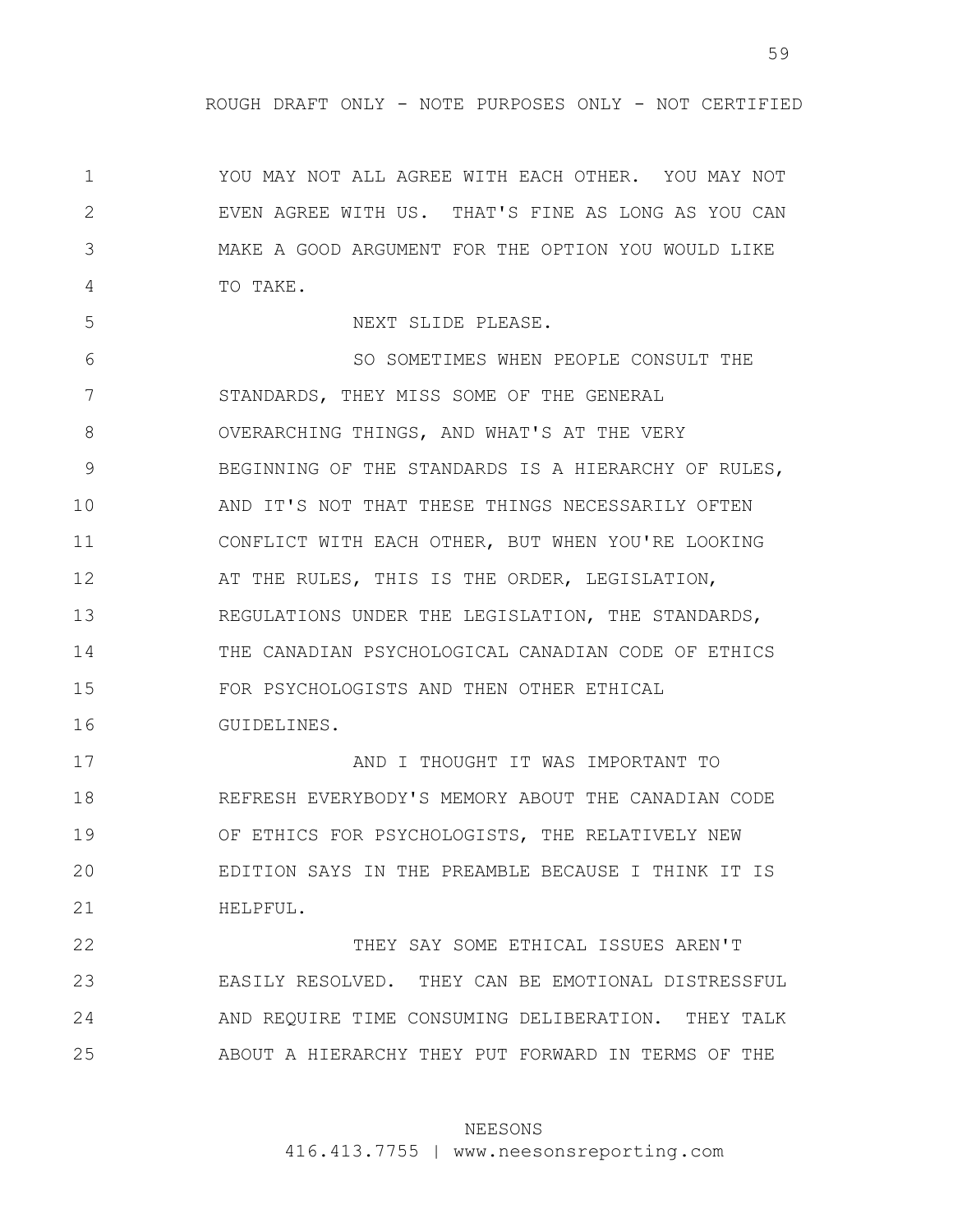ROUGH DRAFT ONLY - NOTE PURPOSES ONLY - NOT CERTIFIED

YOU MAY NOT ALL AGREE WITH EACH OTHER. YOU MAY NOT EVEN AGREE WITH US. THAT'S FINE AS LONG AS YOU CAN MAKE A GOOD ARGUMENT FOR THE OPTION YOU WOULD LIKE TO TAKE.

NEXT SLIDE PLEASE.

SO SOMETIMES WHEN PEOPLE CONSULT THE STANDARDS, THEY MISS SOME OF THE GENERAL OVERARCHING THINGS, AND WHAT'S AT THE VERY BEGINNING OF THE STANDARDS IS A HIERARCHY OF RULES, AND IT'S NOT THAT THESE THINGS NECESSARILY OFTEN CONFLICT WITH EACH OTHER, BUT WHEN YOU'RE LOOKING AT THE RULES, THIS IS THE ORDER, LEGISLATION, REGULATIONS UNDER THE LEGISLATION, THE STANDARDS, THE CANADIAN PSYCHOLOGICAL CANADIAN CODE OF ETHICS FOR PSYCHOLOGISTS AND THEN OTHER ETHICAL GUIDELINES.

AND I THOUGHT IT WAS IMPORTANT TO REFRESH EVERYBODY'S MEMORY ABOUT THE CANADIAN CODE OF ETHICS FOR PSYCHOLOGISTS, THE RELATIVELY NEW EDITION SAYS IN THE PREAMBLE BECAUSE I THINK IT IS HELPFUL.

THEY SAY SOME ETHICAL ISSUES AREN'T EASILY RESOLVED. THEY CAN BE EMOTIONAL DISTRESSFUL AND REQUIRE TIME CONSUMING DELIBERATION. THEY TALK ABOUT A HIERARCHY THEY PUT FORWARD IN TERMS OF THE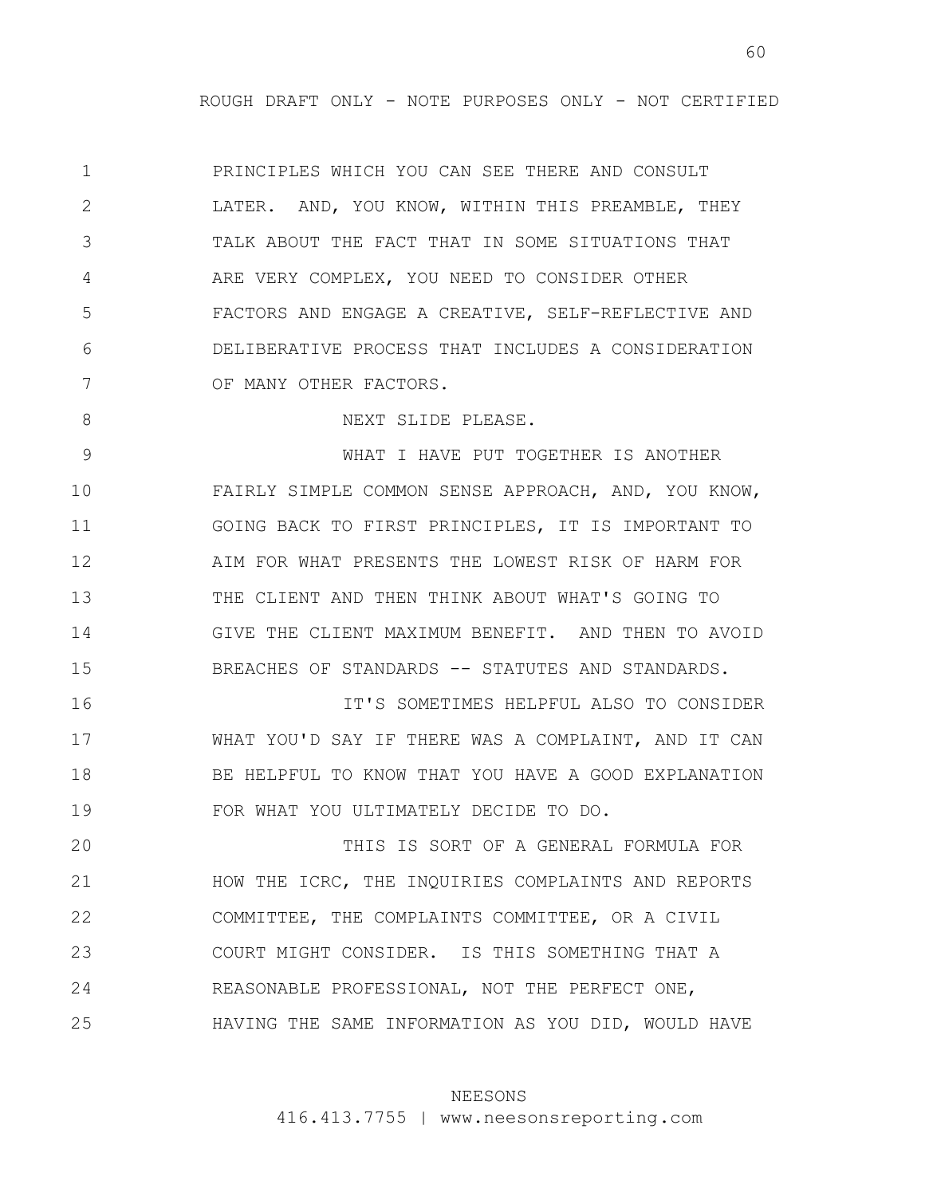PRINCIPLES WHICH YOU CAN SEE THERE AND CONSULT LATER. AND, YOU KNOW, WITHIN THIS PREAMBLE, THEY TALK ABOUT THE FACT THAT IN SOME SITUATIONS THAT ARE VERY COMPLEX, YOU NEED TO CONSIDER OTHER FACTORS AND ENGAGE A CREATIVE, SELF-REFLECTIVE AND DELIBERATIVE PROCESS THAT INCLUDES A CONSIDERATION OF MANY OTHER FACTORS.

NEXT SLIDE PLEASE.

WHAT I HAVE PUT TOGETHER IS ANOTHER FAIRLY SIMPLE COMMON SENSE APPROACH, AND, YOU KNOW, GOING BACK TO FIRST PRINCIPLES, IT IS IMPORTANT TO AIM FOR WHAT PRESENTS THE LOWEST RISK OF HARM FOR THE CLIENT AND THEN THINK ABOUT WHAT'S GOING TO GIVE THE CLIENT MAXIMUM BENEFIT. AND THEN TO AVOID BREACHES OF STANDARDS -- STATUTES AND STANDARDS.

IT'S SOMETIMES HELPFUL ALSO TO CONSIDER WHAT YOU'D SAY IF THERE WAS A COMPLAINT, AND IT CAN BE HELPFUL TO KNOW THAT YOU HAVE A GOOD EXPLANATION FOR WHAT YOU ULTIMATELY DECIDE TO DO.

THIS IS SORT OF A GENERAL FORMULA FOR HOW THE ICRC, THE INQUIRIES COMPLAINTS AND REPORTS COMMITTEE, THE COMPLAINTS COMMITTEE, OR A CIVIL COURT MIGHT CONSIDER. IS THIS SOMETHING THAT A REASONABLE PROFESSIONAL, NOT THE PERFECT ONE, HAVING THE SAME INFORMATION AS YOU DID, WOULD HAVE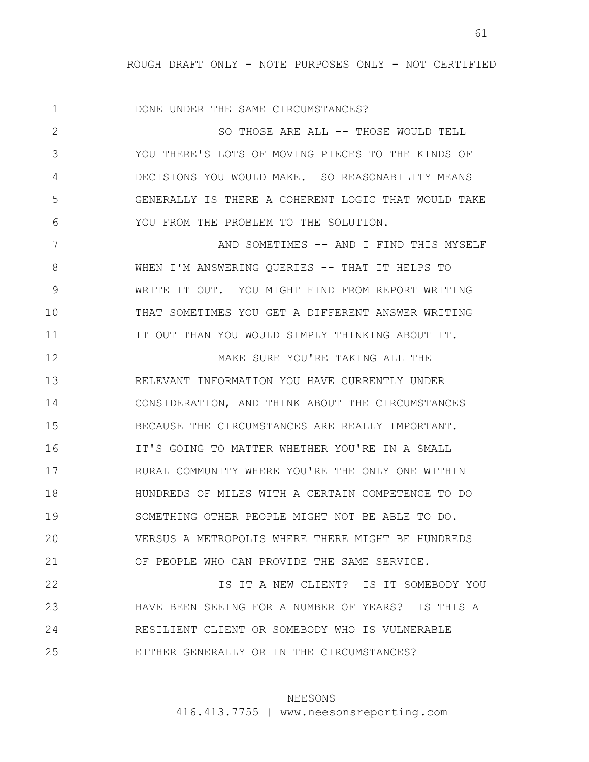DONE UNDER THE SAME CIRCUMSTANCES?

SO THOSE ARE ALL -- THOSE WOULD TELL YOU THERE'S LOTS OF MOVING PIECES TO THE KINDS OF DECISIONS YOU WOULD MAKE. SO REASONABILITY MEANS GENERALLY IS THERE A COHERENT LOGIC THAT WOULD TAKE YOU FROM THE PROBLEM TO THE SOLUTION.

AND SOMETIMES -- AND I FIND THIS MYSELF WHEN I'M ANSWERING QUERIES -- THAT IT HELPS TO WRITE IT OUT. YOU MIGHT FIND FROM REPORT WRITING THAT SOMETIMES YOU GET A DIFFERENT ANSWER WRITING IT OUT THAN YOU WOULD SIMPLY THINKING ABOUT IT.

MAKE SURE YOU'RE TAKING ALL THE RELEVANT INFORMATION YOU HAVE CURRENTLY UNDER CONSIDERATION, AND THINK ABOUT THE CIRCUMSTANCES BECAUSE THE CIRCUMSTANCES ARE REALLY IMPORTANT. IT'S GOING TO MATTER WHETHER YOU'RE IN A SMALL RURAL COMMUNITY WHERE YOU'RE THE ONLY ONE WITHIN HUNDREDS OF MILES WITH A CERTAIN COMPETENCE TO DO SOMETHING OTHER PEOPLE MIGHT NOT BE ABLE TO DO. VERSUS A METROPOLIS WHERE THERE MIGHT BE HUNDREDS OF PEOPLE WHO CAN PROVIDE THE SAME SERVICE.

IS IT A NEW CLIENT? IS IT SOMEBODY YOU HAVE BEEN SEEING FOR A NUMBER OF YEARS? IS THIS A RESILIENT CLIENT OR SOMEBODY WHO IS VULNERABLE EITHER GENERALLY OR IN THE CIRCUMSTANCES?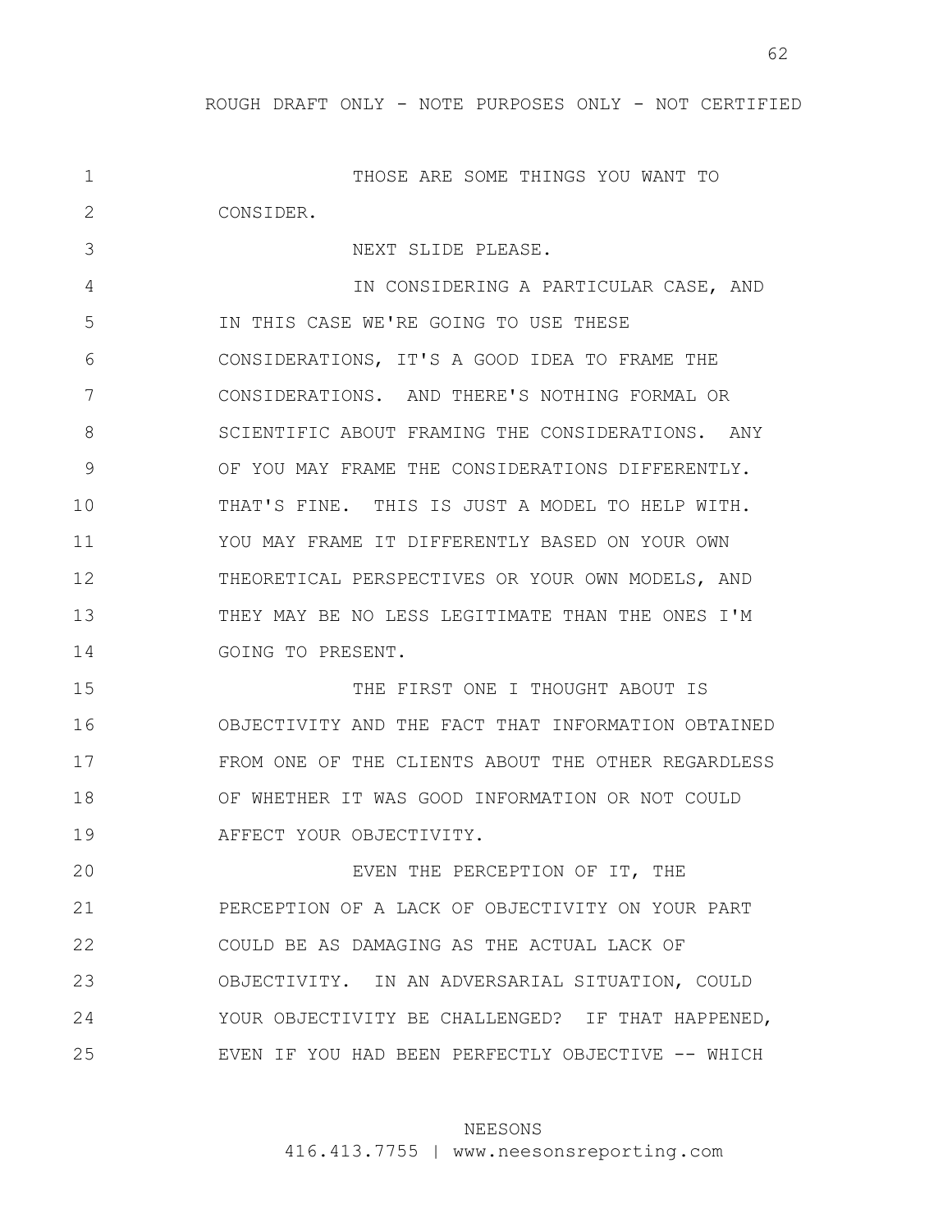ROUGH DRAFT ONLY - NOTE PURPOSES ONLY - NOT CERTIFIED

1 THOSE ARE SOME THINGS YOU WANT TO
2 CONSIDER.
3 NEXT SLIDE PLEASE.
4 IN CONSIDERING A PARTICULAR CASE, AND
5 IN THIS CASE WE'RE GOING TO USE THESE
6 CONSIDERATIONS, IT'S A GOOD IDEA TO FRAME THE
7 CONSIDERATIONS. AND THERE'S NOTHING FORMAL OR
8 SCIENTIFIC ABOUT FRAMING THE CONSIDERATIONS. ANY
9 OF YOU MAY FRAME THE CONSIDERATIONS DIFFERENTLY.
10 THAT'S FINE. THIS IS JUST A MODEL TO HELP WITH.
11 YOU MAY FRAME IT DIFFERENTLY BASED ON YOUR OWN
12 THEORETICAL PERSPECTIVES OR YOUR OWN MODELS, AND
13 THEY MAY BE NO LESS LEGITIMATE THAN THE ONES I'M
14 GOING TO PRESENT.
15 THE FIRST ONE I THOUGHT ABOUT IS
16 OBJECTIVITY AND THE FACT THAT INFORMATION OBTAINED
17 FROM ONE OF THE CLIENTS ABOUT THE OTHER REGARDLESS
18 OF WHETHER IT WAS GOOD INFORMATION OR NOT COULD
19 AFFECT YOUR OBJECTIVITY.
20 EVEN THE PERCEPTION OF IT, THE
21 PERCEPTION OF A LACK OF OBJECTIVITY ON YOUR PART
22 COULD BE AS DAMAGING AS THE ACTUAL LACK OF
23 OBJECTIVITY. IN AN ADVERSARIAL SITUATION, COULD
24 YOUR OBJECTIVITY BE CHALLENGED? IF THAT HAPPENED,
25 EVEN IF YOU HAD BEEN PERFECTLY OBJECTIVE -- WHICH

NEESONS
416.413.7755 | www.neesonsreporting.com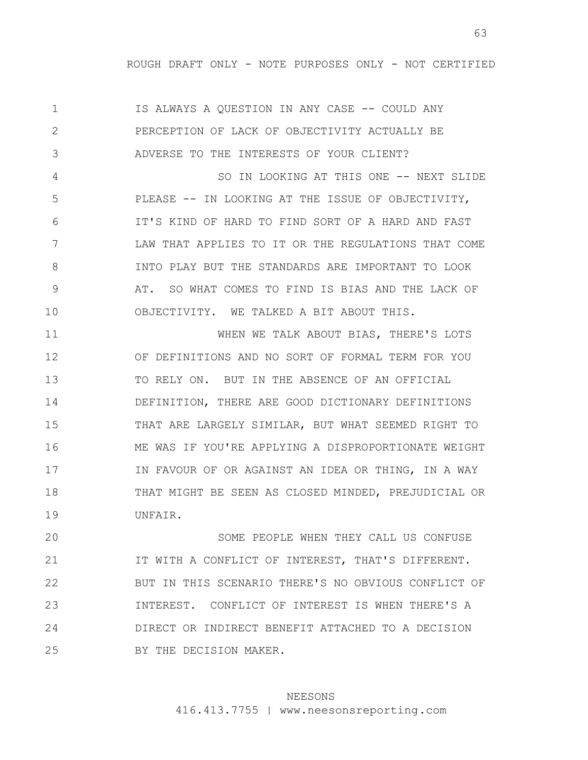IS ALWAYS A QUESTION IN ANY CASE -- COULD ANY PERCEPTION OF LACK OF OBJECTIVITY ACTUALLY BE ADVERSE TO THE INTERESTS OF YOUR CLIENT?

SO IN LOOKING AT THIS ONE -- NEXT SLIDE PLEASE -- IN LOOKING AT THE ISSUE OF OBJECTIVITY, IT'S KIND OF HARD TO FIND SORT OF A HARD AND FAST LAW THAT APPLIES TO IT OR THE REGULATIONS THAT COME INTO PLAY BUT THE STANDARDS ARE IMPORTANT TO LOOK AT. SO WHAT COMES TO FIND IS BIAS AND THE LACK OF OBJECTIVITY. WE TALKED A BIT ABOUT THIS.

WHEN WE TALK ABOUT BIAS, THERE'S LOTS OF DEFINITIONS AND NO SORT OF FORMAL TERM FOR YOU TO RELY ON. BUT IN THE ABSENCE OF AN OFFICIAL DEFINITION, THERE ARE GOOD DICTIONARY DEFINITIONS THAT ARE LARGELY SIMILAR, BUT WHAT SEEMED RIGHT TO ME WAS IF YOU'RE APPLYING A DISPROPORTIONATE WEIGHT IN FAVOUR OF OR AGAINST AN IDEA OR THING, IN A WAY THAT MIGHT BE SEEN AS CLOSED MINDED, PREJUDICIAL OR UNFAIR.

SOME PEOPLE WHEN THEY CALL US CONFUSE IT WITH A CONFLICT OF INTEREST, THAT'S DIFFERENT. BUT IN THIS SCENARIO THERE'S NO OBVIOUS CONFLICT OF INTEREST. CONFLICT OF INTEREST IS WHEN THERE'S A DIRECT OR INDIRECT BENEFIT ATTACHED TO A DECISION BY THE DECISION MAKER.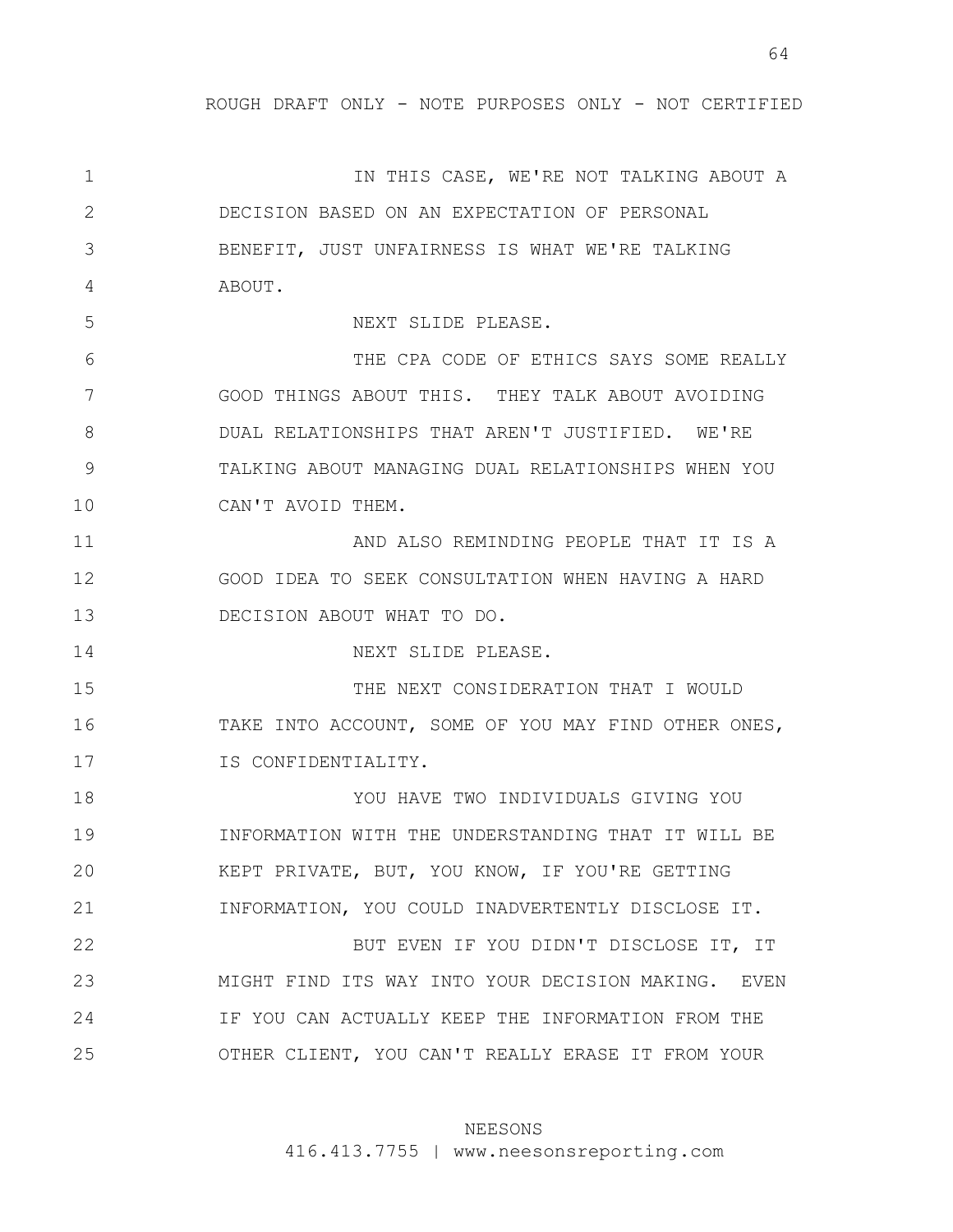IN THIS CASE, WE'RE NOT TALKING ABOUT A DECISION BASED ON AN EXPECTATION OF PERSONAL BENEFIT, JUST UNFAIRNESS IS WHAT WE'RE TALKING ABOUT.

NEXT SLIDE PLEASE.

THE CPA CODE OF ETHICS SAYS SOME REALLY GOOD THINGS ABOUT THIS. THEY TALK ABOUT AVOIDING DUAL RELATIONSHIPS THAT AREN'T JUSTIFIED. WE'RE TALKING ABOUT MANAGING DUAL RELATIONSHIPS WHEN YOU CAN'T AVOID THEM.

AND ALSO REMINDING PEOPLE THAT IT IS A GOOD IDEA TO SEEK CONSULTATION WHEN HAVING A HARD DECISION ABOUT WHAT TO DO.

NEXT SLIDE PLEASE.

THE NEXT CONSIDERATION THAT I WOULD TAKE INTO ACCOUNT, SOME OF YOU MAY FIND OTHER ONES, IS CONFIDENTIALITY.

YOU HAVE TWO INDIVIDUALS GIVING YOU INFORMATION WITH THE UNDERSTANDING THAT IT WILL BE KEPT PRIVATE, BUT, YOU KNOW, IF YOU'RE GETTING INFORMATION, YOU COULD INADVERTENTLY DISCLOSE IT.

BUT EVEN IF YOU DIDN'T DISCLOSE IT, IT MIGHT FIND ITS WAY INTO YOUR DECISION MAKING. EVEN IF YOU CAN ACTUALLY KEEP THE INFORMATION FROM THE OTHER CLIENT, YOU CAN'T REALLY ERASE IT FROM YOUR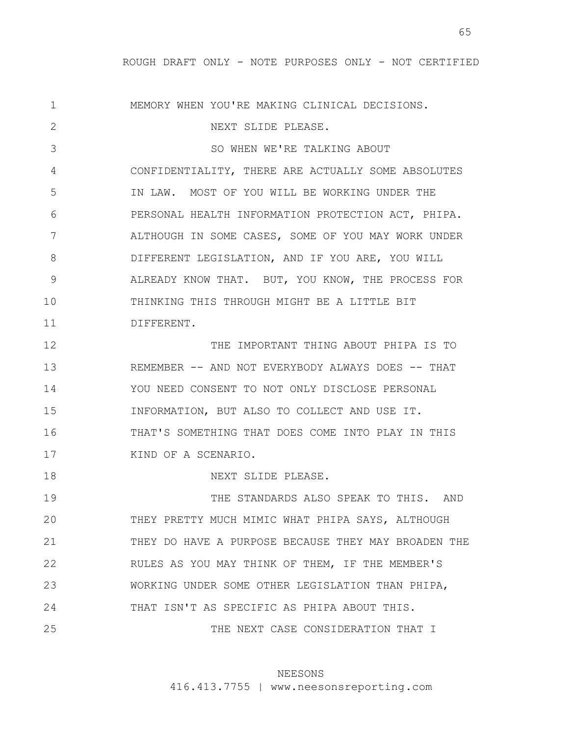MEMORY WHEN YOU'RE MAKING CLINICAL DECISIONS.

NEXT SLIDE PLEASE.

SO WHEN WE'RE TALKING ABOUT CONFIDENTIALITY, THERE ARE ACTUALLY SOME ABSOLUTES IN LAW. MOST OF YOU WILL BE WORKING UNDER THE PERSONAL HEALTH INFORMATION PROTECTION ACT, PHIPA. ALTHOUGH IN SOME CASES, SOME OF YOU MAY WORK UNDER DIFFERENT LEGISLATION, AND IF YOU ARE, YOU WILL ALREADY KNOW THAT. BUT, YOU KNOW, THE PROCESS FOR THINKING THIS THROUGH MIGHT BE A LITTLE BIT DIFFERENT.

THE IMPORTANT THING ABOUT PHIPA IS TO REMEMBER -- AND NOT EVERYBODY ALWAYS DOES -- THAT YOU NEED CONSENT TO NOT ONLY DISCLOSE PERSONAL INFORMATION, BUT ALSO TO COLLECT AND USE IT. THAT'S SOMETHING THAT DOES COME INTO PLAY IN THIS KIND OF A SCENARIO.

NEXT SLIDE PLEASE.

THE STANDARDS ALSO SPEAK TO THIS. AND THEY PRETTY MUCH MIMIC WHAT PHIPA SAYS, ALTHOUGH THEY DO HAVE A PURPOSE BECAUSE THEY MAY BROADEN THE RULES AS YOU MAY THINK OF THEM, IF THE MEMBER'S WORKING UNDER SOME OTHER LEGISLATION THAN PHIPA, THAT ISN'T AS SPECIFIC AS PHIPA ABOUT THIS.

THE NEXT CASE CONSIDERATION THAT I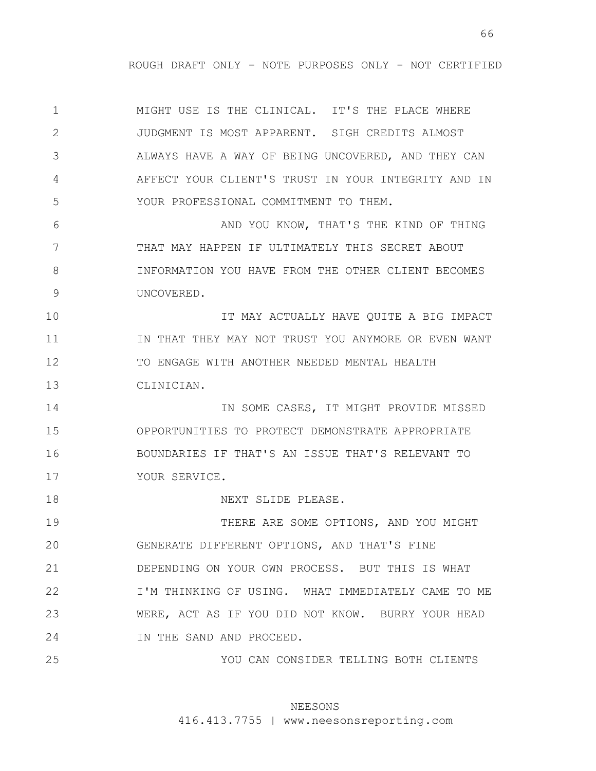MIGHT USE IS THE CLINICAL. IT'S THE PLACE WHERE JUDGMENT IS MOST APPARENT. SIGH CREDITS ALMOST ALWAYS HAVE A WAY OF BEING UNCOVERED, AND THEY CAN AFFECT YOUR CLIENT'S TRUST IN YOUR INTEGRITY AND IN YOUR PROFESSIONAL COMMITMENT TO THEM.

AND YOU KNOW, THAT'S THE KIND OF THING THAT MAY HAPPEN IF ULTIMATELY THIS SECRET ABOUT INFORMATION YOU HAVE FROM THE OTHER CLIENT BECOMES UNCOVERED.

IT MAY ACTUALLY HAVE QUITE A BIG IMPACT IN THAT THEY MAY NOT TRUST YOU ANYMORE OR EVEN WANT TO ENGAGE WITH ANOTHER NEEDED MENTAL HEALTH CLINICIAN.

IN SOME CASES, IT MIGHT PROVIDE MISSED OPPORTUNITIES TO PROTECT DEMONSTRATE APPROPRIATE BOUNDARIES IF THAT'S AN ISSUE THAT'S RELEVANT TO YOUR SERVICE.

NEXT SLIDE PLEASE.

THERE ARE SOME OPTIONS, AND YOU MIGHT GENERATE DIFFERENT OPTIONS, AND THAT'S FINE DEPENDING ON YOUR OWN PROCESS. BUT THIS IS WHAT I'M THINKING OF USING. WHAT IMMEDIATELY CAME TO ME WERE, ACT AS IF YOU DID NOT KNOW. BURRY YOUR HEAD IN THE SAND AND PROCEED.

YOU CAN CONSIDER TELLING BOTH CLIENTS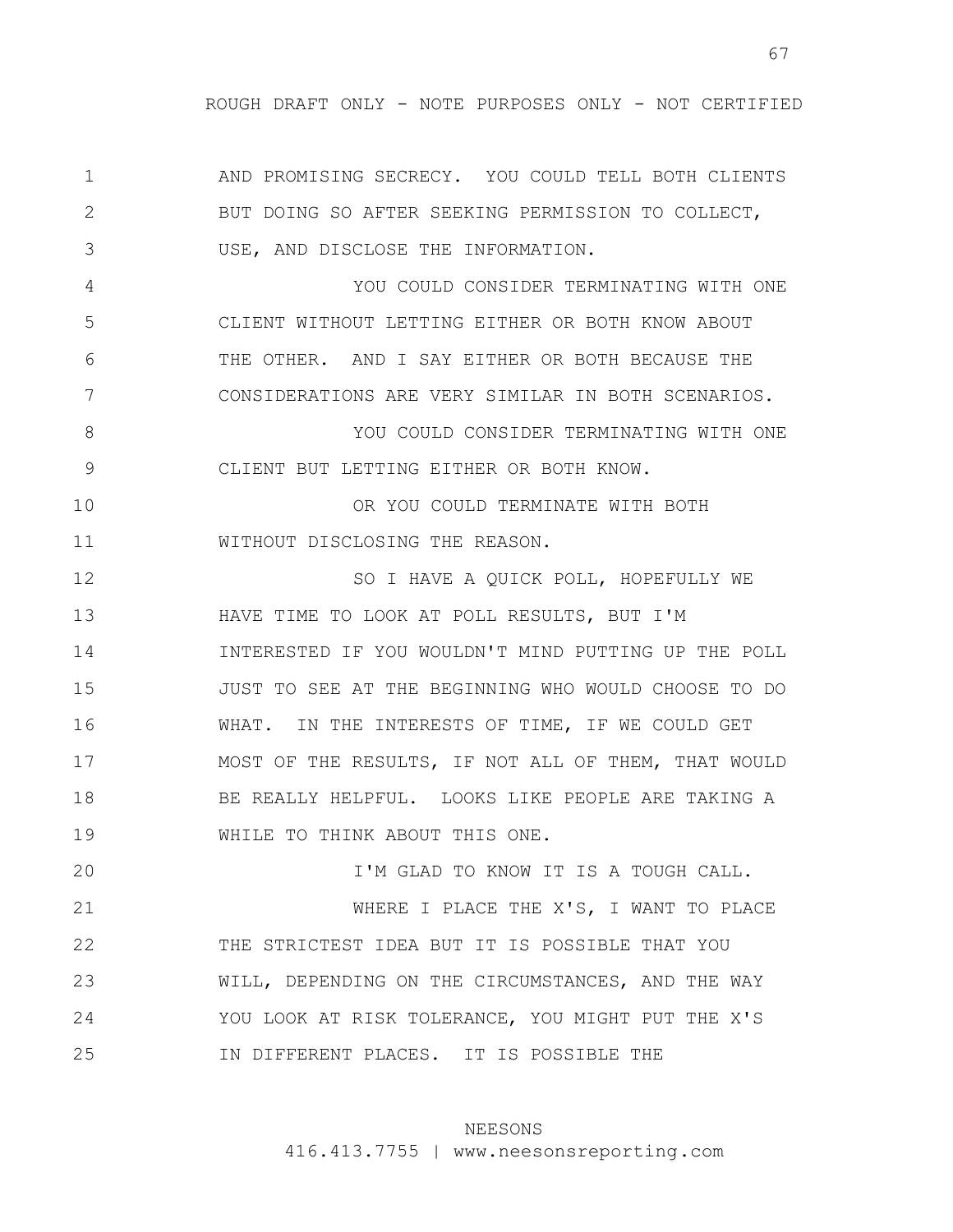AND PROMISING SECRECY. YOU COULD TELL BOTH CLIENTS BUT DOING SO AFTER SEEKING PERMISSION TO COLLECT, USE, AND DISCLOSE THE INFORMATION.

YOU COULD CONSIDER TERMINATING WITH ONE CLIENT WITHOUT LETTING EITHER OR BOTH KNOW ABOUT THE OTHER. AND I SAY EITHER OR BOTH BECAUSE THE CONSIDERATIONS ARE VERY SIMILAR IN BOTH SCENARIOS.

YOU COULD CONSIDER TERMINATING WITH ONE CLIENT BUT LETTING EITHER OR BOTH KNOW.

OR YOU COULD TERMINATE WITH BOTH WITHOUT DISCLOSING THE REASON.

SO I HAVE A QUICK POLL, HOPEFULLY WE HAVE TIME TO LOOK AT POLL RESULTS, BUT I'M INTERESTED IF YOU WOULDN'T MIND PUTTING UP THE POLL JUST TO SEE AT THE BEGINNING WHO WOULD CHOOSE TO DO WHAT. IN THE INTERESTS OF TIME, IF WE COULD GET MOST OF THE RESULTS, IF NOT ALL OF THEM, THAT WOULD BE REALLY HELPFUL. LOOKS LIKE PEOPLE ARE TAKING A WHILE TO THINK ABOUT THIS ONE.

I'M GLAD TO KNOW IT IS A TOUGH CALL.

WHERE I PLACE THE X'S, I WANT TO PLACE THE STRICTEST IDEA BUT IT IS POSSIBLE THAT YOU WILL, DEPENDING ON THE CIRCUMSTANCES, AND THE WAY YOU LOOK AT RISK TOLERANCE, YOU MIGHT PUT THE X'S IN DIFFERENT PLACES. IT IS POSSIBLE THE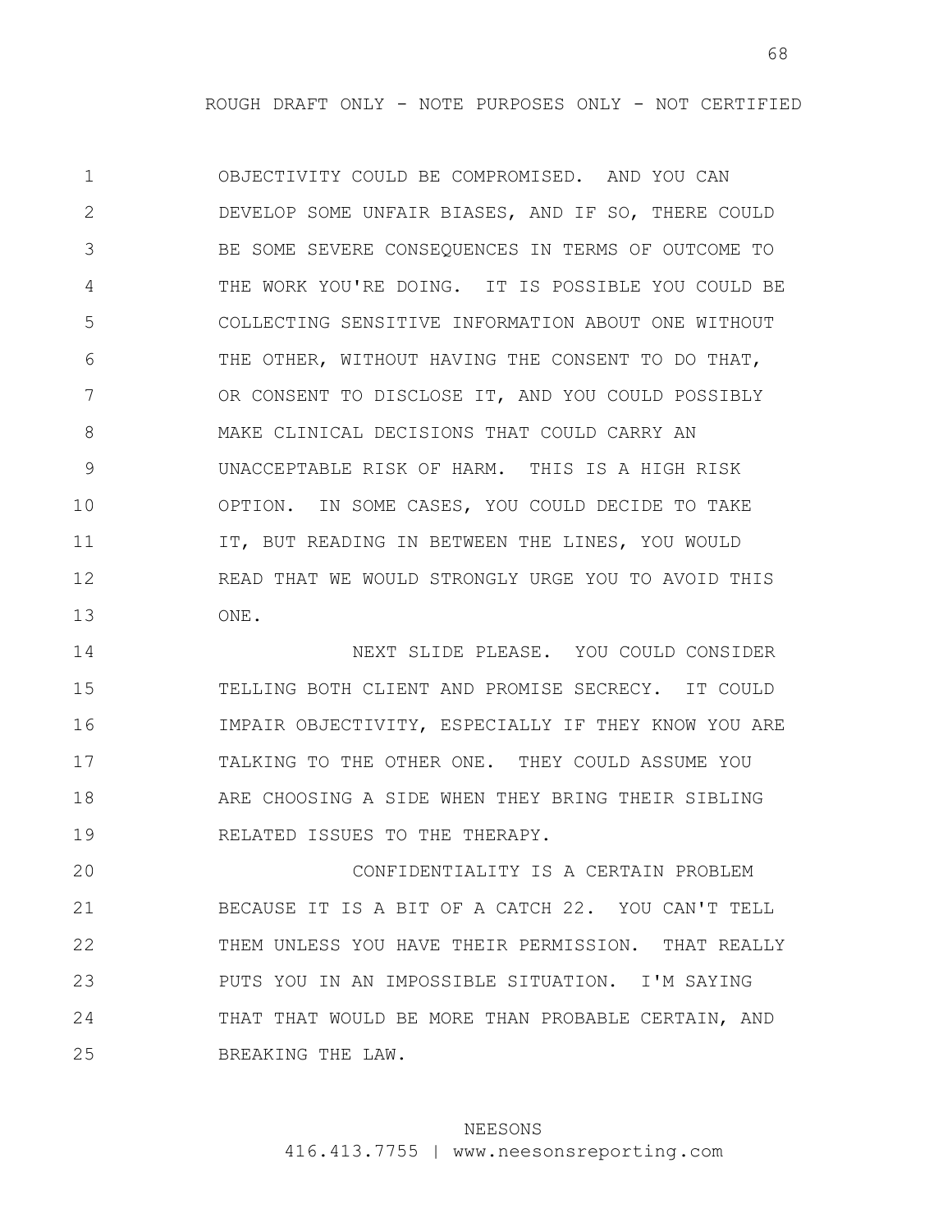ROUGH DRAFT ONLY - NOTE PURPOSES ONLY - NOT CERTIFIED

1 OBJECTIVITY COULD BE COMPROMISED. AND YOU CAN
2 DEVELOP SOME UNFAIR BIASES, AND IF SO, THERE COULD
3 BE SOME SEVERE CONSEQUENCES IN TERMS OF OUTCOME TO
4 THE WORK YOU'RE DOING. IT IS POSSIBLE YOU COULD BE
5 COLLECTING SENSITIVE INFORMATION ABOUT ONE WITHOUT
6 THE OTHER, WITHOUT HAVING THE CONSENT TO DO THAT,
7 OR CONSENT TO DISCLOSE IT, AND YOU COULD POSSIBLY
8 MAKE CLINICAL DECISIONS THAT COULD CARRY AN
9 UNACCEPTABLE RISK OF HARM. THIS IS A HIGH RISK
10 OPTION. IN SOME CASES, YOU COULD DECIDE TO TAKE
11 IT, BUT READING IN BETWEEN THE LINES, YOU WOULD
12 READ THAT WE WOULD STRONGLY URGE YOU TO AVOID THIS
13 ONE.
14 NEXT SLIDE PLEASE. YOU COULD CONSIDER
15 TELLING BOTH CLIENT AND PROMISE SECRECY. IT COULD
16 IMPAIR OBJECTIVITY, ESPECIALLY IF THEY KNOW YOU ARE
17 TALKING TO THE OTHER ONE. THEY COULD ASSUME YOU
18 ARE CHOOSING A SIDE WHEN THEY BRING THEIR SIBLING
19 RELATED ISSUES TO THE THERAPY.
20 CONFIDENTIALITY IS A CERTAIN PROBLEM
21 BECAUSE IT IS A BIT OF A CATCH 22. YOU CAN'T TELL
22 THEM UNLESS YOU HAVE THEIR PERMISSION. THAT REALLY
23 PUTS YOU IN AN IMPOSSIBLE SITUATION. I'M SAYING
24 THAT THAT WOULD BE MORE THAN PROBABLE CERTAIN, AND
25 BREAKING THE LAW.

NEESONS
416.413.7755 | www.neesonsreporting.com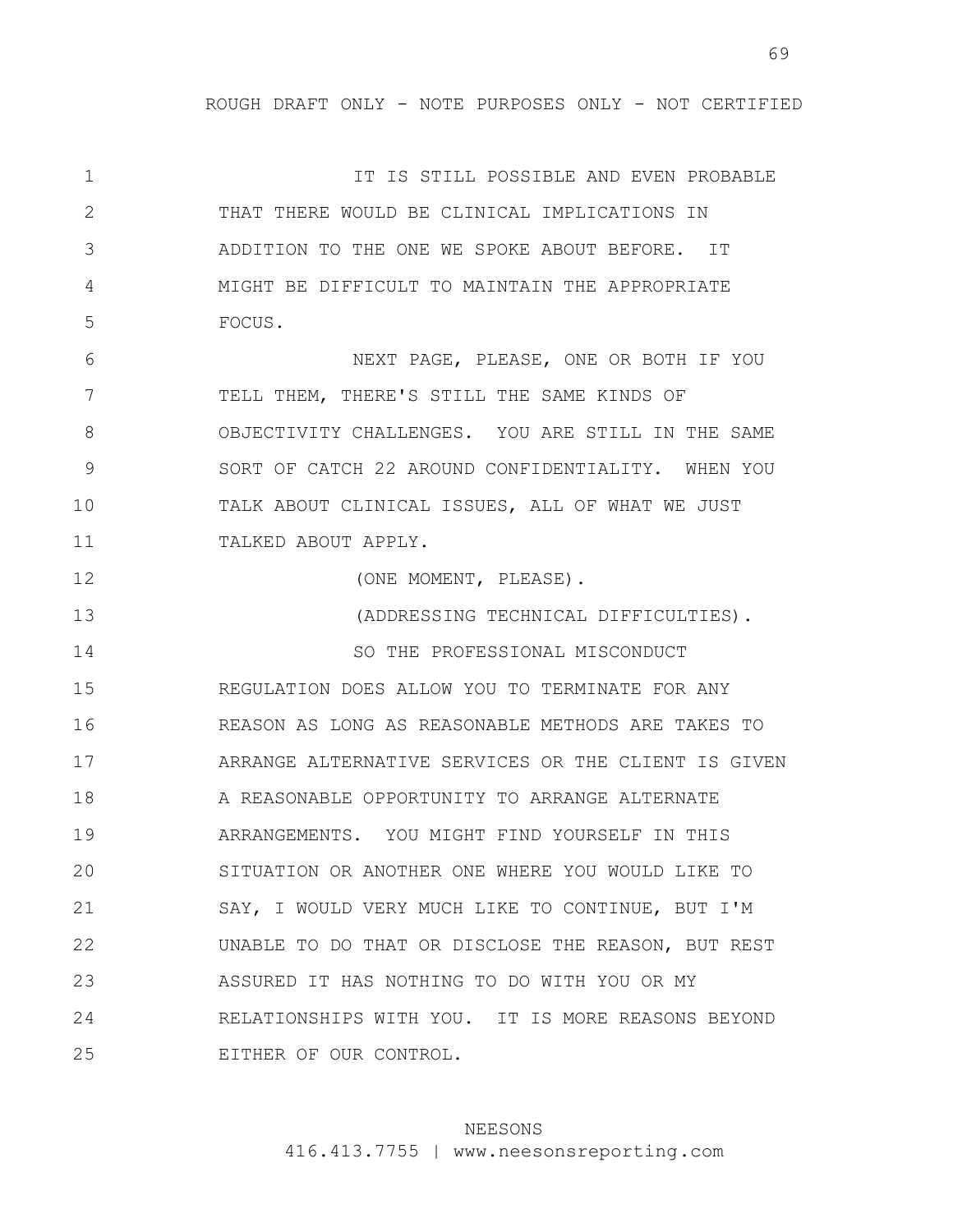IT IS STILL POSSIBLE AND EVEN PROBABLE THAT THERE WOULD BE CLINICAL IMPLICATIONS IN ADDITION TO THE ONE WE SPOKE ABOUT BEFORE. IT MIGHT BE DIFFICULT TO MAINTAIN THE APPROPRIATE FOCUS.

NEXT PAGE, PLEASE, ONE OR BOTH IF YOU TELL THEM, THERE'S STILL THE SAME KINDS OF OBJECTIVITY CHALLENGES. YOU ARE STILL IN THE SAME SORT OF CATCH 22 AROUND CONFIDENTIALITY. WHEN YOU TALK ABOUT CLINICAL ISSUES, ALL OF WHAT WE JUST TALKED ABOUT APPLY.

(ONE MOMENT, PLEASE).

(ADDRESSING TECHNICAL DIFFICULTIES).

SO THE PROFESSIONAL MISCONDUCT REGULATION DOES ALLOW YOU TO TERMINATE FOR ANY REASON AS LONG AS REASONABLE METHODS ARE TAKES TO ARRANGE ALTERNATIVE SERVICES OR THE CLIENT IS GIVEN A REASONABLE OPPORTUNITY TO ARRANGE ALTERNATE ARRANGEMENTS. YOU MIGHT FIND YOURSELF IN THIS SITUATION OR ANOTHER ONE WHERE YOU WOULD LIKE TO SAY, I WOULD VERY MUCH LIKE TO CONTINUE, BUT I'M UNABLE TO DO THAT OR DISCLOSE THE REASON, BUT REST ASSURED IT HAS NOTHING TO DO WITH YOU OR MY RELATIONSHIPS WITH YOU. IT IS MORE REASONS BEYOND EITHER OF OUR CONTROL.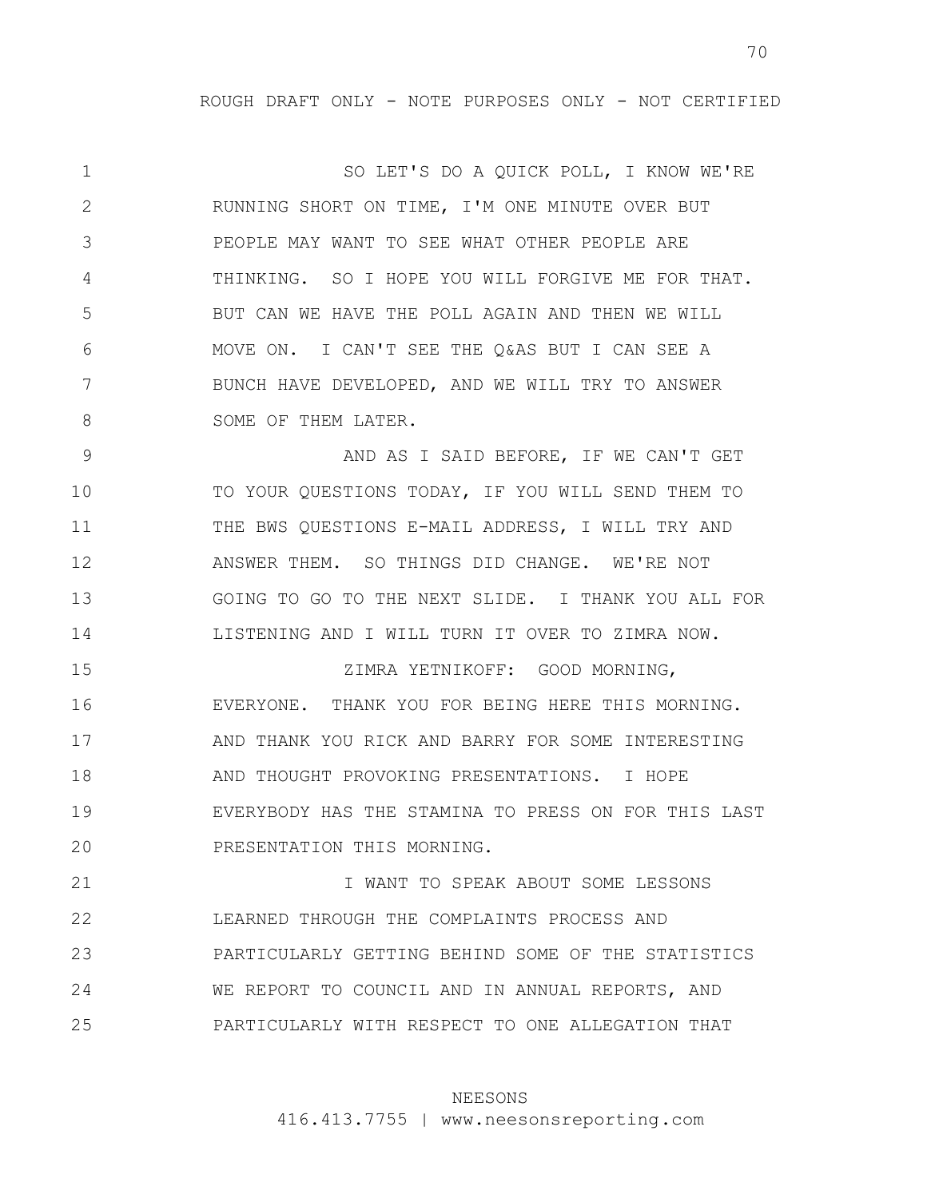SO LET'S DO A QUICK POLL, I KNOW WE'RE RUNNING SHORT ON TIME, I'M ONE MINUTE OVER BUT PEOPLE MAY WANT TO SEE WHAT OTHER PEOPLE ARE THINKING. SO I HOPE YOU WILL FORGIVE ME FOR THAT. BUT CAN WE HAVE THE POLL AGAIN AND THEN WE WILL MOVE ON. I CAN'T SEE THE Q&AS BUT I CAN SEE A BUNCH HAVE DEVELOPED, AND WE WILL TRY TO ANSWER SOME OF THEM LATER.

AND AS I SAID BEFORE, IF WE CAN'T GET TO YOUR QUESTIONS TODAY, IF YOU WILL SEND THEM TO THE BWS QUESTIONS E-MAIL ADDRESS, I WILL TRY AND ANSWER THEM. SO THINGS DID CHANGE. WE'RE NOT GOING TO GO TO THE NEXT SLIDE. I THANK YOU ALL FOR LISTENING AND I WILL TURN IT OVER TO ZIMRA NOW.

ZIMRA YETNIKOFF: GOOD MORNING, EVERYONE. THANK YOU FOR BEING HERE THIS MORNING. AND THANK YOU RICK AND BARRY FOR SOME INTERESTING AND THOUGHT PROVOKING PRESENTATIONS. I HOPE EVERYBODY HAS THE STAMINA TO PRESS ON FOR THIS LAST PRESENTATION THIS MORNING.

I WANT TO SPEAK ABOUT SOME LESSONS LEARNED THROUGH THE COMPLAINTS PROCESS AND PARTICULARLY GETTING BEHIND SOME OF THE STATISTICS WE REPORT TO COUNCIL AND IN ANNUAL REPORTS, AND PARTICULARLY WITH RESPECT TO ONE ALLEGATION THAT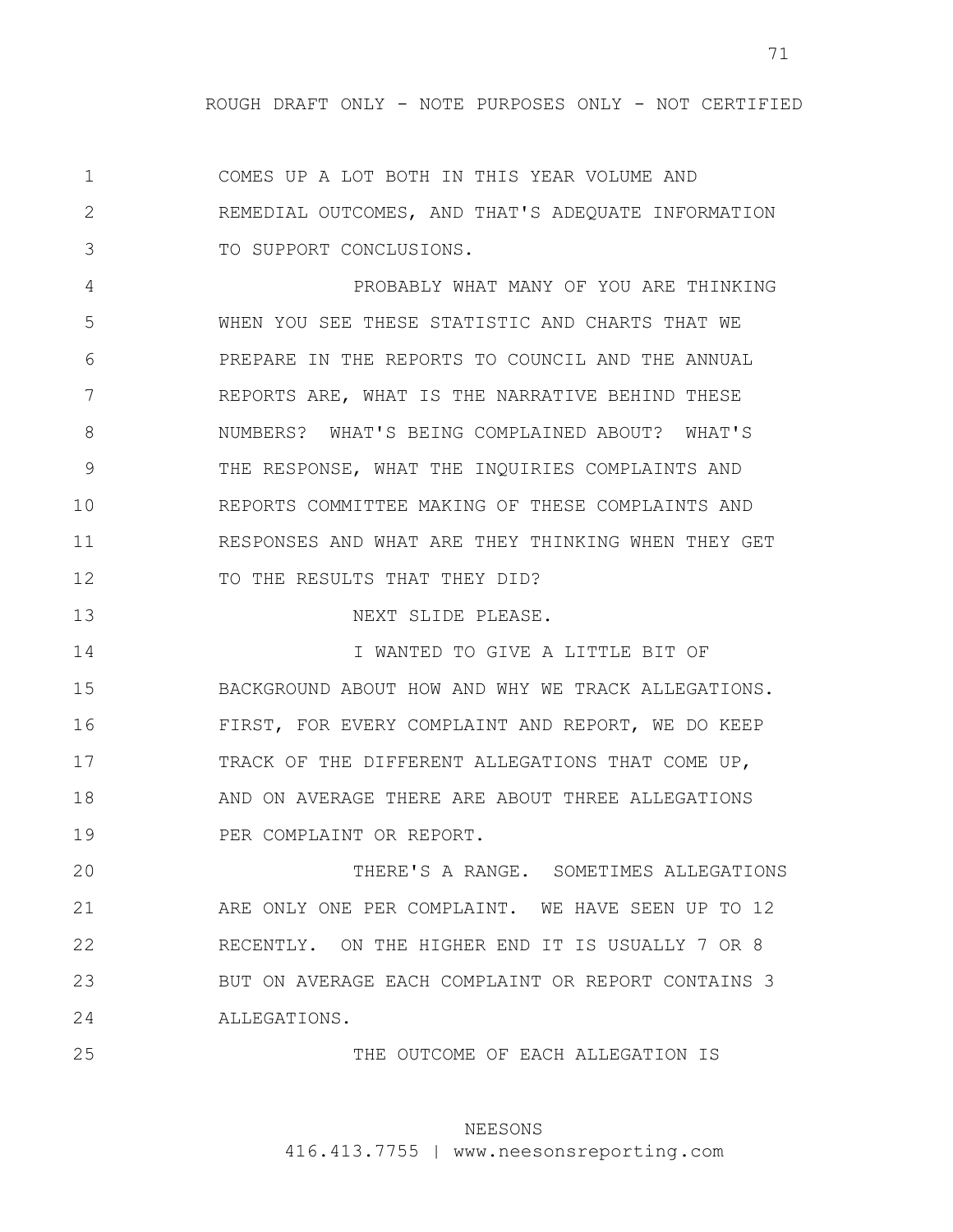COMES UP A LOT BOTH IN THIS YEAR VOLUME AND REMEDIAL OUTCOMES, AND THAT'S ADEQUATE INFORMATION TO SUPPORT CONCLUSIONS.

PROBABLY WHAT MANY OF YOU ARE THINKING WHEN YOU SEE THESE STATISTIC AND CHARTS THAT WE PREPARE IN THE REPORTS TO COUNCIL AND THE ANNUAL REPORTS ARE, WHAT IS THE NARRATIVE BEHIND THESE NUMBERS? WHAT'S BEING COMPLAINED ABOUT? WHAT'S THE RESPONSE, WHAT THE INQUIRIES COMPLAINTS AND REPORTS COMMITTEE MAKING OF THESE COMPLAINTS AND RESPONSES AND WHAT ARE THEY THINKING WHEN THEY GET TO THE RESULTS THAT THEY DID?

NEXT SLIDE PLEASE.

I WANTED TO GIVE A LITTLE BIT OF BACKGROUND ABOUT HOW AND WHY WE TRACK ALLEGATIONS. FIRST, FOR EVERY COMPLAINT AND REPORT, WE DO KEEP TRACK OF THE DIFFERENT ALLEGATIONS THAT COME UP, AND ON AVERAGE THERE ARE ABOUT THREE ALLEGATIONS PER COMPLAINT OR REPORT.

THERE'S A RANGE. SOMETIMES ALLEGATIONS ARE ONLY ONE PER COMPLAINT. WE HAVE SEEN UP TO 12 RECENTLY. ON THE HIGHER END IT IS USUALLY 7 OR 8 BUT ON AVERAGE EACH COMPLAINT OR REPORT CONTAINS 3 ALLEGATIONS.

THE OUTCOME OF EACH ALLEGATION IS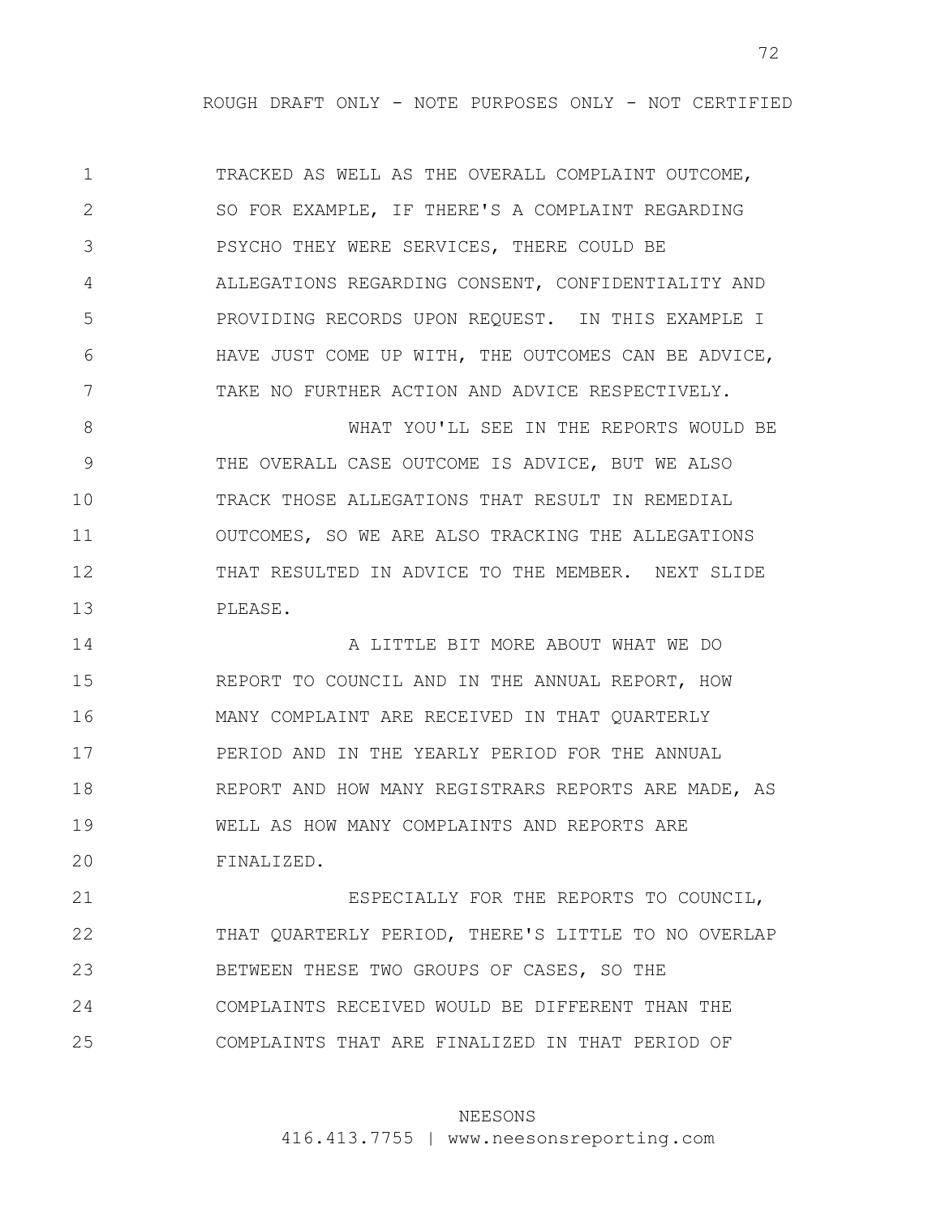TRACKED AS WELL AS THE OVERALL COMPLAINT OUTCOME, SO FOR EXAMPLE, IF THERE'S A COMPLAINT REGARDING PSYCHO THEY WERE SERVICES, THERE COULD BE ALLEGATIONS REGARDING CONSENT, CONFIDENTIALITY AND PROVIDING RECORDS UPON REQUEST. IN THIS EXAMPLE I HAVE JUST COME UP WITH, THE OUTCOMES CAN BE ADVICE, TAKE NO FURTHER ACTION AND ADVICE RESPECTIVELY.

WHAT YOU'LL SEE IN THE REPORTS WOULD BE THE OVERALL CASE OUTCOME IS ADVICE, BUT WE ALSO TRACK THOSE ALLEGATIONS THAT RESULT IN REMEDIAL OUTCOMES, SO WE ARE ALSO TRACKING THE ALLEGATIONS THAT RESULTED IN ADVICE TO THE MEMBER. NEXT SLIDE PLEASE.

A LITTLE BIT MORE ABOUT WHAT WE DO REPORT TO COUNCIL AND IN THE ANNUAL REPORT, HOW MANY COMPLAINT ARE RECEIVED IN THAT QUARTERLY PERIOD AND IN THE YEARLY PERIOD FOR THE ANNUAL REPORT AND HOW MANY REGISTRARS REPORTS ARE MADE, AS WELL AS HOW MANY COMPLAINTS AND REPORTS ARE FINALIZED.

ESPECIALLY FOR THE REPORTS TO COUNCIL, THAT QUARTERLY PERIOD, THERE'S LITTLE TO NO OVERLAP BETWEEN THESE TWO GROUPS OF CASES, SO THE COMPLAINTS RECEIVED WOULD BE DIFFERENT THAN THE COMPLAINTS THAT ARE FINALIZED IN THAT PERIOD OF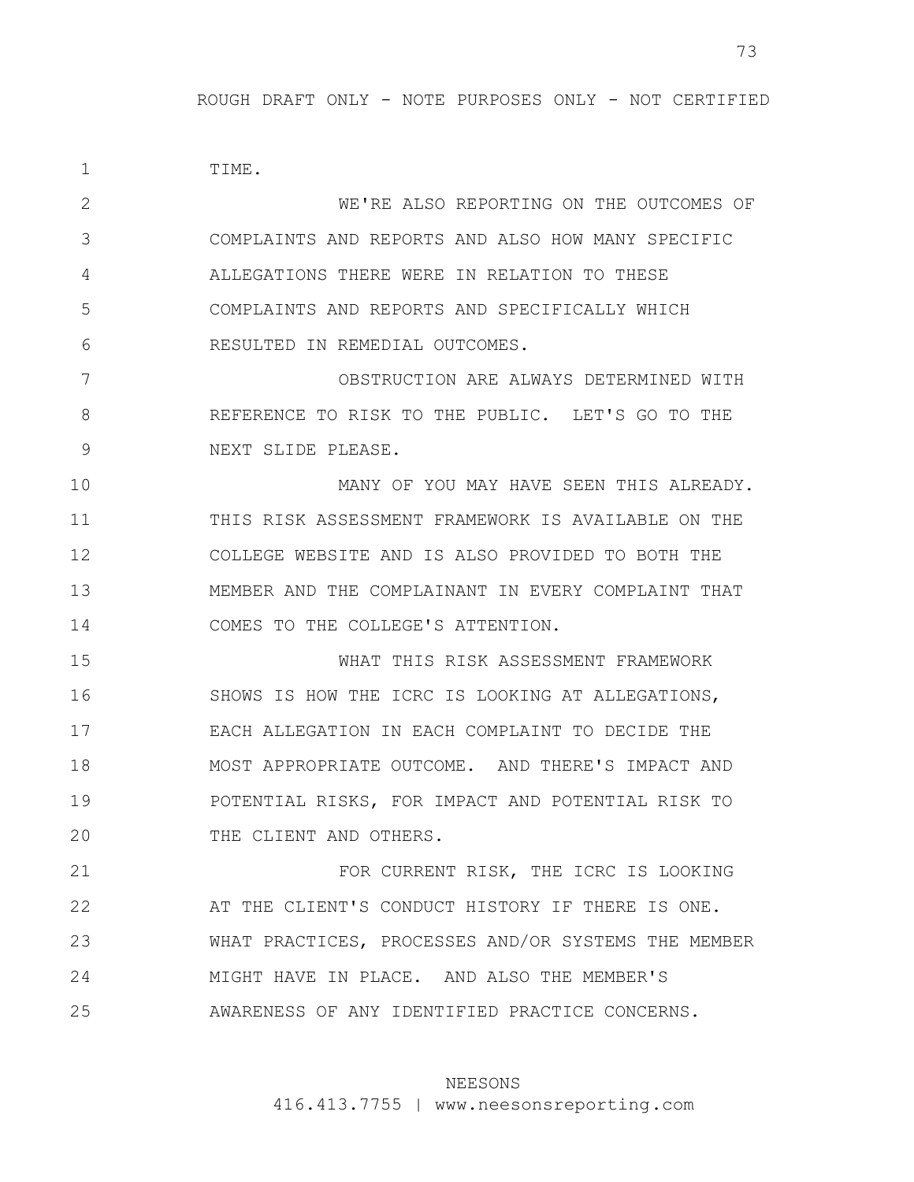ROUGH DRAFT ONLY - NOTE PURPOSES ONLY - NOT CERTIFIED

1 TIME.

2 WE'RE ALSO REPORTING ON THE OUTCOMES OF
3 COMPLAINTS AND REPORTS AND ALSO HOW MANY SPECIFIC
4 ALLEGATIONS THERE WERE IN RELATION TO THESE
5 COMPLAINTS AND REPORTS AND SPECIFICALLY WHICH
6 RESULTED IN REMEDIAL OUTCOMES.

7 OBSTRUCTION ARE ALWAYS DETERMINED WITH
8 REFERENCE TO RISK TO THE PUBLIC. LET'S GO TO THE
9 NEXT SLIDE PLEASE.

10 MANY OF YOU MAY HAVE SEEN THIS ALREADY.
11 THIS RISK ASSESSMENT FRAMEWORK IS AVAILABLE ON THE
12 COLLEGE WEBSITE AND IS ALSO PROVIDED TO BOTH THE
13 MEMBER AND THE COMPLAINANT IN EVERY COMPLAINT THAT
14 COMES TO THE COLLEGE'S ATTENTION.

15 WHAT THIS RISK ASSESSMENT FRAMEWORK
16 SHOWS IS HOW THE ICRC IS LOOKING AT ALLEGATIONS,
17 EACH ALLEGATION IN EACH COMPLAINT TO DECIDE THE
18 MOST APPROPRIATE OUTCOME. AND THERE'S IMPACT AND
19 POTENTIAL RISKS, FOR IMPACT AND POTENTIAL RISK TO
20 THE CLIENT AND OTHERS.

21 FOR CURRENT RISK, THE ICRC IS LOOKING
22 AT THE CLIENT'S CONDUCT HISTORY IF THERE IS ONE.
23 WHAT PRACTICES, PROCESSES AND/OR SYSTEMS THE MEMBER
24 MIGHT HAVE IN PLACE. AND ALSO THE MEMBER'S
25 AWARENESS OF ANY IDENTIFIED PRACTICE CONCERNS.

NEESONS
416.413.7755 | www.neesonsreporting.com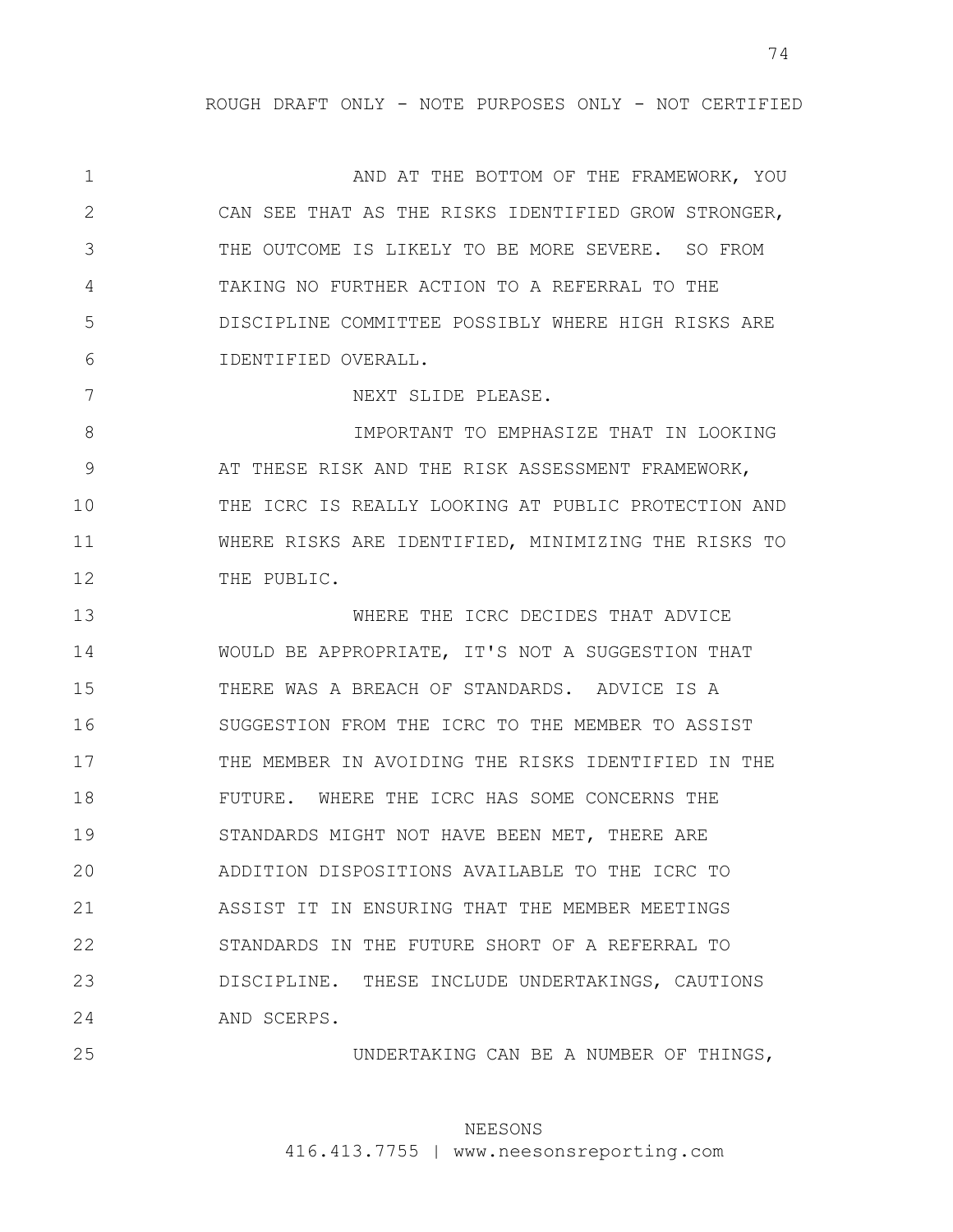ROUGH DRAFT ONLY - NOTE PURPOSES ONLY - NOT CERTIFIED

1 AND AT THE BOTTOM OF THE FRAMEWORK, YOU
2 CAN SEE THAT AS THE RISKS IDENTIFIED GROW STRONGER,
3 THE OUTCOME IS LIKELY TO BE MORE SEVERE. SO FROM
4 TAKING NO FURTHER ACTION TO A REFERRAL TO THE
5 DISCIPLINE COMMITTEE POSSIBLY WHERE HIGH RISKS ARE
6 IDENTIFIED OVERALL.
7 NEXT SLIDE PLEASE.
8 IMPORTANT TO EMPHASIZE THAT IN LOOKING
9 AT THESE RISK AND THE RISK ASSESSMENT FRAMEWORK,
10 THE ICRC IS REALLY LOOKING AT PUBLIC PROTECTION AND
11 WHERE RISKS ARE IDENTIFIED, MINIMIZING THE RISKS TO
12 THE PUBLIC.
13 WHERE THE ICRC DECIDES THAT ADVICE
14 WOULD BE APPROPRIATE, IT'S NOT A SUGGESTION THAT
15 THERE WAS A BREACH OF STANDARDS. ADVICE IS A
16 SUGGESTION FROM THE ICRC TO THE MEMBER TO ASSIST
17 THE MEMBER IN AVOIDING THE RISKS IDENTIFIED IN THE
18 FUTURE. WHERE THE ICRC HAS SOME CONCERNS THE
19 STANDARDS MIGHT NOT HAVE BEEN MET, THERE ARE
20 ADDITION DISPOSITIONS AVAILABLE TO THE ICRC TO
21 ASSIST IT IN ENSURING THAT THE MEMBER MEETINGS
22 STANDARDS IN THE FUTURE SHORT OF A REFERRAL TO
23 DISCIPLINE. THESE INCLUDE UNDERTAKINGS, CAUTIONS
24 AND SCERPS.
25 UNDERTAKING CAN BE A NUMBER OF THINGS,

NEESONS
416.413.7755 | www.neesonsreporting.com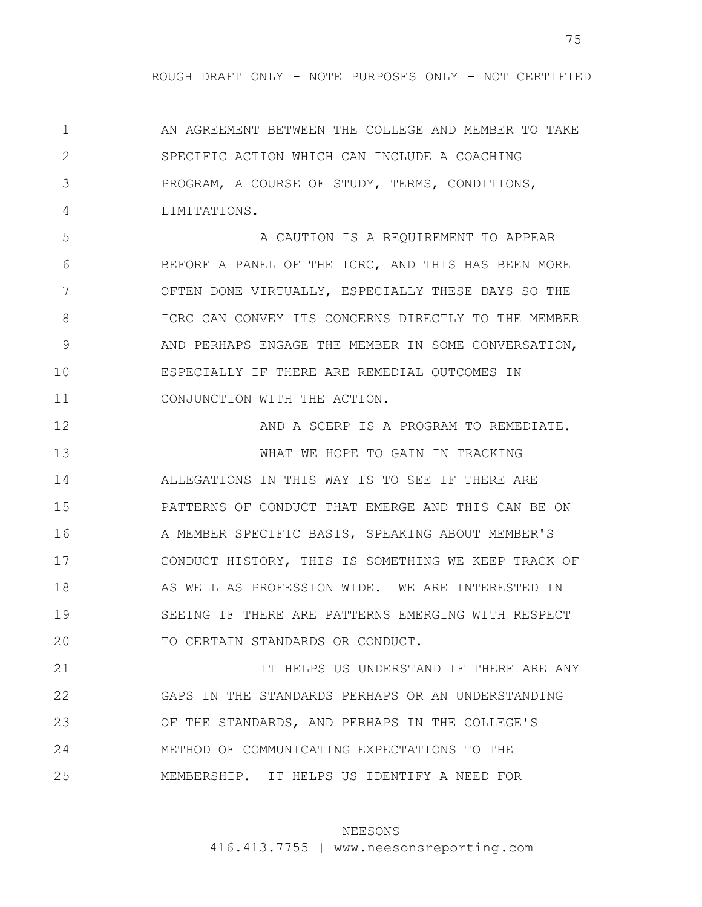AN AGREEMENT BETWEEN THE COLLEGE AND MEMBER TO TAKE SPECIFIC ACTION WHICH CAN INCLUDE A COACHING PROGRAM, A COURSE OF STUDY, TERMS, CONDITIONS, LIMITATIONS.

A CAUTION IS A REQUIREMENT TO APPEAR BEFORE A PANEL OF THE ICRC, AND THIS HAS BEEN MORE OFTEN DONE VIRTUALLY, ESPECIALLY THESE DAYS SO THE ICRC CAN CONVEY ITS CONCERNS DIRECTLY TO THE MEMBER AND PERHAPS ENGAGE THE MEMBER IN SOME CONVERSATION, ESPECIALLY IF THERE ARE REMEDIAL OUTCOMES IN CONJUNCTION WITH THE ACTION.

AND A SCERP IS A PROGRAM TO REMEDIATE.

WHAT WE HOPE TO GAIN IN TRACKING ALLEGATIONS IN THIS WAY IS TO SEE IF THERE ARE PATTERNS OF CONDUCT THAT EMERGE AND THIS CAN BE ON A MEMBER SPECIFIC BASIS, SPEAKING ABOUT MEMBER'S CONDUCT HISTORY, THIS IS SOMETHING WE KEEP TRACK OF AS WELL AS PROFESSION WIDE. WE ARE INTERESTED IN SEEING IF THERE ARE PATTERNS EMERGING WITH RESPECT TO CERTAIN STANDARDS OR CONDUCT.

IT HELPS US UNDERSTAND IF THERE ARE ANY GAPS IN THE STANDARDS PERHAPS OR AN UNDERSTANDING OF THE STANDARDS, AND PERHAPS IN THE COLLEGE'S METHOD OF COMMUNICATING EXPECTATIONS TO THE MEMBERSHIP. IT HELPS US IDENTIFY A NEED FOR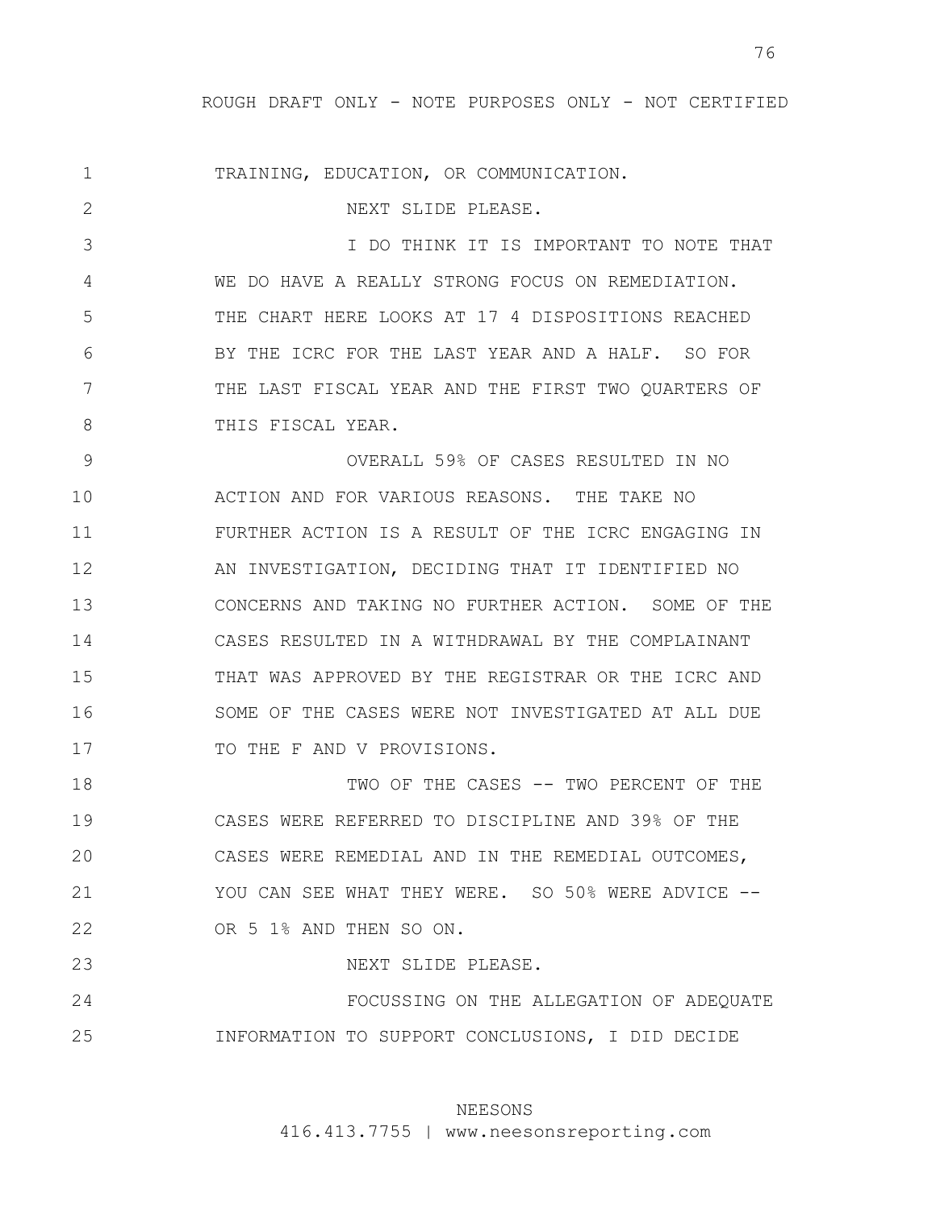ROUGH DRAFT ONLY - NOTE PURPOSES ONLY - NOT CERTIFIED

1 TRAINING, EDUCATION, OR COMMUNICATION.

2 NEXT SLIDE PLEASE.

3 I DO THINK IT IS IMPORTANT TO NOTE THAT
4 WE DO HAVE A REALLY STRONG FOCUS ON REMEDIATION.
5 THE CHART HERE LOOKS AT 17 4 DISPOSITIONS REACHED
6 BY THE ICRC FOR THE LAST YEAR AND A HALF. SO FOR
7 THE LAST FISCAL YEAR AND THE FIRST TWO QUARTERS OF
8 THIS FISCAL YEAR.

9 OVERALL 59% OF CASES RESULTED IN NO
10 ACTION AND FOR VARIOUS REASONS. THE TAKE NO
11 FURTHER ACTION IS A RESULT OF THE ICRC ENGAGING IN
12 AN INVESTIGATION, DECIDING THAT IT IDENTIFIED NO
13 CONCERNS AND TAKING NO FURTHER ACTION. SOME OF THE
14 CASES RESULTED IN A WITHDRAWAL BY THE COMPLAINANT
15 THAT WAS APPROVED BY THE REGISTRAR OR THE ICRC AND
16 SOME OF THE CASES WERE NOT INVESTIGATED AT ALL DUE
17 TO THE F AND V PROVISIONS.

18 TWO OF THE CASES -- TWO PERCENT OF THE
19 CASES WERE REFERRED TO DISCIPLINE AND 39% OF THE
20 CASES WERE REMEDIAL AND IN THE REMEDIAL OUTCOMES,
21 YOU CAN SEE WHAT THEY WERE. SO 50% WERE ADVICE --
22 OR 5 1% AND THEN SO ON.

23 NEXT SLIDE PLEASE.

24 FOCUSSING ON THE ALLEGATION OF ADEQUATE
25 INFORMATION TO SUPPORT CONCLUSIONS, I DID DECIDE

NEESONS
416.413.7755 | www.neesonsreporting.com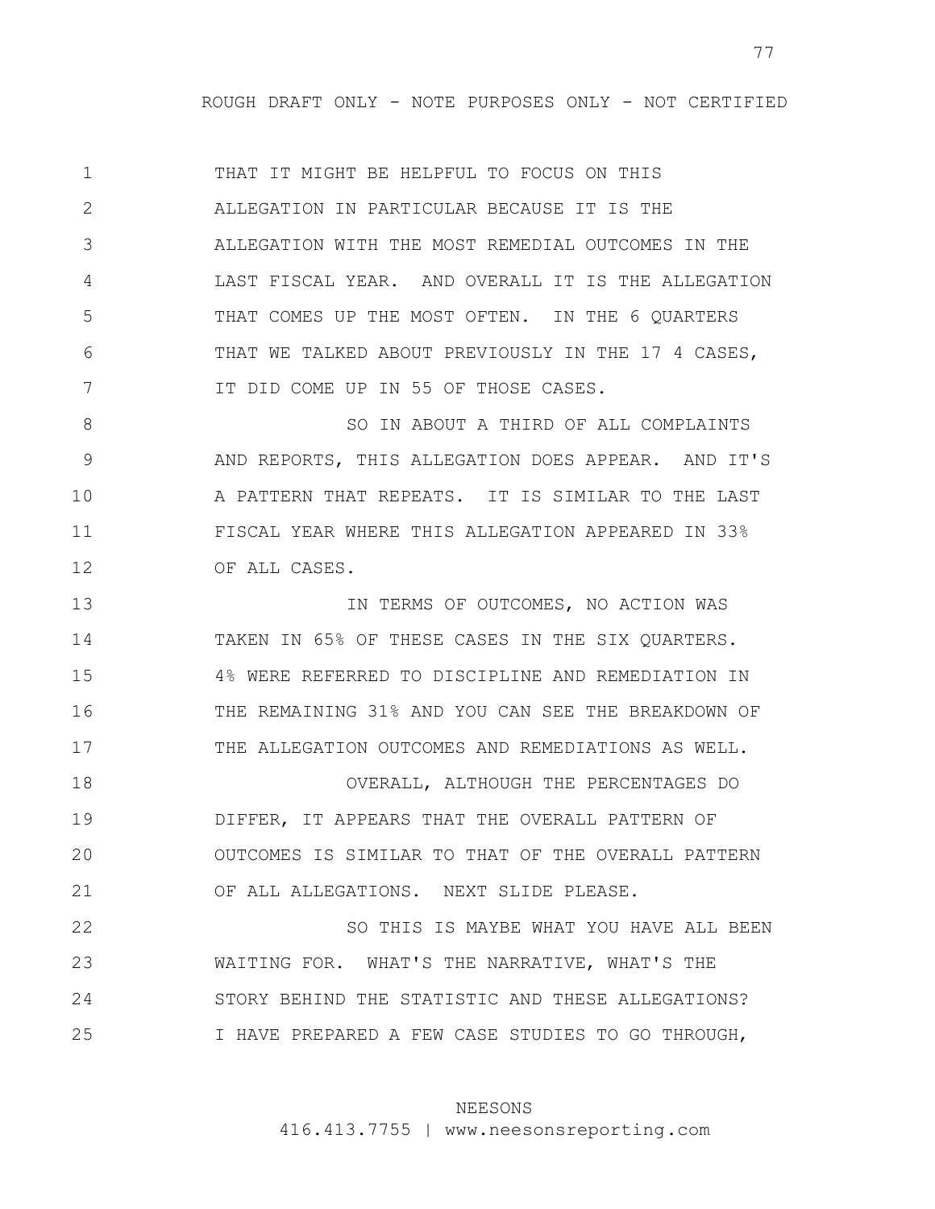THAT IT MIGHT BE HELPFUL TO FOCUS ON THIS ALLEGATION IN PARTICULAR BECAUSE IT IS THE ALLEGATION WITH THE MOST REMEDIAL OUTCOMES IN THE LAST FISCAL YEAR. AND OVERALL IT IS THE ALLEGATION THAT COMES UP THE MOST OFTEN. IN THE 6 QUARTERS THAT WE TALKED ABOUT PREVIOUSLY IN THE 17 4 CASES, IT DID COME UP IN 55 OF THOSE CASES.

SO IN ABOUT A THIRD OF ALL COMPLAINTS AND REPORTS, THIS ALLEGATION DOES APPEAR. AND IT'S A PATTERN THAT REPEATS. IT IS SIMILAR TO THE LAST FISCAL YEAR WHERE THIS ALLEGATION APPEARED IN 33% OF ALL CASES.

IN TERMS OF OUTCOMES, NO ACTION WAS TAKEN IN 65% OF THESE CASES IN THE SIX QUARTERS. 4% WERE REFERRED TO DISCIPLINE AND REMEDIATION IN THE REMAINING 31% AND YOU CAN SEE THE BREAKDOWN OF THE ALLEGATION OUTCOMES AND REMEDIATIONS AS WELL.

OVERALL, ALTHOUGH THE PERCENTAGES DO DIFFER, IT APPEARS THAT THE OVERALL PATTERN OF OUTCOMES IS SIMILAR TO THAT OF THE OVERALL PATTERN OF ALL ALLEGATIONS. NEXT SLIDE PLEASE.

SO THIS IS MAYBE WHAT YOU HAVE ALL BEEN WAITING FOR. WHAT'S THE NARRATIVE, WHAT'S THE STORY BEHIND THE STATISTIC AND THESE ALLEGATIONS? I HAVE PREPARED A FEW CASE STUDIES TO GO THROUGH,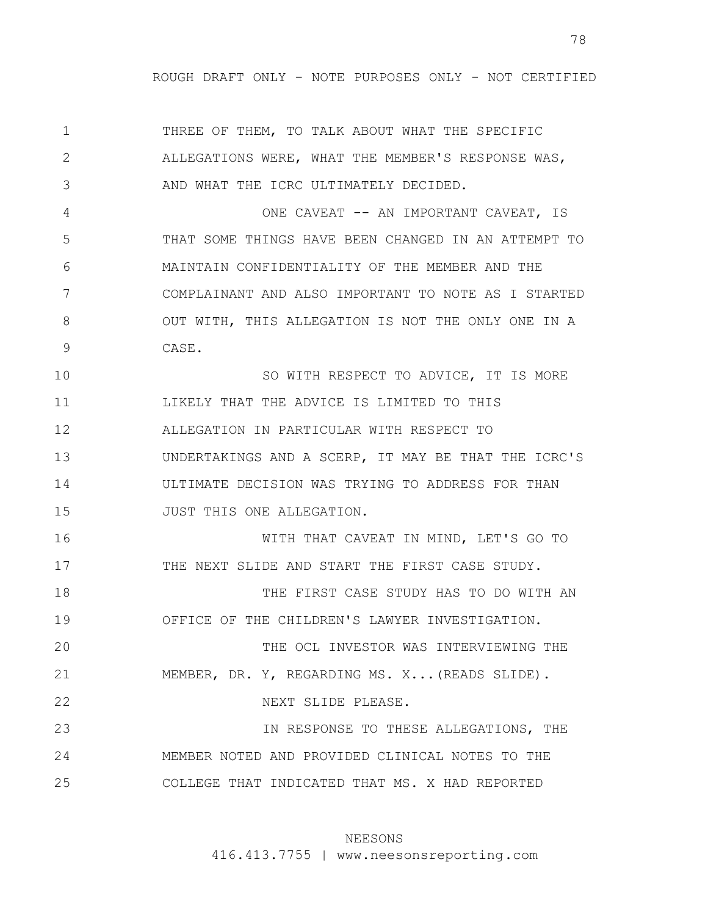THREE OF THEM, TO TALK ABOUT WHAT THE SPECIFIC ALLEGATIONS WERE, WHAT THE MEMBER'S RESPONSE WAS, AND WHAT THE ICRC ULTIMATELY DECIDED.

ONE CAVEAT -- AN IMPORTANT CAVEAT, IS THAT SOME THINGS HAVE BEEN CHANGED IN AN ATTEMPT TO MAINTAIN CONFIDENTIALITY OF THE MEMBER AND THE COMPLAINANT AND ALSO IMPORTANT TO NOTE AS I STARTED OUT WITH, THIS ALLEGATION IS NOT THE ONLY ONE IN A CASE.

SO WITH RESPECT TO ADVICE, IT IS MORE LIKELY THAT THE ADVICE IS LIMITED TO THIS ALLEGATION IN PARTICULAR WITH RESPECT TO UNDERTAKINGS AND A SCERP, IT MAY BE THAT THE ICRC'S ULTIMATE DECISION WAS TRYING TO ADDRESS FOR THAN JUST THIS ONE ALLEGATION.

WITH THAT CAVEAT IN MIND, LET'S GO TO THE NEXT SLIDE AND START THE FIRST CASE STUDY.

THE FIRST CASE STUDY HAS TO DO WITH AN OFFICE OF THE CHILDREN'S LAWYER INVESTIGATION.

THE OCL INVESTOR WAS INTERVIEWING THE MEMBER, DR. Y, REGARDING MS. X...(READS SLIDE).

NEXT SLIDE PLEASE.

IN RESPONSE TO THESE ALLEGATIONS, THE MEMBER NOTED AND PROVIDED CLINICAL NOTES TO THE COLLEGE THAT INDICATED THAT MS. X HAD REPORTED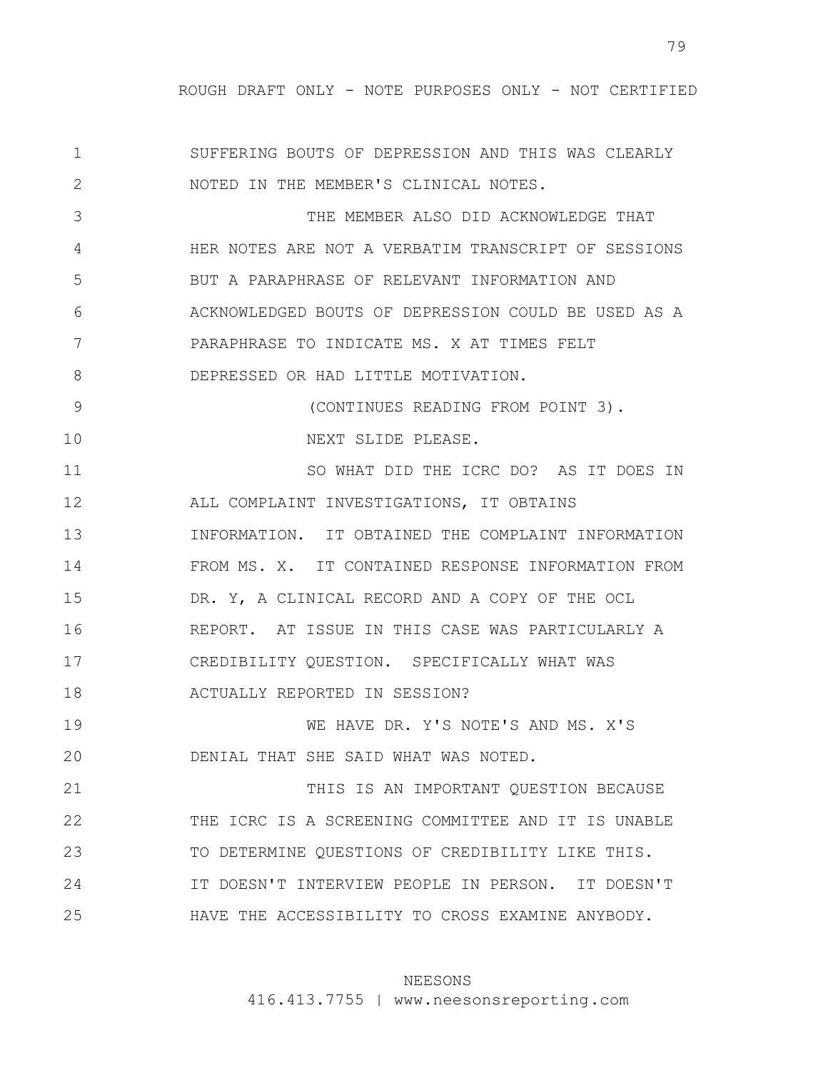SUFFERING BOUTS OF DEPRESSION AND THIS WAS CLEARLY NOTED IN THE MEMBER'S CLINICAL NOTES.

THE MEMBER ALSO DID ACKNOWLEDGE THAT HER NOTES ARE NOT A VERBATIM TRANSCRIPT OF SESSIONS BUT A PARAPHRASE OF RELEVANT INFORMATION AND ACKNOWLEDGED BOUTS OF DEPRESSION COULD BE USED AS A PARAPHRASE TO INDICATE MS. X AT TIMES FELT DEPRESSED OR HAD LITTLE MOTIVATION.

(CONTINUES READING FROM POINT 3).

NEXT SLIDE PLEASE.

SO WHAT DID THE ICRC DO? AS IT DOES IN ALL COMPLAINT INVESTIGATIONS, IT OBTAINS INFORMATION. IT OBTAINED THE COMPLAINT INFORMATION FROM MS. X. IT CONTAINED RESPONSE INFORMATION FROM DR. Y, A CLINICAL RECORD AND A COPY OF THE OCL REPORT. AT ISSUE IN THIS CASE WAS PARTICULARLY A CREDIBILITY QUESTION. SPECIFICALLY WHAT WAS ACTUALLY REPORTED IN SESSION?

WE HAVE DR. Y'S NOTE'S AND MS. X'S DENIAL THAT SHE SAID WHAT WAS NOTED.

THIS IS AN IMPORTANT QUESTION BECAUSE THE ICRC IS A SCREENING COMMITTEE AND IT IS UNABLE TO DETERMINE QUESTIONS OF CREDIBILITY LIKE THIS. IT DOESN'T INTERVIEW PEOPLE IN PERSON. IT DOESN'T HAVE THE ACCESSIBILITY TO CROSS EXAMINE ANYBODY.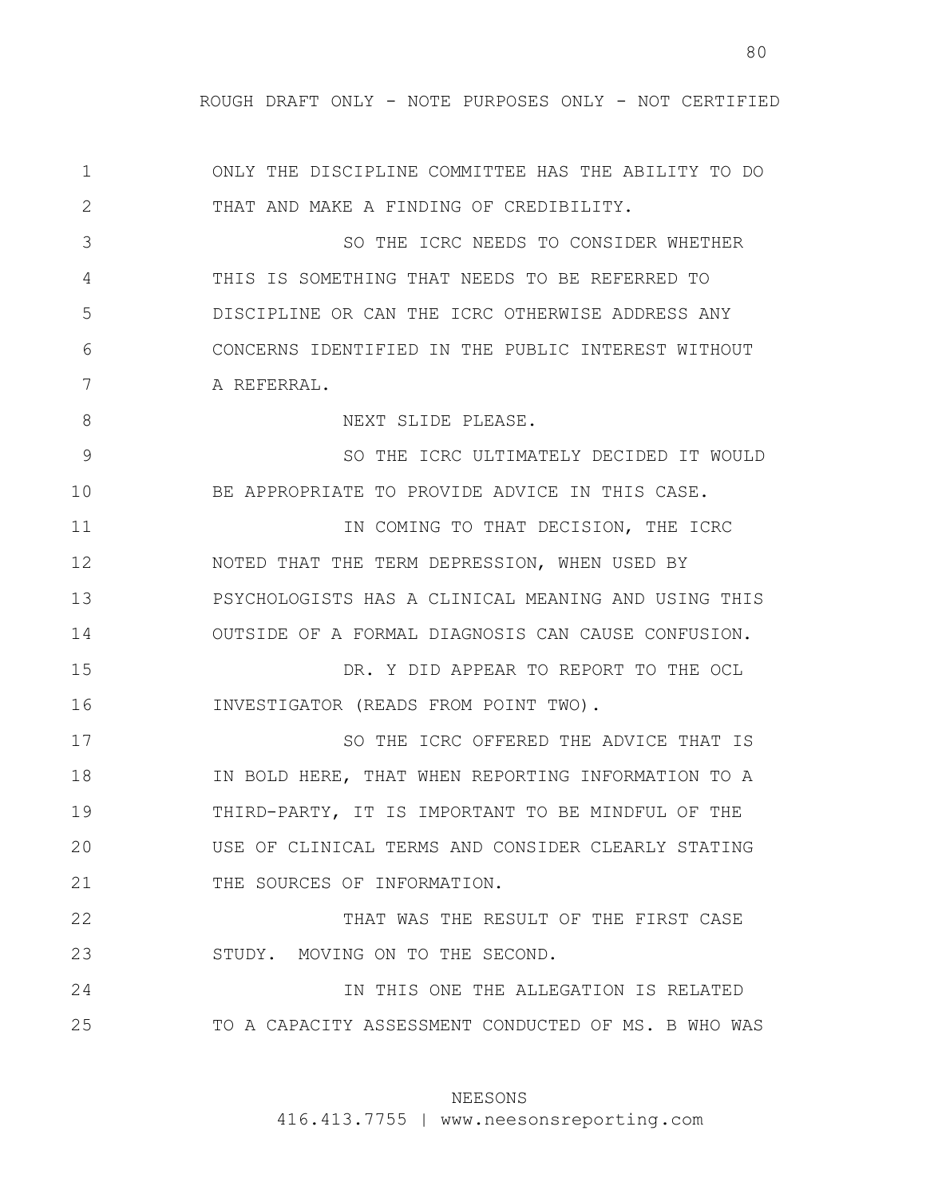ONLY THE DISCIPLINE COMMITTEE HAS THE ABILITY TO DO THAT AND MAKE A FINDING OF CREDIBILITY.

SO THE ICRC NEEDS TO CONSIDER WHETHER THIS IS SOMETHING THAT NEEDS TO BE REFERRED TO DISCIPLINE OR CAN THE ICRC OTHERWISE ADDRESS ANY CONCERNS IDENTIFIED IN THE PUBLIC INTEREST WITHOUT A REFERRAL.

NEXT SLIDE PLEASE.

SO THE ICRC ULTIMATELY DECIDED IT WOULD BE APPROPRIATE TO PROVIDE ADVICE IN THIS CASE.

IN COMING TO THAT DECISION, THE ICRC NOTED THAT THE TERM DEPRESSION, WHEN USED BY PSYCHOLOGISTS HAS A CLINICAL MEANING AND USING THIS OUTSIDE OF A FORMAL DIAGNOSIS CAN CAUSE CONFUSION.

DR. Y DID APPEAR TO REPORT TO THE OCL INVESTIGATOR (READS FROM POINT TWO).

SO THE ICRC OFFERED THE ADVICE THAT IS IN BOLD HERE, THAT WHEN REPORTING INFORMATION TO A THIRD-PARTY, IT IS IMPORTANT TO BE MINDFUL OF THE USE OF CLINICAL TERMS AND CONSIDER CLEARLY STATING THE SOURCES OF INFORMATION.

THAT WAS THE RESULT OF THE FIRST CASE STUDY. MOVING ON TO THE SECOND.

IN THIS ONE THE ALLEGATION IS RELATED TO A CAPACITY ASSESSMENT CONDUCTED OF MS. B WHO WAS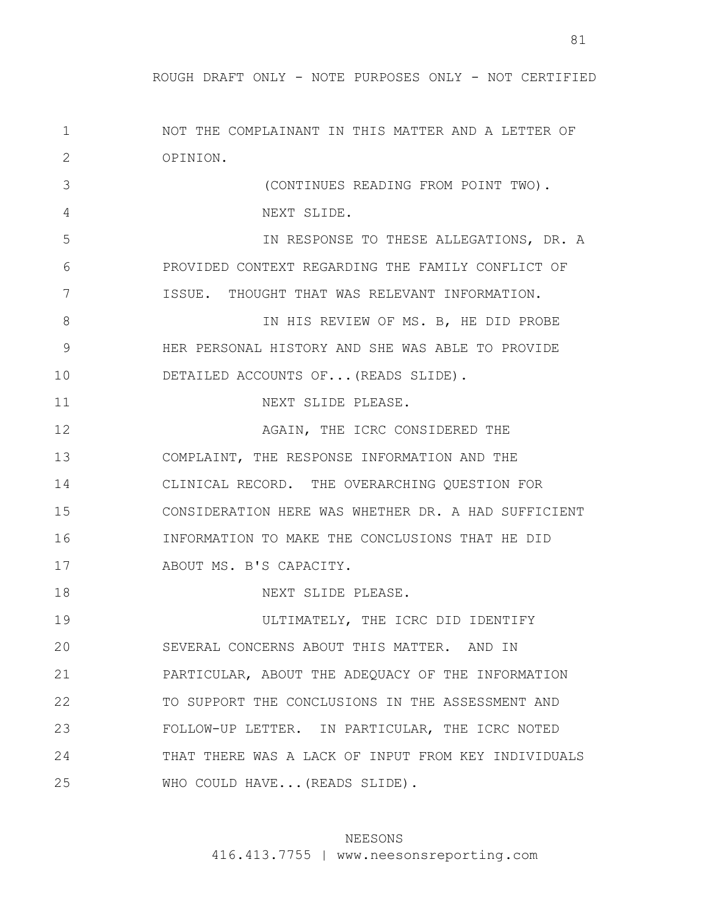NOT THE COMPLAINANT IN THIS MATTER AND A LETTER OF OPINION.

(CONTINUES READING FROM POINT TWO).

NEXT SLIDE.

IN RESPONSE TO THESE ALLEGATIONS, DR. A PROVIDED CONTEXT REGARDING THE FAMILY CONFLICT OF ISSUE. THOUGHT THAT WAS RELEVANT INFORMATION.

IN HIS REVIEW OF MS. B, HE DID PROBE HER PERSONAL HISTORY AND SHE WAS ABLE TO PROVIDE DETAILED ACCOUNTS OF...(READS SLIDE).

NEXT SLIDE PLEASE.

AGAIN, THE ICRC CONSIDERED THE COMPLAINT, THE RESPONSE INFORMATION AND THE CLINICAL RECORD. THE OVERARCHING QUESTION FOR CONSIDERATION HERE WAS WHETHER DR. A HAD SUFFICIENT INFORMATION TO MAKE THE CONCLUSIONS THAT HE DID ABOUT MS. B'S CAPACITY.

NEXT SLIDE PLEASE.

ULTIMATELY, THE ICRC DID IDENTIFY SEVERAL CONCERNS ABOUT THIS MATTER. AND IN PARTICULAR, ABOUT THE ADEQUACY OF THE INFORMATION TO SUPPORT THE CONCLUSIONS IN THE ASSESSMENT AND FOLLOW-UP LETTER. IN PARTICULAR, THE ICRC NOTED THAT THERE WAS A LACK OF INPUT FROM KEY INDIVIDUALS WHO COULD HAVE...(READS SLIDE).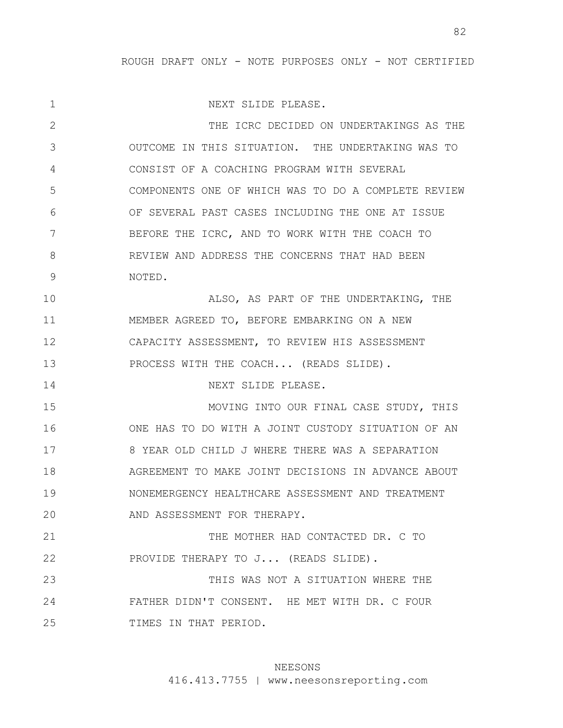ROUGH DRAFT ONLY - NOTE PURPOSES ONLY - NOT CERTIFIED

1 NEXT SLIDE PLEASE.

2 THE ICRC DECIDED ON UNDERTAKINGS AS THE
3 OUTCOME IN THIS SITUATION. THE UNDERTAKING WAS TO
4 CONSIST OF A COACHING PROGRAM WITH SEVERAL
5 COMPONENTS ONE OF WHICH WAS TO DO A COMPLETE REVIEW
6 OF SEVERAL PAST CASES INCLUDING THE ONE AT ISSUE
7 BEFORE THE ICRC, AND TO WORK WITH THE COACH TO
8 REVIEW AND ADDRESS THE CONCERNS THAT HAD BEEN
9 NOTED.

10 ALSO, AS PART OF THE UNDERTAKING, THE
11 MEMBER AGREED TO, BEFORE EMBARKING ON A NEW
12 CAPACITY ASSESSMENT, TO REVIEW HIS ASSESSMENT
13 PROCESS WITH THE COACH... (READS SLIDE).

14 NEXT SLIDE PLEASE.

15 MOVING INTO OUR FINAL CASE STUDY, THIS
16 ONE HAS TO DO WITH A JOINT CUSTODY SITUATION OF AN
17 8 YEAR OLD CHILD J WHERE THERE WAS A SEPARATION
18 AGREEMENT TO MAKE JOINT DECISIONS IN ADVANCE ABOUT
19 NONEMERGENCY HEALTHCARE ASSESSMENT AND TREATMENT
20 AND ASSESSMENT FOR THERAPY.

21 THE MOTHER HAD CONTACTED DR. C TO
22 PROVIDE THERAPY TO J... (READS SLIDE).

23 THIS WAS NOT A SITUATION WHERE THE
24 FATHER DIDN'T CONSENT. HE MET WITH DR. C FOUR
25 TIMES IN THAT PERIOD.

NEESONS
416.413.7755 | www.neesonsreporting.com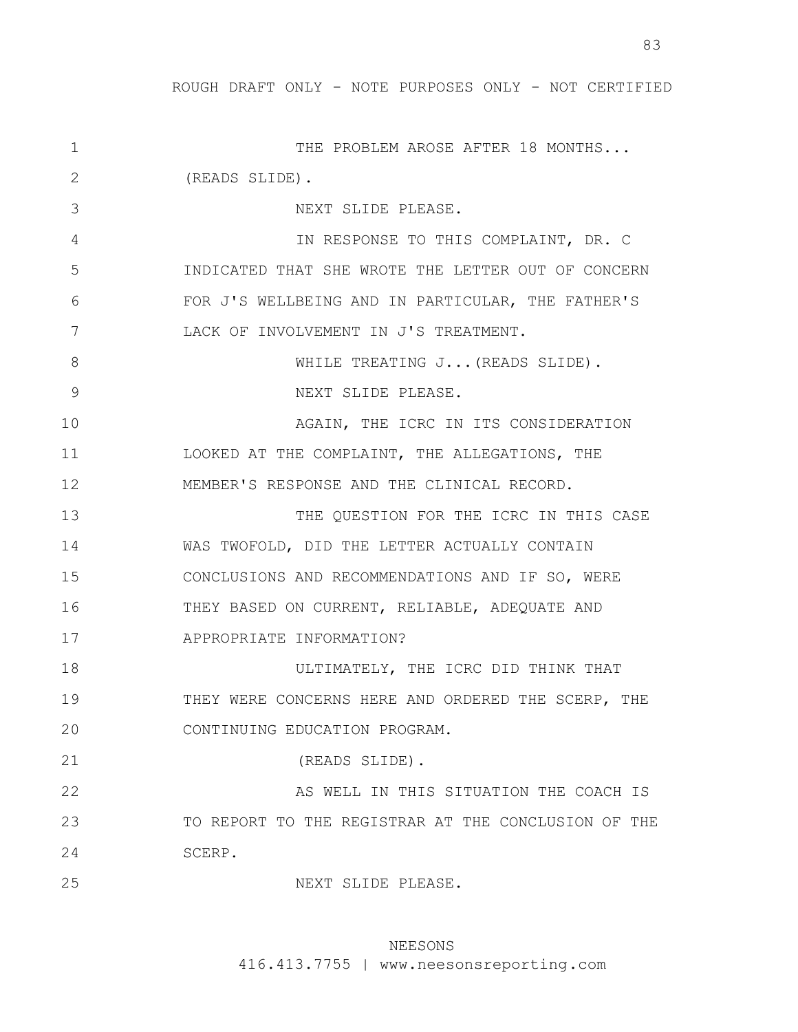THE PROBLEM AROSE AFTER 18 MONTHS... (READS SLIDE).

NEXT SLIDE PLEASE.

IN RESPONSE TO THIS COMPLAINT, DR. C INDICATED THAT SHE WROTE THE LETTER OUT OF CONCERN FOR J'S WELLBEING AND IN PARTICULAR, THE FATHER'S LACK OF INVOLVEMENT IN J'S TREATMENT.

WHILE TREATING J...(READS SLIDE).

NEXT SLIDE PLEASE.

AGAIN, THE ICRC IN ITS CONSIDERATION LOOKED AT THE COMPLAINT, THE ALLEGATIONS, THE MEMBER'S RESPONSE AND THE CLINICAL RECORD.

THE QUESTION FOR THE ICRC IN THIS CASE WAS TWOFOLD, DID THE LETTER ACTUALLY CONTAIN CONCLUSIONS AND RECOMMENDATIONS AND IF SO, WERE THEY BASED ON CURRENT, RELIABLE, ADEQUATE AND APPROPRIATE INFORMATION?

ULTIMATELY, THE ICRC DID THINK THAT THEY WERE CONCERNS HERE AND ORDERED THE SCERP, THE CONTINUING EDUCATION PROGRAM.

(READS SLIDE).

AS WELL IN THIS SITUATION THE COACH IS TO REPORT TO THE REGISTRAR AT THE CONCLUSION OF THE SCERP.

NEXT SLIDE PLEASE.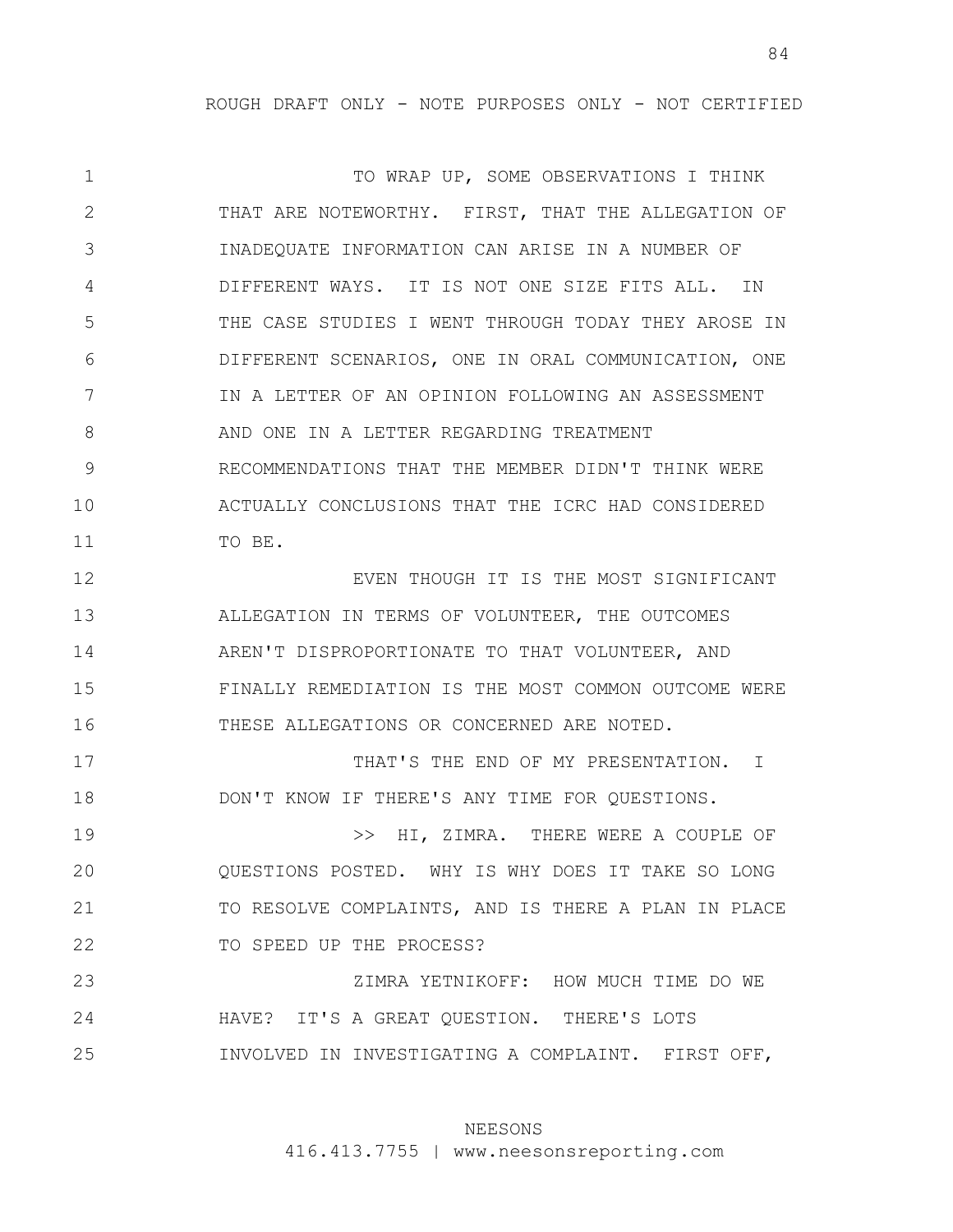TO WRAP UP, SOME OBSERVATIONS I THINK THAT ARE NOTEWORTHY. FIRST, THAT THE ALLEGATION OF INADEQUATE INFORMATION CAN ARISE IN A NUMBER OF DIFFERENT WAYS. IT IS NOT ONE SIZE FITS ALL. IN THE CASE STUDIES I WENT THROUGH TODAY THEY AROSE IN DIFFERENT SCENARIOS, ONE IN ORAL COMMUNICATION, ONE IN A LETTER OF AN OPINION FOLLOWING AN ASSESSMENT AND ONE IN A LETTER REGARDING TREATMENT RECOMMENDATIONS THAT THE MEMBER DIDN'T THINK WERE ACTUALLY CONCLUSIONS THAT THE ICRC HAD CONSIDERED TO BE.

EVEN THOUGH IT IS THE MOST SIGNIFICANT ALLEGATION IN TERMS OF VOLUNTEER, THE OUTCOMES AREN'T DISPROPORTIONATE TO THAT VOLUNTEER, AND FINALLY REMEDIATION IS THE MOST COMMON OUTCOME WERE THESE ALLEGATIONS OR CONCERNED ARE NOTED.

THAT'S THE END OF MY PRESENTATION. I DON'T KNOW IF THERE'S ANY TIME FOR QUESTIONS.

>> HI, ZIMRA. THERE WERE A COUPLE OF QUESTIONS POSTED. WHY IS WHY DOES IT TAKE SO LONG TO RESOLVE COMPLAINTS, AND IS THERE A PLAN IN PLACE TO SPEED UP THE PROCESS?

ZIMRA YETNIKOFF: HOW MUCH TIME DO WE HAVE? IT'S A GREAT QUESTION. THERE'S LOTS INVOLVED IN INVESTIGATING A COMPLAINT. FIRST OFF,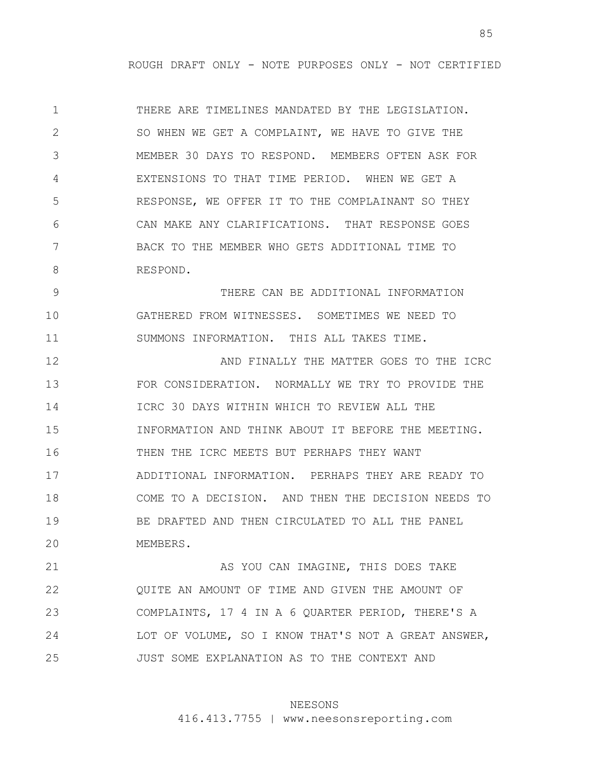THERE ARE TIMELINES MANDATED BY THE LEGISLATION. SO WHEN WE GET A COMPLAINT, WE HAVE TO GIVE THE MEMBER 30 DAYS TO RESPOND. MEMBERS OFTEN ASK FOR EXTENSIONS TO THAT TIME PERIOD. WHEN WE GET A RESPONSE, WE OFFER IT TO THE COMPLAINANT SO THEY CAN MAKE ANY CLARIFICATIONS. THAT RESPONSE GOES BACK TO THE MEMBER WHO GETS ADDITIONAL TIME TO RESPOND.

THERE CAN BE ADDITIONAL INFORMATION GATHERED FROM WITNESSES. SOMETIMES WE NEED TO SUMMONS INFORMATION. THIS ALL TAKES TIME.

AND FINALLY THE MATTER GOES TO THE ICRC FOR CONSIDERATION. NORMALLY WE TRY TO PROVIDE THE ICRC 30 DAYS WITHIN WHICH TO REVIEW ALL THE INFORMATION AND THINK ABOUT IT BEFORE THE MEETING. THEN THE ICRC MEETS BUT PERHAPS THEY WANT ADDITIONAL INFORMATION. PERHAPS THEY ARE READY TO COME TO A DECISION. AND THEN THE DECISION NEEDS TO BE DRAFTED AND THEN CIRCULATED TO ALL THE PANEL MEMBERS.

AS YOU CAN IMAGINE, THIS DOES TAKE QUITE AN AMOUNT OF TIME AND GIVEN THE AMOUNT OF COMPLAINTS, 17 4 IN A 6 QUARTER PERIOD, THERE'S A LOT OF VOLUME, SO I KNOW THAT'S NOT A GREAT ANSWER, JUST SOME EXPLANATION AS TO THE CONTEXT AND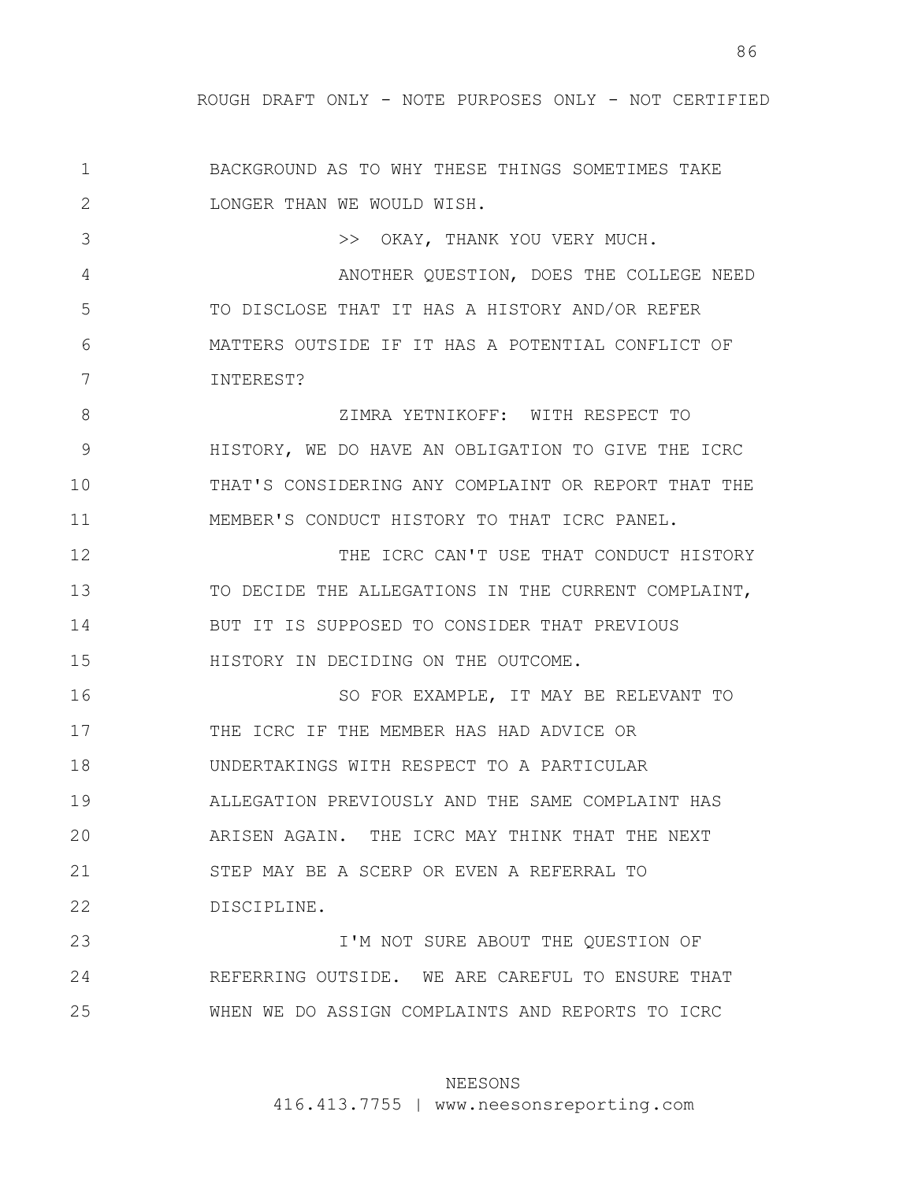BACKGROUND AS TO WHY THESE THINGS SOMETIMES TAKE LONGER THAN WE WOULD WISH.

>> OKAY, THANK YOU VERY MUCH.

ANOTHER QUESTION, DOES THE COLLEGE NEED TO DISCLOSE THAT IT HAS A HISTORY AND/OR REFER MATTERS OUTSIDE IF IT HAS A POTENTIAL CONFLICT OF INTEREST?

ZIMRA YETNIKOFF: WITH RESPECT TO HISTORY, WE DO HAVE AN OBLIGATION TO GIVE THE ICRC THAT'S CONSIDERING ANY COMPLAINT OR REPORT THAT THE MEMBER'S CONDUCT HISTORY TO THAT ICRC PANEL.

THE ICRC CAN'T USE THAT CONDUCT HISTORY TO DECIDE THE ALLEGATIONS IN THE CURRENT COMPLAINT, BUT IT IS SUPPOSED TO CONSIDER THAT PREVIOUS HISTORY IN DECIDING ON THE OUTCOME.

SO FOR EXAMPLE, IT MAY BE RELEVANT TO THE ICRC IF THE MEMBER HAS HAD ADVICE OR UNDERTAKINGS WITH RESPECT TO A PARTICULAR ALLEGATION PREVIOUSLY AND THE SAME COMPLAINT HAS ARISEN AGAIN. THE ICRC MAY THINK THAT THE NEXT STEP MAY BE A SCERP OR EVEN A REFERRAL TO DISCIPLINE.

I'M NOT SURE ABOUT THE QUESTION OF REFERRING OUTSIDE. WE ARE CAREFUL TO ENSURE THAT WHEN WE DO ASSIGN COMPLAINTS AND REPORTS TO ICRC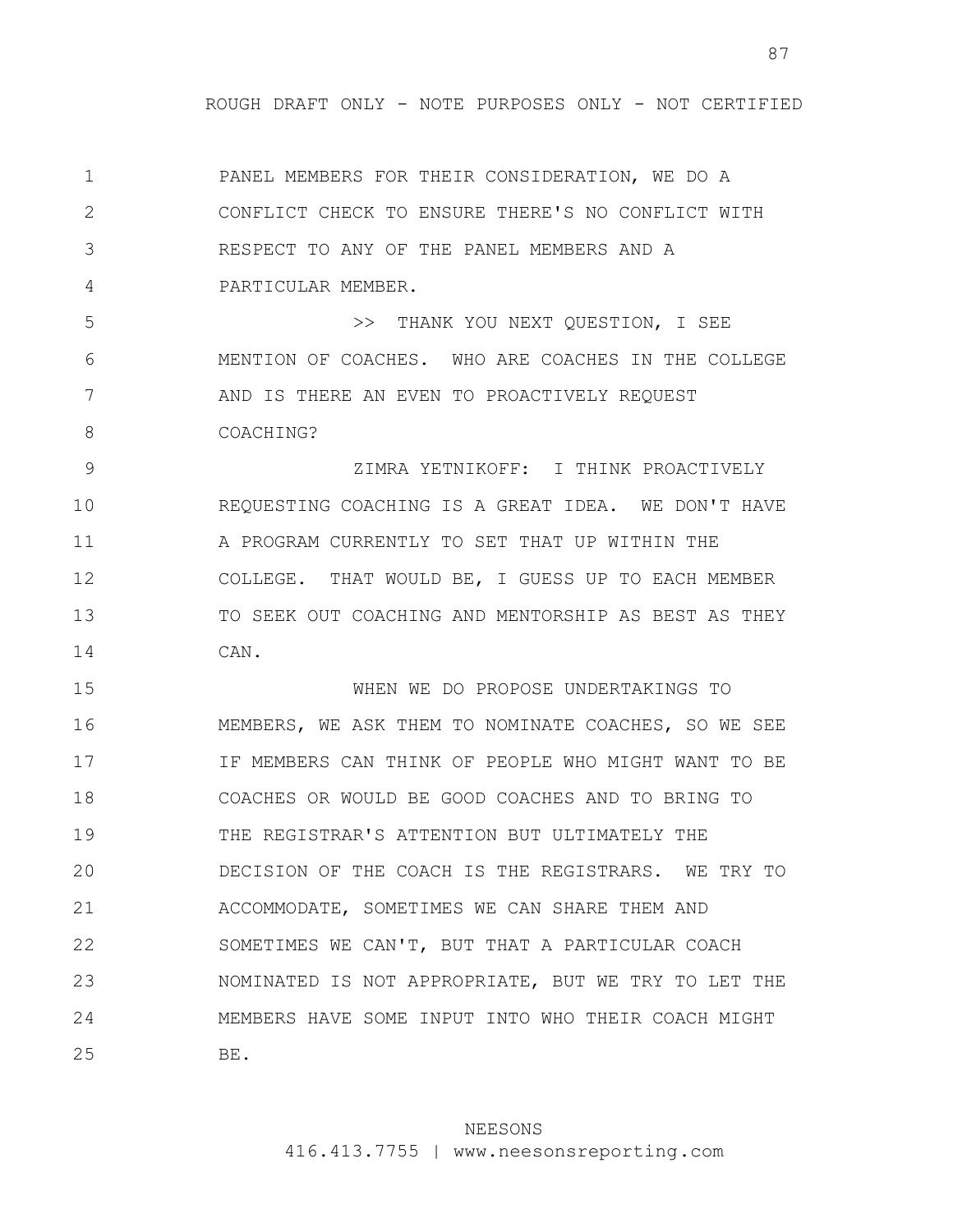PANEL MEMBERS FOR THEIR CONSIDERATION, WE DO A CONFLICT CHECK TO ENSURE THERE'S NO CONFLICT WITH RESPECT TO ANY OF THE PANEL MEMBERS AND A PARTICULAR MEMBER.

>> THANK YOU NEXT QUESTION, I SEE MENTION OF COACHES. WHO ARE COACHES IN THE COLLEGE AND IS THERE AN EVEN TO PROACTIVELY REQUEST COACHING?

ZIMRA YETNIKOFF: I THINK PROACTIVELY REQUESTING COACHING IS A GREAT IDEA. WE DON'T HAVE A PROGRAM CURRENTLY TO SET THAT UP WITHIN THE COLLEGE. THAT WOULD BE, I GUESS UP TO EACH MEMBER TO SEEK OUT COACHING AND MENTORSHIP AS BEST AS THEY CAN.

WHEN WE DO PROPOSE UNDERTAKINGS TO MEMBERS, WE ASK THEM TO NOMINATE COACHES, SO WE SEE IF MEMBERS CAN THINK OF PEOPLE WHO MIGHT WANT TO BE COACHES OR WOULD BE GOOD COACHES AND TO BRING TO THE REGISTRAR'S ATTENTION BUT ULTIMATELY THE DECISION OF THE COACH IS THE REGISTRARS. WE TRY TO ACCOMMODATE, SOMETIMES WE CAN SHARE THEM AND SOMETIMES WE CAN'T, BUT THAT A PARTICULAR COACH NOMINATED IS NOT APPROPRIATE, BUT WE TRY TO LET THE MEMBERS HAVE SOME INPUT INTO WHO THEIR COACH MIGHT BE.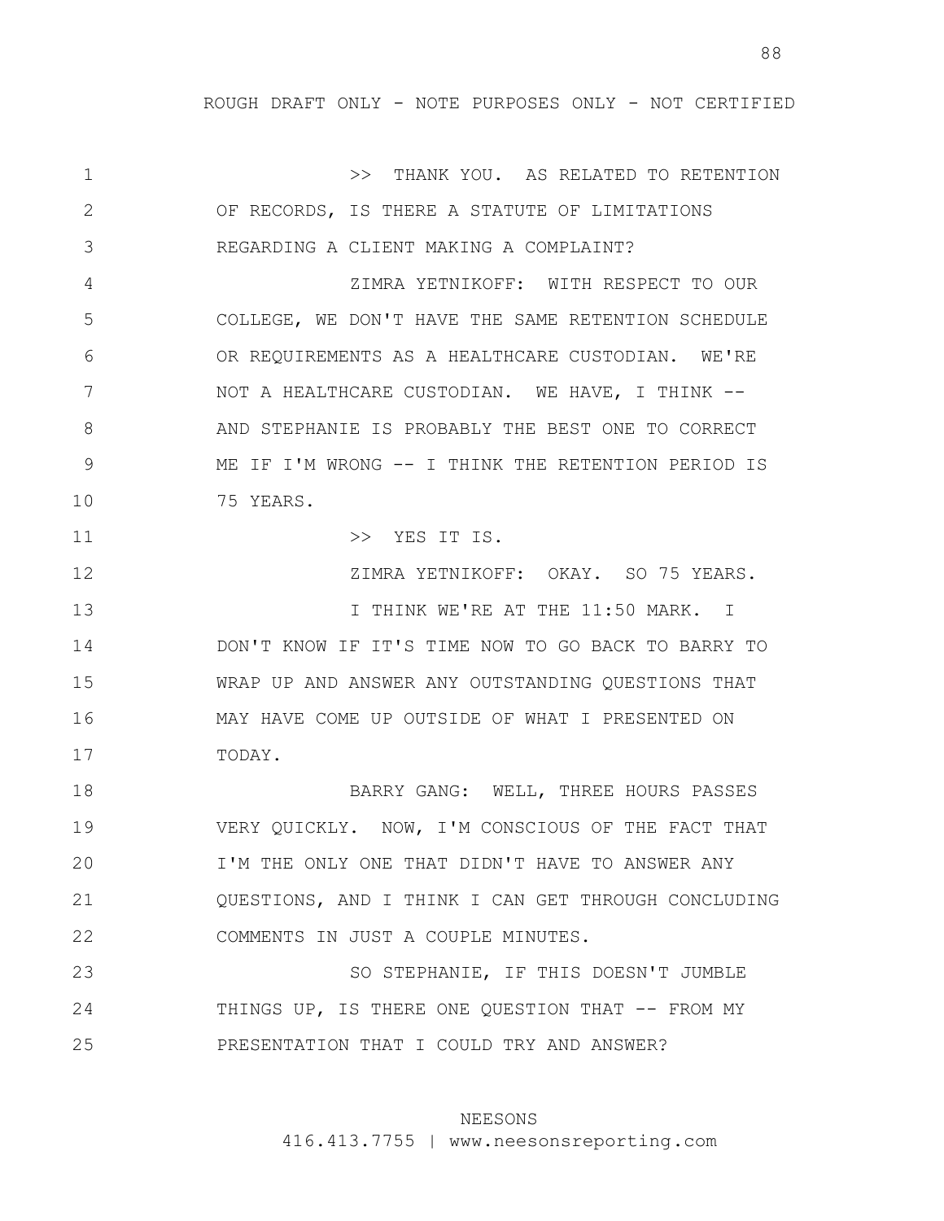>> THANK YOU. AS RELATED TO RETENTION OF RECORDS, IS THERE A STATUTE OF LIMITATIONS REGARDING A CLIENT MAKING A COMPLAINT?

ZIMRA YETNIKOFF: WITH RESPECT TO OUR COLLEGE, WE DON'T HAVE THE SAME RETENTION SCHEDULE OR REQUIREMENTS AS A HEALTHCARE CUSTODIAN. WE'RE NOT A HEALTHCARE CUSTODIAN. WE HAVE, I THINK -- AND STEPHANIE IS PROBABLY THE BEST ONE TO CORRECT ME IF I'M WRONG -- I THINK THE RETENTION PERIOD IS 75 YEARS.

>> YES IT IS.

ZIMRA YETNIKOFF: OKAY. SO 75 YEARS.

I THINK WE'RE AT THE 11:50 MARK. I DON'T KNOW IF IT'S TIME NOW TO GO BACK TO BARRY TO WRAP UP AND ANSWER ANY OUTSTANDING QUESTIONS THAT MAY HAVE COME UP OUTSIDE OF WHAT I PRESENTED ON TODAY.

BARRY GANG: WELL, THREE HOURS PASSES VERY QUICKLY. NOW, I'M CONSCIOUS OF THE FACT THAT I'M THE ONLY ONE THAT DIDN'T HAVE TO ANSWER ANY QUESTIONS, AND I THINK I CAN GET THROUGH CONCLUDING COMMENTS IN JUST A COUPLE MINUTES.

SO STEPHANIE, IF THIS DOESN'T JUMBLE THINGS UP, IS THERE ONE QUESTION THAT -- FROM MY PRESENTATION THAT I COULD TRY AND ANSWER?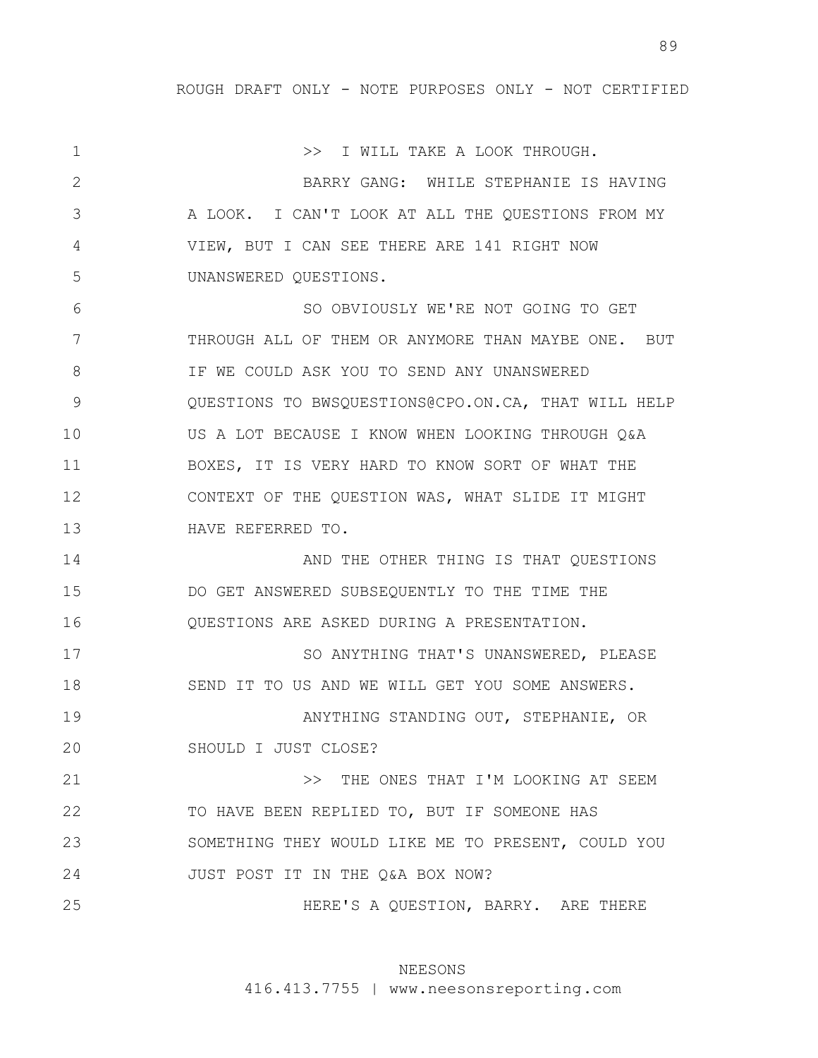ROUGH DRAFT ONLY - NOTE PURPOSES ONLY - NOT CERTIFIED

1 >> I WILL TAKE A LOOK THROUGH.
2 BARRY GANG: WHILE STEPHANIE IS HAVING
3 A LOOK. I CAN'T LOOK AT ALL THE QUESTIONS FROM MY
4 VIEW, BUT I CAN SEE THERE ARE 141 RIGHT NOW
5 UNANSWERED QUESTIONS.
6 SO OBVIOUSLY WE'RE NOT GOING TO GET
7 THROUGH ALL OF THEM OR ANYMORE THAN MAYBE ONE. BUT
8 IF WE COULD ASK YOU TO SEND ANY UNANSWERED
9 QUESTIONS TO BWSQUESTIONS@CPO.ON.CA, THAT WILL HELP
10 US A LOT BECAUSE I KNOW WHEN LOOKING THROUGH Q&A
11 BOXES, IT IS VERY HARD TO KNOW SORT OF WHAT THE
12 CONTEXT OF THE QUESTION WAS, WHAT SLIDE IT MIGHT
13 HAVE REFERRED TO.
14 AND THE OTHER THING IS THAT QUESTIONS
15 DO GET ANSWERED SUBSEQUENTLY TO THE TIME THE
16 QUESTIONS ARE ASKED DURING A PRESENTATION.
17 SO ANYTHING THAT'S UNANSWERED, PLEASE
18 SEND IT TO US AND WE WILL GET YOU SOME ANSWERS.
19 ANYTHING STANDING OUT, STEPHANIE, OR
20 SHOULD I JUST CLOSE?
21 >> THE ONES THAT I'M LOOKING AT SEEM
22 TO HAVE BEEN REPLIED TO, BUT IF SOMEONE HAS
23 SOMETHING THEY WOULD LIKE ME TO PRESENT, COULD YOU
24 JUST POST IT IN THE Q&A BOX NOW?
25 HERE'S A QUESTION, BARRY. ARE THERE

NEESONS
416.413.7755 | www.neesonsreporting.com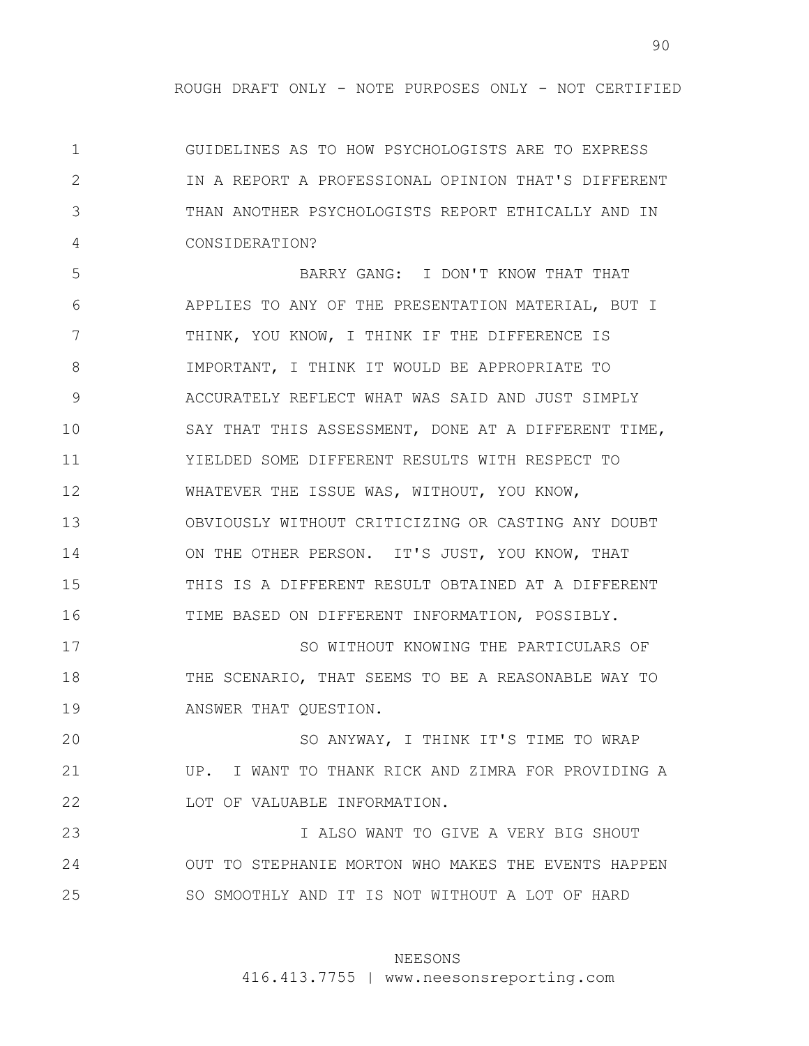GUIDELINES AS TO HOW PSYCHOLOGISTS ARE TO EXPRESS IN A REPORT A PROFESSIONAL OPINION THAT'S DIFFERENT THAN ANOTHER PSYCHOLOGISTS REPORT ETHICALLY AND IN CONSIDERATION?

BARRY GANG: I DON'T KNOW THAT THAT APPLIES TO ANY OF THE PRESENTATION MATERIAL, BUT I THINK, YOU KNOW, I THINK IF THE DIFFERENCE IS IMPORTANT, I THINK IT WOULD BE APPROPRIATE TO ACCURATELY REFLECT WHAT WAS SAID AND JUST SIMPLY SAY THAT THIS ASSESSMENT, DONE AT A DIFFERENT TIME, YIELDED SOME DIFFERENT RESULTS WITH RESPECT TO WHATEVER THE ISSUE WAS, WITHOUT, YOU KNOW, OBVIOUSLY WITHOUT CRITICIZING OR CASTING ANY DOUBT ON THE OTHER PERSON. IT'S JUST, YOU KNOW, THAT THIS IS A DIFFERENT RESULT OBTAINED AT A DIFFERENT TIME BASED ON DIFFERENT INFORMATION, POSSIBLY.

SO WITHOUT KNOWING THE PARTICULARS OF THE SCENARIO, THAT SEEMS TO BE A REASONABLE WAY TO ANSWER THAT QUESTION.

SO ANYWAY, I THINK IT'S TIME TO WRAP UP. I WANT TO THANK RICK AND ZIMRA FOR PROVIDING A LOT OF VALUABLE INFORMATION.

I ALSO WANT TO GIVE A VERY BIG SHOUT OUT TO STEPHANIE MORTON WHO MAKES THE EVENTS HAPPEN SO SMOOTHLY AND IT IS NOT WITHOUT A LOT OF HARD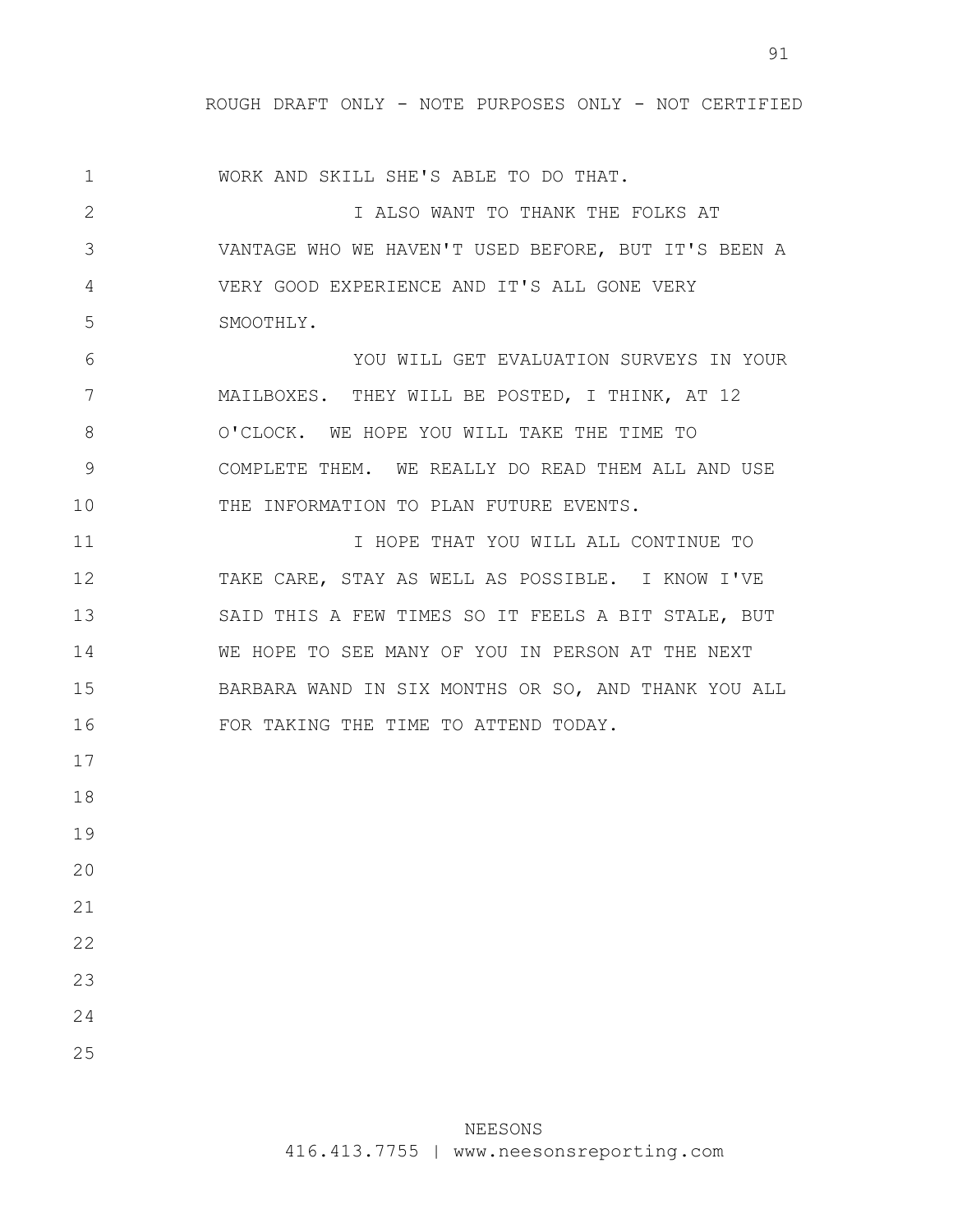WORK AND SKILL SHE'S ABLE TO DO THAT.

I ALSO WANT TO THANK THE FOLKS AT VANTAGE WHO WE HAVEN'T USED BEFORE, BUT IT'S BEEN A VERY GOOD EXPERIENCE AND IT'S ALL GONE VERY SMOOTHLY.

YOU WILL GET EVALUATION SURVEYS IN YOUR MAILBOXES. THEY WILL BE POSTED, I THINK, AT 12 O'CLOCK. WE HOPE YOU WILL TAKE THE TIME TO COMPLETE THEM. WE REALLY DO READ THEM ALL AND USE THE INFORMATION TO PLAN FUTURE EVENTS.

I HOPE THAT YOU WILL ALL CONTINUE TO TAKE CARE, STAY AS WELL AS POSSIBLE. I KNOW I'VE SAID THIS A FEW TIMES SO IT FEELS A BIT STALE, BUT WE HOPE TO SEE MANY OF YOU IN PERSON AT THE NEXT BARBARA WAND IN SIX MONTHS OR SO, AND THANK YOU ALL FOR TAKING THE TIME TO ATTEND TODAY.